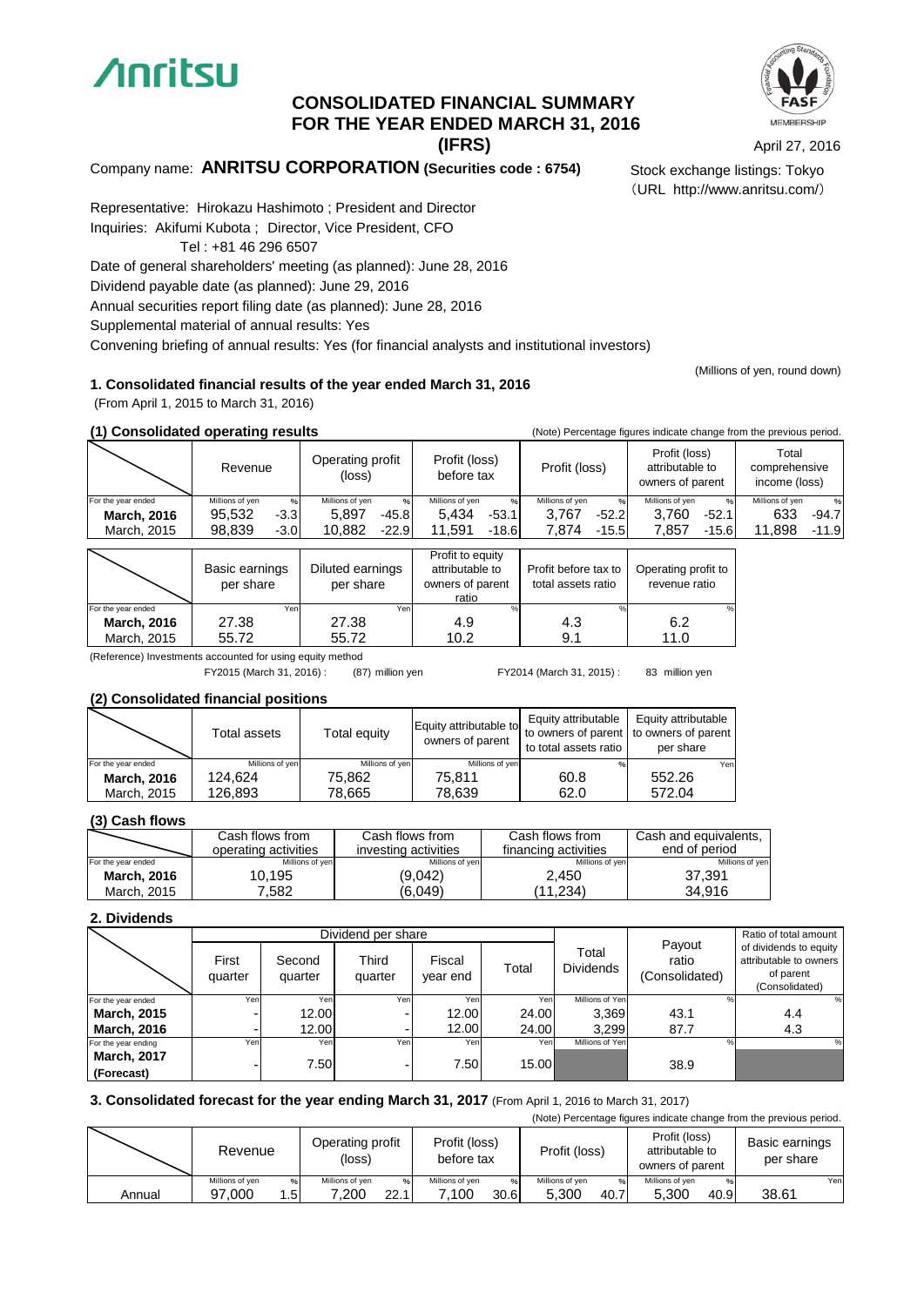Anritsu

# CONSOLIDATED FINANCIAL SUMMARY FOR THE YEAR ENDED MARCH 31, 2016 (IFRS)

April 27, 2016

Company name: **ANRITSU CORPORATION (Securities code : 6754)**

Stock exchange listings: Tokyo
（URL http://www.anritsu.com/）

Representative: Hirokazu Hashimoto ; President and Director
Inquiries: Akifumi Kubota ; Director, Vice President, CFO
Tel : +81 46 296 6507
Date of general shareholders' meeting (as planned): June 28, 2016
Dividend payable date (as planned): June 29, 2016
Annual securities report filing date (as planned): June 28, 2016
Supplemental material of annual results: Yes
Convening briefing of annual results: Yes (for financial analysts and institutional investors)

(Millions of yen, round down)

### 1. Consolidated financial results of the year ended March 31, 2016

(From April 1, 2015 to March 31, 2016)

#### (1) Consolidated operating results

(Note) Percentage figures indicate change from the previous period.

| | Revenue | | Operating profit (loss) | | Profit (loss) before tax | | Profit (loss) | | Profit (loss) attributable to owners of parent | | Total comprehensive income (loss) | |
|---|---|---|---|---|---|---|---|---|---|---|---|---|
| For the year ended | Millions of yen | % | Millions of yen | % | Millions of yen | % | Millions of yen | % | Millions of yen | % | Millions of yen | % |
| **March, 2016** | 95,532 | -3.3 | 5,897 | -45.8 | 5,434 | -53.1 | 3,767 | -52.2 | 3,760 | -52.1 | 633 | -94.7 |
| March, 2015 | 98,839 | -3.0 | 10,882 | -22.9 | 11,591 | -18.6 | 7,874 | -15.5 | 7,857 | -15.6 | 11,898 | -11.9 |

| | Basic earnings per share | Diluted earnings per share | Profit to equity attributable to owners of parent ratio | Profit before tax to total assets ratio | Operating profit to revenue ratio |
|---|---|---|---|---|---|
| For the year ended | Yen | Yen | % | % | % |
| **March, 2016** | 27.38 | 27.38 | 4.9 | 4.3 | 6.2 |
| March, 2015 | 55.72 | 55.72 | 10.2 | 9.1 | 11.0 |

(Reference) Investments accounted for using equity method
FY2015 (March 31, 2016) : (87) million yen　　FY2014 (March 31, 2015) : 83 million yen

#### (2) Consolidated financial positions

| | Total assets | Total equity | Equity attributable to owners of parent | Equity attributable to owners of parent to total assets ratio | Equity attributable to owners of parent per share |
|---|---|---|---|---|---|
| For the year ended | Millions of yen | Millions of yen | Millions of yen | % | Yen |
| **March, 2016** | 124,624 | 75,862 | 75,811 | 60.8 | 552.26 |
| March, 2015 | 126,893 | 78,665 | 78,639 | 62.0 | 572.04 |

#### (3) Cash flows

| | Cash flows from operating activities | Cash flows from investing activities | Cash flows from financing activities | Cash and equivalents, end of period |
|---|---|---|---|---|
| For the year ended | Millions of yen | Millions of yen | Millions of yen | Millions of yen |
| **March, 2016** | 10,195 | (9,042) | 2,450 | 37,391 |
| March, 2015 | 7,582 | (6,049) | (11,234) | 34,916 |

### 2. Dividends

| | Dividend per share | | | | | Total Dividends | Payout ratio (Consolidated) | Ratio of total amount of dividends to equity attributable to owners of parent (Consolidated) |
|---|---|---|---|---|---|---|---|---|
| | First quarter | Second quarter | Third quarter | Fiscal year end | Total | | | |
| For the year ended | Yen | Yen | Yen | Yen | Yen | Millions of Yen | % | % |
| **March, 2015** | - | 12.00 | - | 12.00 | 24.00 | 3,369 | 43.1 | 4.4 |
| **March, 2016** | - | 12.00 | - | 12.00 | 24.00 | 3,299 | 87.7 | 4.3 |
| For the year ending | Yen | Yen | Yen | Yen | Yen | Millions of Yen | % | % |
| **March, 2017 (Forecast)** | - | 7.50 | - | 7.50 | 15.00 | | 38.9 | |

### 3. Consolidated forecast for the year ending March 31, 2017 (From April 1, 2016 to March 31, 2017)

(Note) Percentage figures indicate change from the previous period.

| | Revenue | | Operating profit (loss) | | Profit (loss) before tax | | Profit (loss) | | Profit (loss) attributable to owners of parent | | Basic earnings per share |
|---|---|---|---|---|---|---|---|---|---|---|---|
| | Millions of yen | % | Millions of yen | % | Millions of yen | % | Millions of yen | % | Millions of yen | % | Yen |
| Annual | 97,000 | 1.5 | 7,200 | 22.1 | 7,100 | 30.6 | 5,300 | 40.7 | 5,300 | 40.9 | 38.61 |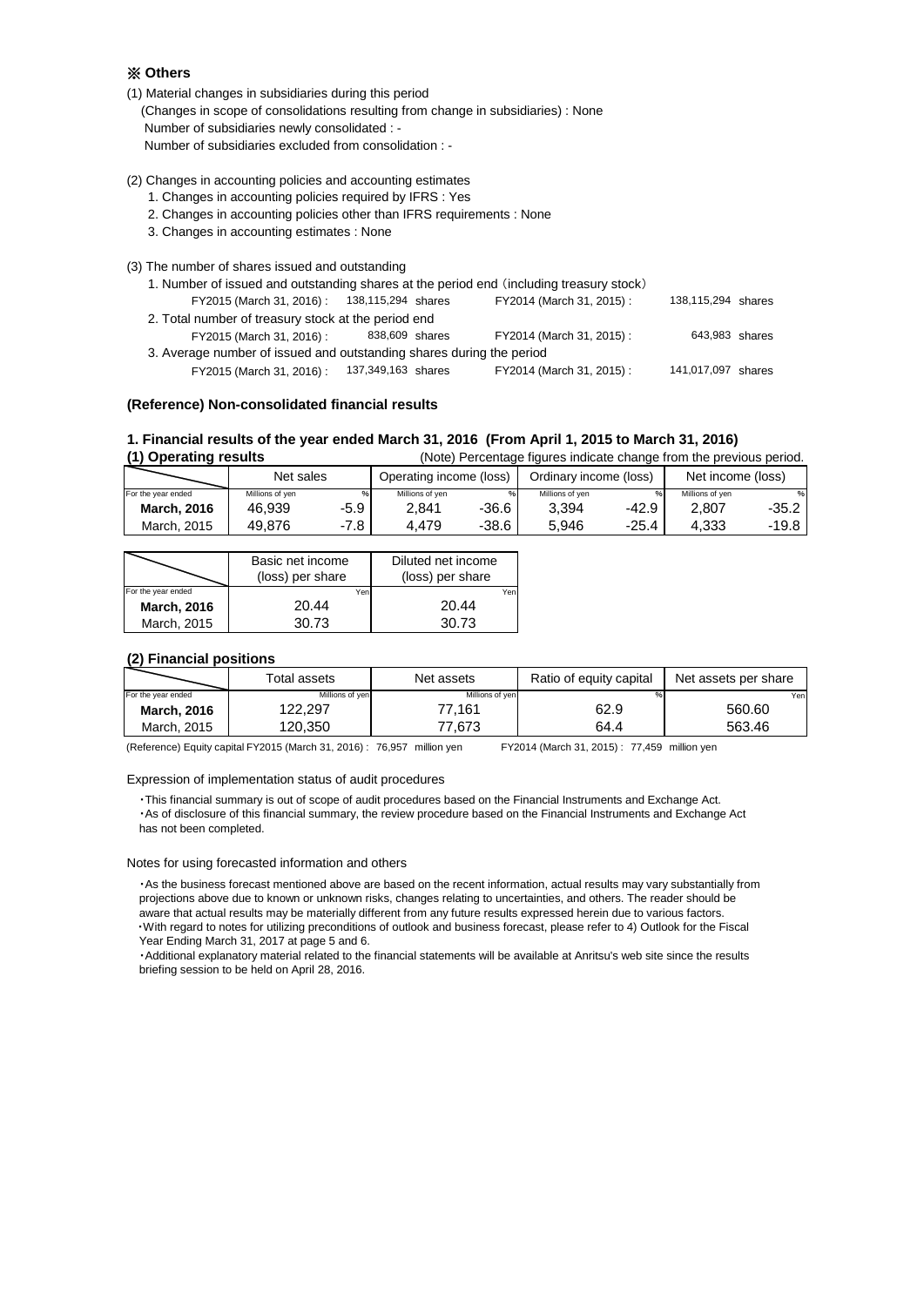## ※ Others

(1) Material changes in subsidiaries during this period

(Changes in scope of consolidations resulting from change in subsidiaries) : None

Number of subsidiaries newly consolidated : -

Number of subsidiaries excluded from consolidation : -

(2) Changes in accounting policies and accounting estimates

1. Changes in accounting policies required by IFRS : Yes
2. Changes in accounting policies other than IFRS requirements : None
3. Changes in accounting estimates : None

(3) The number of shares issued and outstanding

1. Number of issued and outstanding shares at the period end (including treasury stock)

| | | | |
|---|---|---|---|
| FY2015 (March 31, 2016) : | 138,115,294 shares | FY2014 (March 31, 2015) : | 138,115,294 shares |

2. Total number of treasury stock at the period end

| | | | |
|---|---|---|---|
| FY2015 (March 31, 2016) : | 838,609 shares | FY2014 (March 31, 2015) : | 643,983 shares |

3. Average number of issued and outstanding shares during the period

| | | | |
|---|---|---|---|
| FY2015 (March 31, 2016) : | 137,349,163 shares | FY2014 (March 31, 2015) : | 141,017,097 shares |

### (Reference) Non-consolidated financial results

### 1. Financial results of the year ended March 31, 2016 (From April 1, 2015 to March 31, 2016)

**(1) Operating results** (Note) Percentage figures indicate change from the previous period.

| | Net sales | | Operating income (loss) | | Ordinary income (loss) | | Net income (loss) | |
|---|---|---|---|---|---|---|---|---|
| For the year ended | Millions of yen | % | Millions of yen | % | Millions of yen | % | Millions of yen | % |
| **March, 2016** | 46,939 | -5.9 | 2,841 | -36.6 | 3,394 | -42.9 | 2,807 | -35.2 |
| March, 2015 | 49,876 | -7.8 | 4,479 | -38.6 | 5,946 | -25.4 | 4,333 | -19.8 |

| | Basic net income (loss) per share | Diluted net income (loss) per share |
|---|---|---|
| For the year ended | Yen | Yen |
| **March, 2016** | 20.44 | 20.44 |
| March, 2015 | 30.73 | 30.73 |

**(2) Financial positions**

| | Total assets | Net assets | Ratio of equity capital | Net assets per share |
|---|---|---|---|---|
| For the year ended | Millions of yen | Millions of yen | % | Yen |
| **March, 2016** | 122,297 | 77,161 | 62.9 | 560.60 |
| March, 2015 | 120,350 | 77,673 | 64.4 | 563.46 |

(Reference) Equity capital FY2015 (March 31, 2016) : 76,957 million yen FY2014 (March 31, 2015) : 77,459 million yen

Expression of implementation status of audit procedures

・This financial summary is out of scope of audit procedures based on the Financial Instruments and Exchange Act.
・As of disclosure of this financial summary, the review procedure based on the Financial Instruments and Exchange Act has not been completed.

Notes for using forecasted information and others

・As the business forecast mentioned above are based on the recent information, actual results may vary substantially from projections above due to known or unknown risks, changes relating to uncertainties, and others. The reader should be aware that actual results may be materially different from any future results expressed herein due to various factors.
・With regard to notes for utilizing preconditions of outlook and business forecast, please refer to 4) Outlook for the Fiscal Year Ending March 31, 2017 at page 5 and 6.
・Additional explanatory material related to the financial statements will be available at Anritsu's web site since the results briefing session to be held on April 28, 2016.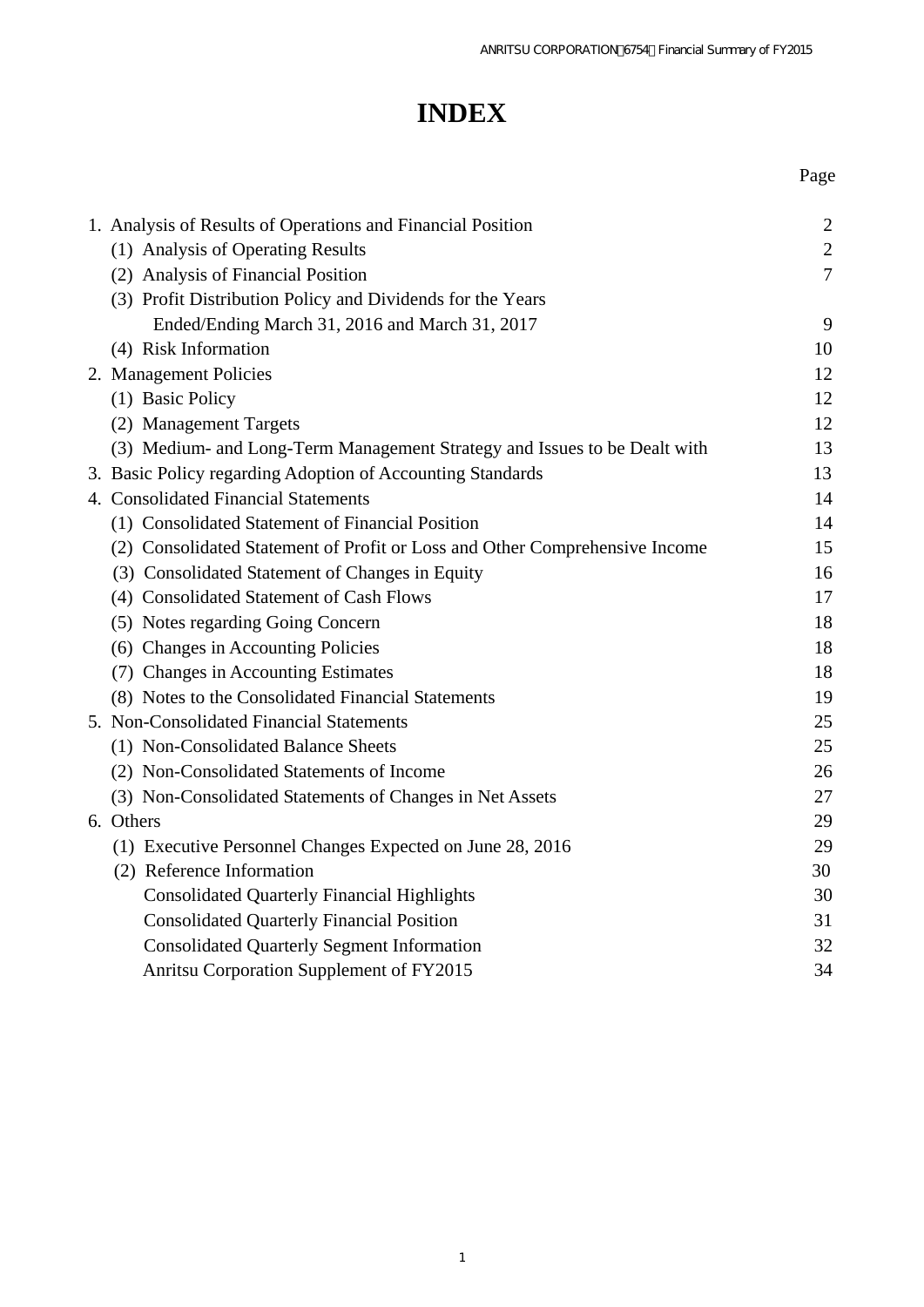# INDEX

| | Page |
|---|---|
| 1. Analysis of Results of Operations and Financial Position | 2 |
| (1) Analysis of Operating Results | 2 |
| (2) Analysis of Financial Position | 7 |
| (3) Profit Distribution Policy and Dividends for the Years Ended/Ending March 31, 2016 and March 31, 2017 | 9 |
| (4) Risk Information | 10 |
| 2. Management Policies | 12 |
| (1) Basic Policy | 12 |
| (2) Management Targets | 12 |
| (3) Medium- and Long-Term Management Strategy and Issues to be Dealt with | 13 |
| 3. Basic Policy regarding Adoption of Accounting Standards | 13 |
| 4. Consolidated Financial Statements | 14 |
| (1) Consolidated Statement of Financial Position | 14 |
| (2) Consolidated Statement of Profit or Loss and Other Comprehensive Income | 15 |
| (3) Consolidated Statement of Changes in Equity | 16 |
| (4) Consolidated Statement of Cash Flows | 17 |
| (5) Notes regarding Going Concern | 18 |
| (6) Changes in Accounting Policies | 18 |
| (7) Changes in Accounting Estimates | 18 |
| (8) Notes to the Consolidated Financial Statements | 19 |
| 5. Non-Consolidated Financial Statements | 25 |
| (1) Non-Consolidated Balance Sheets | 25 |
| (2) Non-Consolidated Statements of Income | 26 |
| (3) Non-Consolidated Statements of Changes in Net Assets | 27 |
| 6. Others | 29 |
| (1) Executive Personnel Changes Expected on June 28, 2016 | 29 |
| (2) Reference Information | 30 |
| Consolidated Quarterly Financial Highlights | 30 |
| Consolidated Quarterly Financial Position | 31 |
| Consolidated Quarterly Segment Information | 32 |
| Anritsu Corporation Supplement of FY2015 | 34 |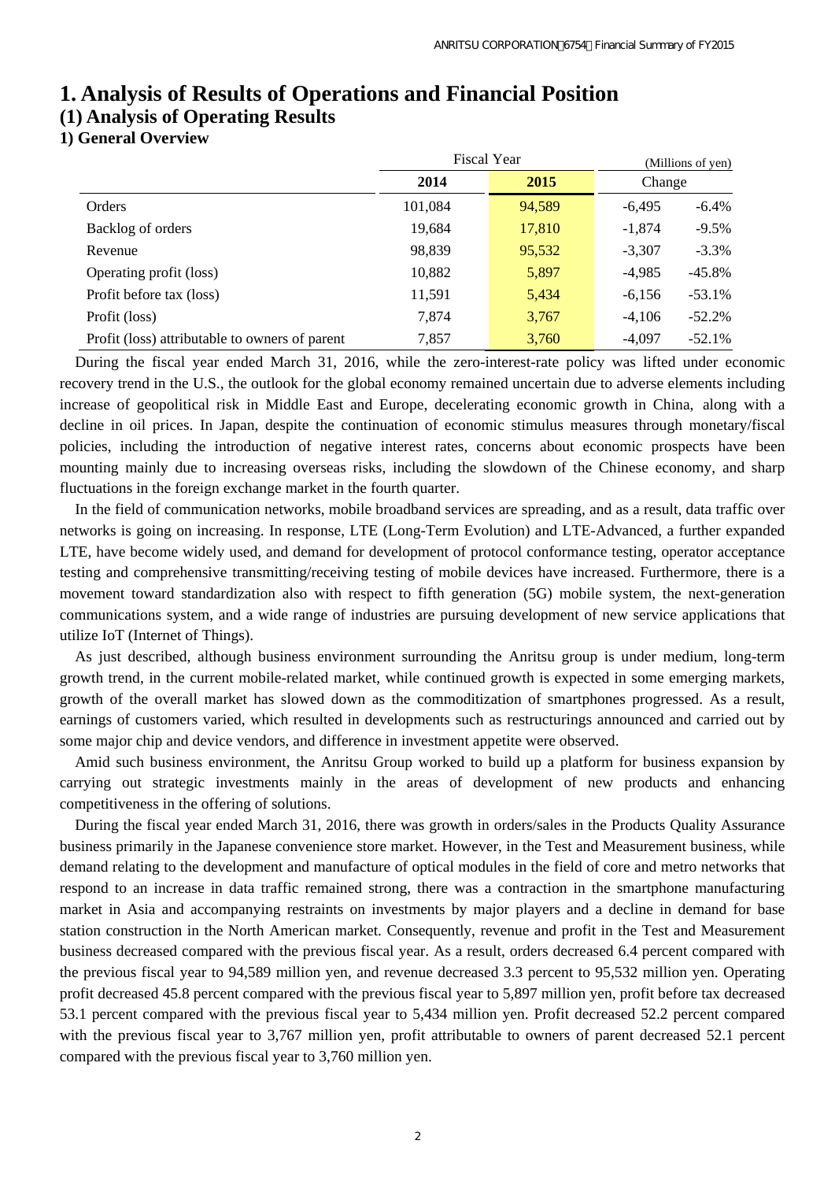# 1. Analysis of Results of Operations and Financial Position

## (1) Analysis of Operating Results

### 1) General Overview

| | Fiscal Year | | (Millions of yen) | |
|---|---|---|---|---|
| | 2014 | 2015 | Change | |
| Orders | 101,084 | 94,589 | -6,495 | -6.4% |
| Backlog of orders | 19,684 | 17,810 | -1,874 | -9.5% |
| Revenue | 98,839 | 95,532 | -3,307 | -3.3% |
| Operating profit (loss) | 10,882 | 5,897 | -4,985 | -45.8% |
| Profit before tax (loss) | 11,591 | 5,434 | -6,156 | -53.1% |
| Profit (loss) | 7,874 | 3,767 | -4,106 | -52.2% |
| Profit (loss) attributable to owners of parent | 7,857 | 3,760 | -4,097 | -52.1% |

During the fiscal year ended March 31, 2016, while the zero-interest-rate policy was lifted under economic recovery trend in the U.S., the outlook for the global economy remained uncertain due to adverse elements including increase of geopolitical risk in Middle East and Europe, decelerating economic growth in China, along with a decline in oil prices. In Japan, despite the continuation of economic stimulus measures through monetary/fiscal policies, including the introduction of negative interest rates, concerns about economic prospects have been mounting mainly due to increasing overseas risks, including the slowdown of the Chinese economy, and sharp fluctuations in the foreign exchange market in the fourth quarter.

In the field of communication networks, mobile broadband services are spreading, and as a result, data traffic over networks is going on increasing. In response, LTE (Long-Term Evolution) and LTE-Advanced, a further expanded LTE, have become widely used, and demand for development of protocol conformance testing, operator acceptance testing and comprehensive transmitting/receiving testing of mobile devices have increased. Furthermore, there is a movement toward standardization also with respect to fifth generation (5G) mobile system, the next-generation communications system, and a wide range of industries are pursuing development of new service applications that utilize IoT (Internet of Things).

As just described, although business environment surrounding the Anritsu group is under medium, long-term growth trend, in the current mobile-related market, while continued growth is expected in some emerging markets, growth of the overall market has slowed down as the commoditization of smartphones progressed. As a result, earnings of customers varied, which resulted in developments such as restructurings announced and carried out by some major chip and device vendors, and difference in investment appetite were observed.

Amid such business environment, the Anritsu Group worked to build up a platform for business expansion by carrying out strategic investments mainly in the areas of development of new products and enhancing competitiveness in the offering of solutions.

During the fiscal year ended March 31, 2016, there was growth in orders/sales in the Products Quality Assurance business primarily in the Japanese convenience store market. However, in the Test and Measurement business, while demand relating to the development and manufacture of optical modules in the field of core and metro networks that respond to an increase in data traffic remained strong, there was a contraction in the smartphone manufacturing market in Asia and accompanying restraints on investments by major players and a decline in demand for base station construction in the North American market. Consequently, revenue and profit in the Test and Measurement business decreased compared with the previous fiscal year. As a result, orders decreased 6.4 percent compared with the previous fiscal year to 94,589 million yen, and revenue decreased 3.3 percent to 95,532 million yen. Operating profit decreased 45.8 percent compared with the previous fiscal year to 5,897 million yen, profit before tax decreased 53.1 percent compared with the previous fiscal year to 5,434 million yen. Profit decreased 52.2 percent compared with the previous fiscal year to 3,767 million yen, profit attributable to owners of parent decreased 52.1 percent compared with the previous fiscal year to 3,760 million yen.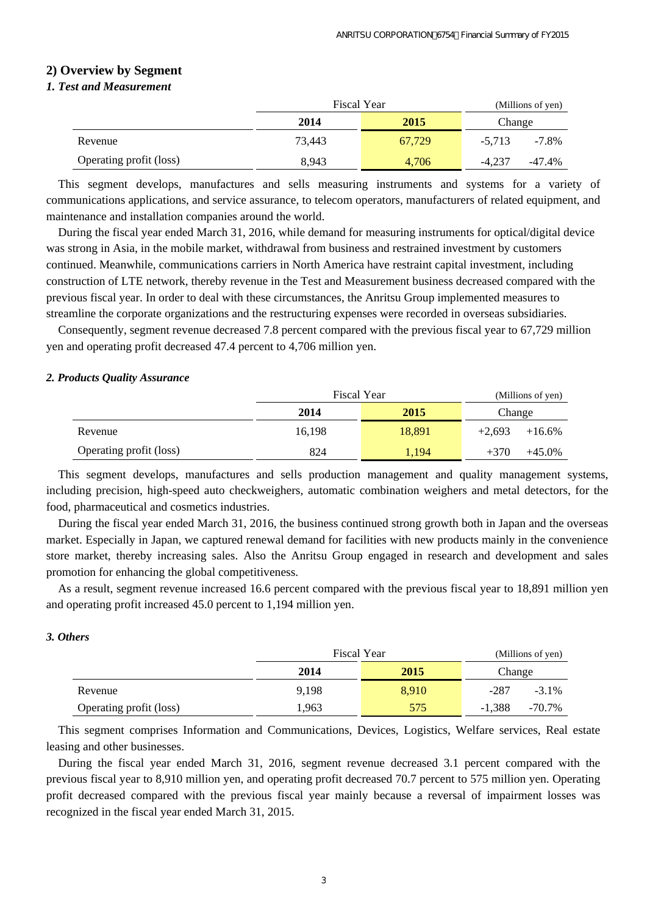## 2) Overview by Segment

### *1. Test and Measurement*

| | Fiscal Year | | (Millions of yen) | |
|---|---|---|---|---|
| | **2014** | **2015** | Change | |
| Revenue | 73,443 | 67,729 | -5,713 | -7.8% |
| Operating profit (loss) | 8,943 | 4,706 | -4,237 | -47.4% |

This segment develops, manufactures and sells measuring instruments and systems for a variety of communications applications, and service assurance, to telecom operators, manufacturers of related equipment, and maintenance and installation companies around the world.

During the fiscal year ended March 31, 2016, while demand for measuring instruments for optical/digital device was strong in Asia, in the mobile market, withdrawal from business and restrained investment by customers continued. Meanwhile, communications carriers in North America have restraint capital investment, including construction of LTE network, thereby revenue in the Test and Measurement business decreased compared with the previous fiscal year. In order to deal with these circumstances, the Anritsu Group implemented measures to streamline the corporate organizations and the restructuring expenses were recorded in overseas subsidiaries.

Consequently, segment revenue decreased 7.8 percent compared with the previous fiscal year to 67,729 million yen and operating profit decreased 47.4 percent to 4,706 million yen.

### *2. Products Quality Assurance*

| | Fiscal Year | | (Millions of yen) | |
|---|---|---|---|---|
| | **2014** | **2015** | Change | |
| Revenue | 16,198 | 18,891 | +2,693 | +16.6% |
| Operating profit (loss) | 824 | 1,194 | +370 | +45.0% |

This segment develops, manufactures and sells production management and quality management systems, including precision, high-speed auto checkweighers, automatic combination weighers and metal detectors, for the food, pharmaceutical and cosmetics industries.

During the fiscal year ended March 31, 2016, the business continued strong growth both in Japan and the overseas market. Especially in Japan, we captured renewal demand for facilities with new products mainly in the convenience store market, thereby increasing sales. Also the Anritsu Group engaged in research and development and sales promotion for enhancing the global competitiveness.

As a result, segment revenue increased 16.6 percent compared with the previous fiscal year to 18,891 million yen and operating profit increased 45.0 percent to 1,194 million yen.

### *3. Others*

| | Fiscal Year | | (Millions of yen) | |
|---|---|---|---|---|
| | **2014** | **2015** | Change | |
| Revenue | 9,198 | 8,910 | -287 | -3.1% |
| Operating profit (loss) | 1,963 | 575 | -1,388 | -70.7% |

This segment comprises Information and Communications, Devices, Logistics, Welfare services, Real estate leasing and other businesses.

During the fiscal year ended March 31, 2016, segment revenue decreased 3.1 percent compared with the previous fiscal year to 8,910 million yen, and operating profit decreased 70.7 percent to 575 million yen. Operating profit decreased compared with the previous fiscal year mainly because a reversal of impairment losses was recognized in the fiscal year ended March 31, 2015.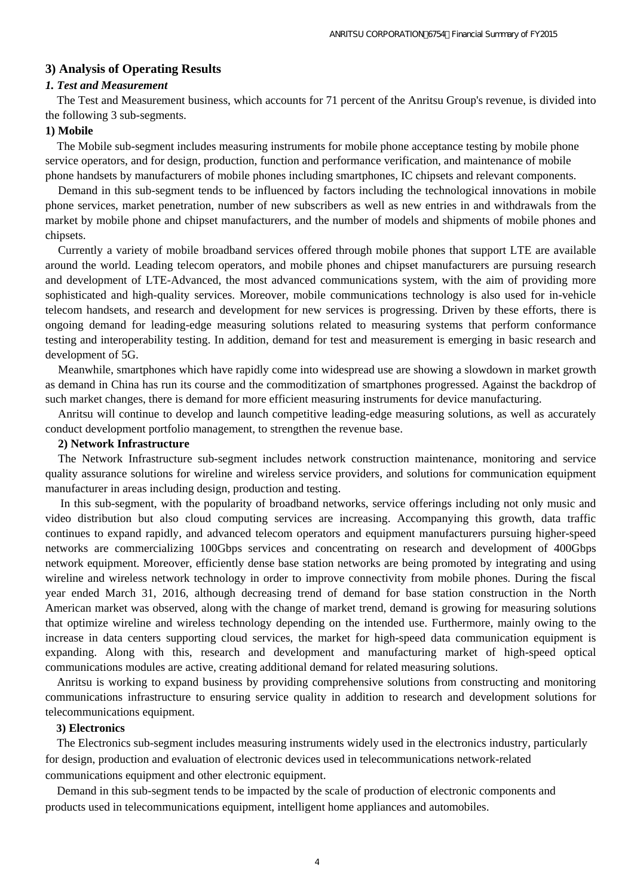### 3) Analysis of Operating Results

#### *1. Test and Measurement*

The Test and Measurement business, which accounts for 71 percent of the Anritsu Group's revenue, is divided into the following 3 sub-segments.

**1) Mobile**

The Mobile sub-segment includes measuring instruments for mobile phone acceptance testing by mobile phone service operators, and for design, production, function and performance verification, and maintenance of mobile phone handsets by manufacturers of mobile phones including smartphones, IC chipsets and relevant components.

Demand in this sub-segment tends to be influenced by factors including the technological innovations in mobile phone services, market penetration, number of new subscribers as well as new entries in and withdrawals from the market by mobile phone and chipset manufacturers, and the number of models and shipments of mobile phones and chipsets.

Currently a variety of mobile broadband services offered through mobile phones that support LTE are available around the world. Leading telecom operators, and mobile phones and chipset manufacturers are pursuing research and development of LTE-Advanced, the most advanced communications system, with the aim of providing more sophisticated and high-quality services. Moreover, mobile communications technology is also used for in-vehicle telecom handsets, and research and development for new services is progressing. Driven by these efforts, there is ongoing demand for leading-edge measuring solutions related to measuring systems that perform conformance testing and interoperability testing. In addition, demand for test and measurement is emerging in basic research and development of 5G.

Meanwhile, smartphones which have rapidly come into widespread use are showing a slowdown in market growth as demand in China has run its course and the commoditization of smartphones progressed. Against the backdrop of such market changes, there is demand for more efficient measuring instruments for device manufacturing.

Anritsu will continue to develop and launch competitive leading-edge measuring solutions, as well as accurately conduct development portfolio management, to strengthen the revenue base.

**2) Network Infrastructure**

The Network Infrastructure sub-segment includes network construction maintenance, monitoring and service quality assurance solutions for wireline and wireless service providers, and solutions for communication equipment manufacturer in areas including design, production and testing.

In this sub-segment, with the popularity of broadband networks, service offerings including not only music and video distribution but also cloud computing services are increasing. Accompanying this growth, data traffic continues to expand rapidly, and advanced telecom operators and equipment manufacturers pursuing higher-speed networks are commercializing 100Gbps services and concentrating on research and development of 400Gbps network equipment. Moreover, efficiently dense base station networks are being promoted by integrating and using wireline and wireless network technology in order to improve connectivity from mobile phones. During the fiscal year ended March 31, 2016, although decreasing trend of demand for base station construction in the North American market was observed, along with the change of market trend, demand is growing for measuring solutions that optimize wireline and wireless technology depending on the intended use. Furthermore, mainly owing to the increase in data centers supporting cloud services, the market for high-speed data communication equipment is expanding. Along with this, research and development and manufacturing market of high-speed optical communications modules are active, creating additional demand for related measuring solutions.

Anritsu is working to expand business by providing comprehensive solutions from constructing and monitoring communications infrastructure to ensuring service quality in addition to research and development solutions for telecommunications equipment.

**3) Electronics**

The Electronics sub-segment includes measuring instruments widely used in the electronics industry, particularly for design, production and evaluation of electronic devices used in telecommunications network-related communications equipment and other electronic equipment.

Demand in this sub-segment tends to be impacted by the scale of production of electronic components and products used in telecommunications equipment, intelligent home appliances and automobiles.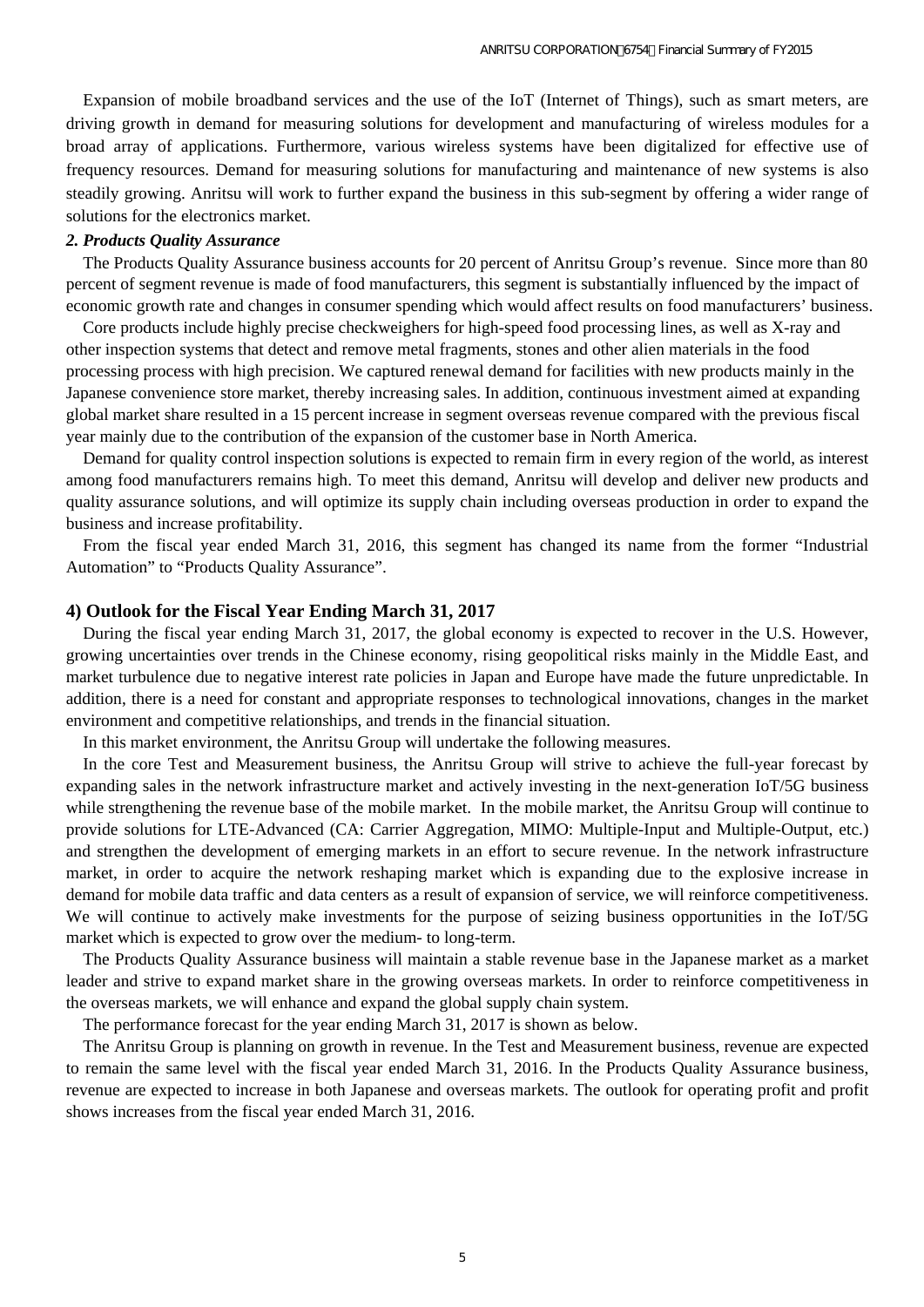Expansion of mobile broadband services and the use of the IoT (Internet of Things), such as smart meters, are driving growth in demand for measuring solutions for development and manufacturing of wireless modules for a broad array of applications. Furthermore, various wireless systems have been digitalized for effective use of frequency resources. Demand for measuring solutions for manufacturing and maintenance of new systems is also steadily growing. Anritsu will work to further expand the business in this sub-segment by offering a wider range of solutions for the electronics market.

***2. Products Quality Assurance***

The Products Quality Assurance business accounts for 20 percent of Anritsu Group's revenue. Since more than 80 percent of segment revenue is made of food manufacturers, this segment is substantially influenced by the impact of economic growth rate and changes in consumer spending which would affect results on food manufacturers' business.

Core products include highly precise checkweighers for high-speed food processing lines, as well as X-ray and other inspection systems that detect and remove metal fragments, stones and other alien materials in the food processing process with high precision. We captured renewal demand for facilities with new products mainly in the Japanese convenience store market, thereby increasing sales. In addition, continuous investment aimed at expanding global market share resulted in a 15 percent increase in segment overseas revenue compared with the previous fiscal year mainly due to the contribution of the expansion of the customer base in North America.

Demand for quality control inspection solutions is expected to remain firm in every region of the world, as interest among food manufacturers remains high. To meet this demand, Anritsu will develop and deliver new products and quality assurance solutions, and will optimize its supply chain including overseas production in order to expand the business and increase profitability.

From the fiscal year ended March 31, 2016, this segment has changed its name from the former "Industrial Automation" to "Products Quality Assurance".

### 4) Outlook for the Fiscal Year Ending March 31, 2017

During the fiscal year ending March 31, 2017, the global economy is expected to recover in the U.S. However, growing uncertainties over trends in the Chinese economy, rising geopolitical risks mainly in the Middle East, and market turbulence due to negative interest rate policies in Japan and Europe have made the future unpredictable. In addition, there is a need for constant and appropriate responses to technological innovations, changes in the market environment and competitive relationships, and trends in the financial situation.

In this market environment, the Anritsu Group will undertake the following measures.

In the core Test and Measurement business, the Anritsu Group will strive to achieve the full-year forecast by expanding sales in the network infrastructure market and actively investing in the next-generation IoT/5G business while strengthening the revenue base of the mobile market. In the mobile market, the Anritsu Group will continue to provide solutions for LTE-Advanced (CA: Carrier Aggregation, MIMO: Multiple-Input and Multiple-Output, etc.) and strengthen the development of emerging markets in an effort to secure revenue. In the network infrastructure market, in order to acquire the network reshaping market which is expanding due to the explosive increase in demand for mobile data traffic and data centers as a result of expansion of service, we will reinforce competitiveness. We will continue to actively make investments for the purpose of seizing business opportunities in the IoT/5G market which is expected to grow over the medium- to long-term.

The Products Quality Assurance business will maintain a stable revenue base in the Japanese market as a market leader and strive to expand market share in the growing overseas markets. In order to reinforce competitiveness in the overseas markets, we will enhance and expand the global supply chain system.

The performance forecast for the year ending March 31, 2017 is shown as below.

The Anritsu Group is planning on growth in revenue. In the Test and Measurement business, revenue are expected to remain the same level with the fiscal year ended March 31, 2016. In the Products Quality Assurance business, revenue are expected to increase in both Japanese and overseas markets. The outlook for operating profit and profit shows increases from the fiscal year ended March 31, 2016.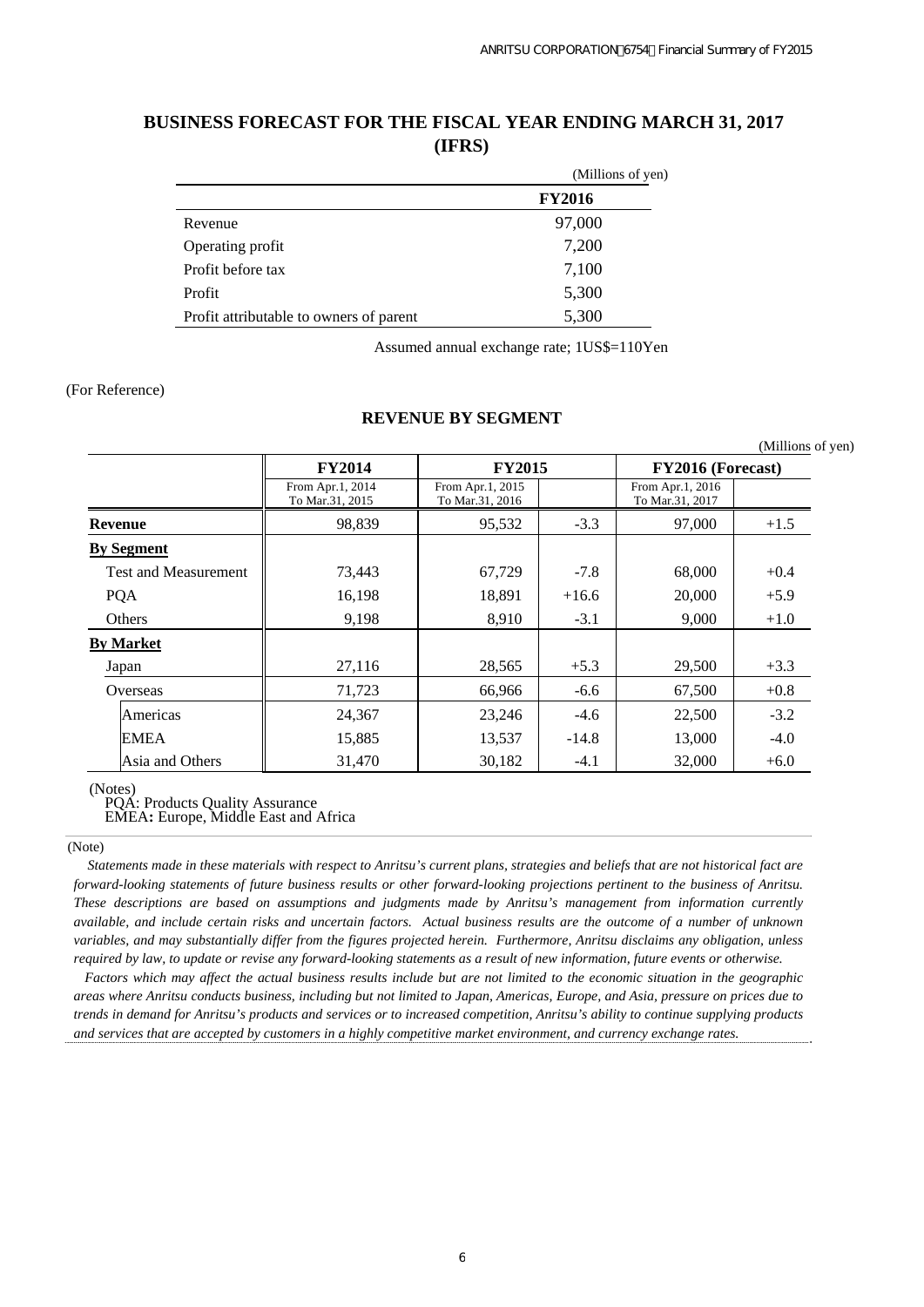# BUSINESS FORECAST FOR THE FISCAL YEAR ENDING MARCH 31, 2017 (IFRS)

(Millions of yen)

| | FY2016 |
|---|---|
| Revenue | 97,000 |
| Operating profit | 7,200 |
| Profit before tax | 7,100 |
| Profit | 5,300 |
| Profit attributable to owners of parent | 5,300 |

Assumed annual exchange rate; 1US$=110Yen

(For Reference)

## REVENUE BY SEGMENT

(Millions of yen)

| | FY2014 | FY2015 | | FY2016 (Forecast) | |
|---|---|---|---|---|---|
| | From Apr.1, 2014 To Mar.31, 2015 | From Apr.1, 2015 To Mar.31, 2016 | | From Apr.1, 2016 To Mar.31, 2017 | |
| **Revenue** | 98,839 | 95,532 | -3.3 | 97,000 | +1.5 |
| **By Segment** | | | | | |
| Test and Measurement | 73,443 | 67,729 | -7.8 | 68,000 | +0.4 |
| PQA | 16,198 | 18,891 | +16.6 | 20,000 | +5.9 |
| Others | 9,198 | 8,910 | -3.1 | 9,000 | +1.0 |
| **By Market** | | | | | |
| Japan | 27,116 | 28,565 | +5.3 | 29,500 | +3.3 |
| Overseas | 71,723 | 66,966 | -6.6 | 67,500 | +0.8 |
| Americas | 24,367 | 23,246 | -4.6 | 22,500 | -3.2 |
| EMEA | 15,885 | 13,537 | -14.8 | 13,000 | -4.0 |
| Asia and Others | 31,470 | 30,182 | -4.1 | 32,000 | +6.0 |

(Notes)
PQA: Products Quality Assurance
**EMEA:** Europe, Middle East and Africa

(Note)

*Statements made in these materials with respect to Anritsu's current plans, strategies and beliefs that are not historical fact are forward-looking statements of future business results or other forward-looking projections pertinent to the business of Anritsu. These descriptions are based on assumptions and judgments made by Anritsu's management from information currently available, and include certain risks and uncertain factors. Actual business results are the outcome of a number of unknown variables, and may substantially differ from the figures projected herein. Furthermore, Anritsu disclaims any obligation, unless required by law, to update or revise any forward-looking statements as a result of new information, future events or otherwise.*

*Factors which may affect the actual business results include but are not limited to the economic situation in the geographic areas where Anritsu conducts business, including but not limited to Japan, Americas, Europe, and Asia, pressure on prices due to trends in demand for Anritsu's products and services or to increased competition, Anritsu's ability to continue supplying products and services that are accepted by customers in a highly competitive market environment, and currency exchange rates.*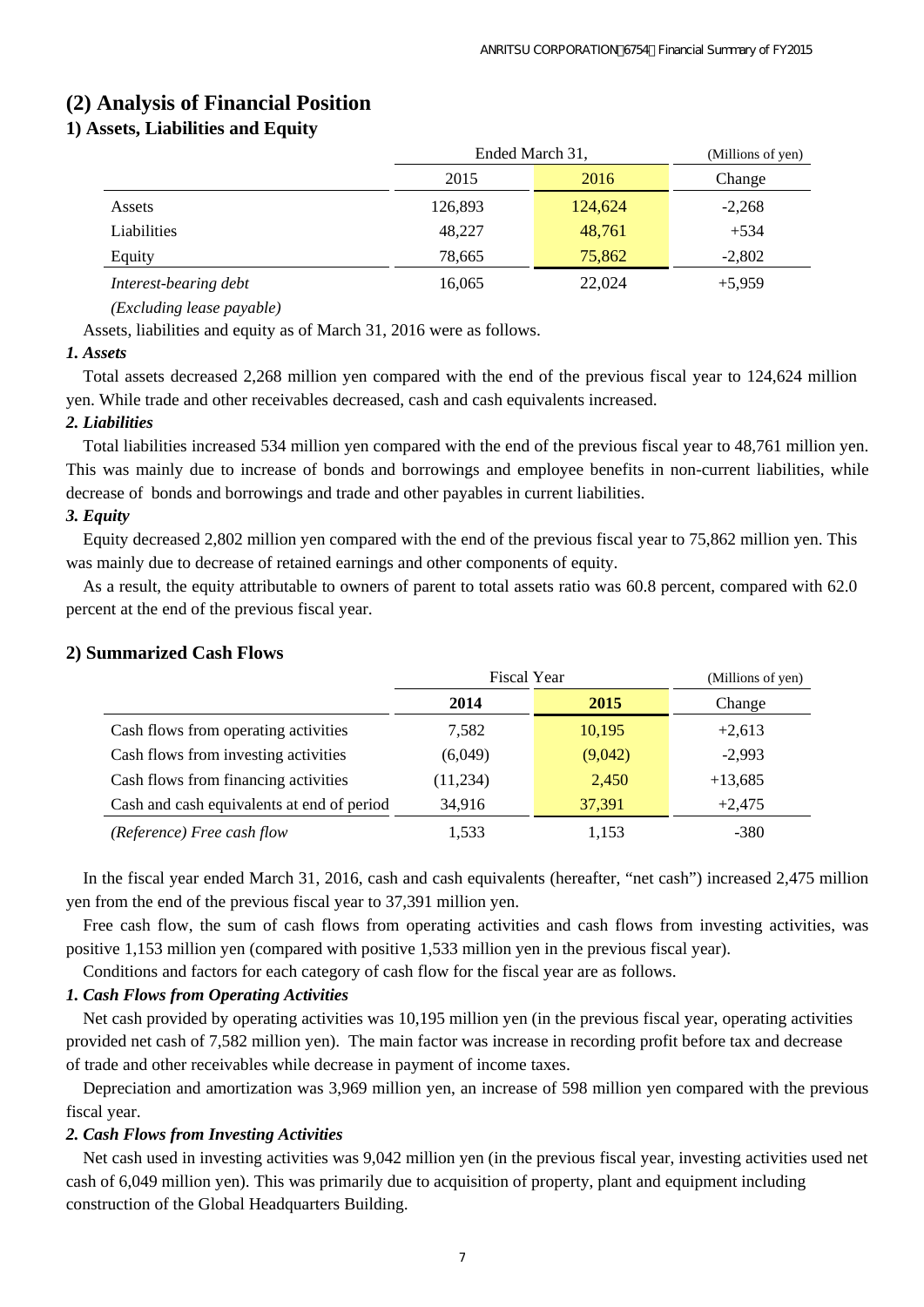## (2) Analysis of Financial Position

### 1) Assets, Liabilities and Equity

| | Ended March 31, | | (Millions of yen) |
|---|---|---|---|
| | 2015 | 2016 | Change |
| Assets | 126,893 | 124,624 | -2,268 |
| Liabilities | 48,227 | 48,761 | +534 |
| Equity | 78,665 | 75,862 | -2,802 |
| *Interest-bearing debt* | 16,065 | 22,024 | +5,959 |

*(Excluding lease payable)*

Assets, liabilities and equity as of March 31, 2016 were as follows.

***1. Assets***

Total assets decreased 2,268 million yen compared with the end of the previous fiscal year to 124,624 million yen. While trade and other receivables decreased, cash and cash equivalents increased.

***2. Liabilities***

Total liabilities increased 534 million yen compared with the end of the previous fiscal year to 48,761 million yen. This was mainly due to increase of bonds and borrowings and employee benefits in non-current liabilities, while decrease of bonds and borrowings and trade and other payables in current liabilities.

***3. Equity***

Equity decreased 2,802 million yen compared with the end of the previous fiscal year to 75,862 million yen. This was mainly due to decrease of retained earnings and other components of equity.

As a result, the equity attributable to owners of parent to total assets ratio was 60.8 percent, compared with 62.0 percent at the end of the previous fiscal year.

### 2) Summarized Cash Flows

| | Fiscal Year | | (Millions of yen) |
|---|---|---|---|
| | **2014** | **2015** | Change |
| Cash flows from operating activities | 7,582 | 10,195 | +2,613 |
| Cash flows from investing activities | (6,049) | (9,042) | -2,993 |
| Cash flows from financing activities | (11,234) | 2,450 | +13,685 |
| Cash and cash equivalents at end of period | 34,916 | 37,391 | +2,475 |
| *(Reference) Free cash flow* | 1,533 | 1,153 | -380 |

In the fiscal year ended March 31, 2016, cash and cash equivalents (hereafter, "net cash") increased 2,475 million yen from the end of the previous fiscal year to 37,391 million yen.

Free cash flow, the sum of cash flows from operating activities and cash flows from investing activities, was positive 1,153 million yen (compared with positive 1,533 million yen in the previous fiscal year).

Conditions and factors for each category of cash flow for the fiscal year are as follows.

***1. Cash Flows from Operating Activities***

Net cash provided by operating activities was 10,195 million yen (in the previous fiscal year, operating activities provided net cash of 7,582 million yen). The main factor was increase in recording profit before tax and decrease of trade and other receivables while decrease in payment of income taxes.

Depreciation and amortization was 3,969 million yen, an increase of 598 million yen compared with the previous fiscal year.

***2. Cash Flows from Investing Activities***

Net cash used in investing activities was 9,042 million yen (in the previous fiscal year, investing activities used net cash of 6,049 million yen). This was primarily due to acquisition of property, plant and equipment including construction of the Global Headquarters Building.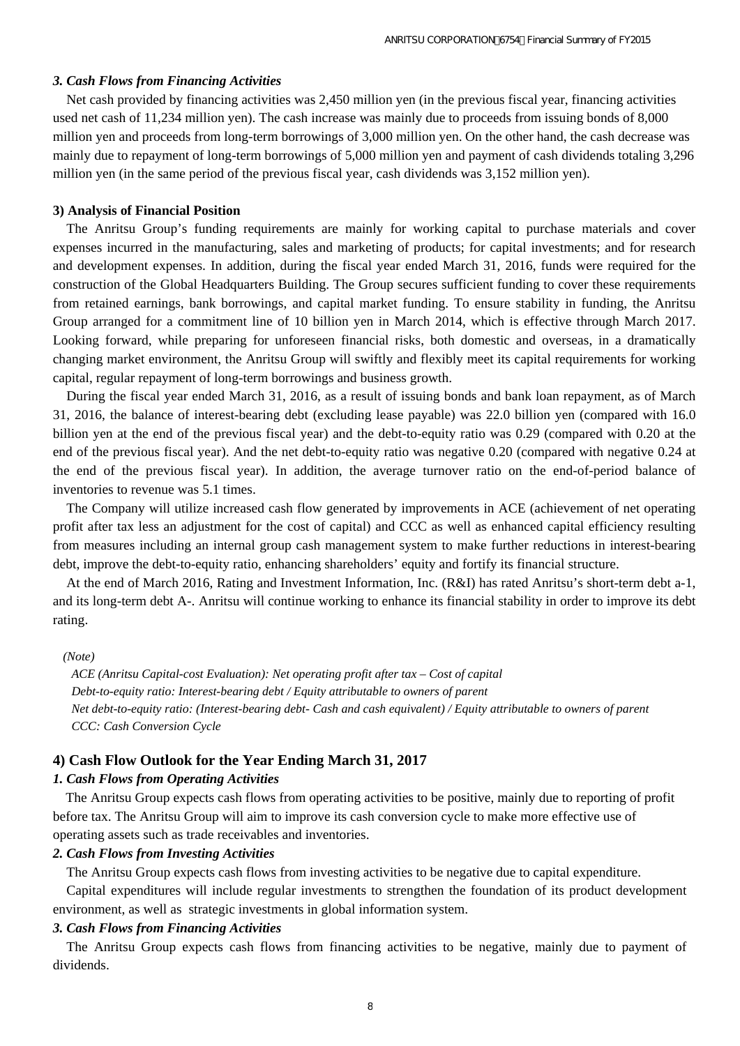### *3. Cash Flows from Financing Activities*

Net cash provided by financing activities was 2,450 million yen (in the previous fiscal year, financing activities used net cash of 11,234 million yen). The cash increase was mainly due to proceeds from issuing bonds of 8,000 million yen and proceeds from long-term borrowings of 3,000 million yen. On the other hand, the cash decrease was mainly due to repayment of long-term borrowings of 5,000 million yen and payment of cash dividends totaling 3,296 million yen (in the same period of the previous fiscal year, cash dividends was 3,152 million yen).

### 3) Analysis of Financial Position

The Anritsu Group's funding requirements are mainly for working capital to purchase materials and cover expenses incurred in the manufacturing, sales and marketing of products; for capital investments; and for research and development expenses. In addition, during the fiscal year ended March 31, 2016, funds were required for the construction of the Global Headquarters Building. The Group secures sufficient funding to cover these requirements from retained earnings, bank borrowings, and capital market funding. To ensure stability in funding, the Anritsu Group arranged for a commitment line of 10 billion yen in March 2014, which is effective through March 2017. Looking forward, while preparing for unforeseen financial risks, both domestic and overseas, in a dramatically changing market environment, the Anritsu Group will swiftly and flexibly meet its capital requirements for working capital, regular repayment of long-term borrowings and business growth.

During the fiscal year ended March 31, 2016, as a result of issuing bonds and bank loan repayment, as of March 31, 2016, the balance of interest-bearing debt (excluding lease payable) was 22.0 billion yen (compared with 16.0 billion yen at the end of the previous fiscal year) and the debt-to-equity ratio was 0.29 (compared with 0.20 at the end of the previous fiscal year). And the net debt-to-equity ratio was negative 0.20 (compared with negative 0.24 at the end of the previous fiscal year). In addition, the average turnover ratio on the end-of-period balance of inventories to revenue was 5.1 times.

The Company will utilize increased cash flow generated by improvements in ACE (achievement of net operating profit after tax less an adjustment for the cost of capital) and CCC as well as enhanced capital efficiency resulting from measures including an internal group cash management system to make further reductions in interest-bearing debt, improve the debt-to-equity ratio, enhancing shareholders' equity and fortify its financial structure.

At the end of March 2016, Rating and Investment Information, Inc. (R&I) has rated Anritsu's short-term debt a-1, and its long-term debt A-. Anritsu will continue working to enhance its financial stability in order to improve its debt rating.

*(Note)*

*ACE (Anritsu Capital-cost Evaluation): Net operating profit after tax – Cost of capital*
*Debt-to-equity ratio: Interest-bearing debt / Equity attributable to owners of parent*
*Net debt-to-equity ratio: (Interest-bearing debt- Cash and cash equivalent) / Equity attributable to owners of parent*
*CCC: Cash Conversion Cycle*

## 4) Cash Flow Outlook for the Year Ending March 31, 2017

### *1. Cash Flows from Operating Activities*

The Anritsu Group expects cash flows from operating activities to be positive, mainly due to reporting of profit before tax. The Anritsu Group will aim to improve its cash conversion cycle to make more effective use of operating assets such as trade receivables and inventories.

### *2. Cash Flows from Investing Activities*

The Anritsu Group expects cash flows from investing activities to be negative due to capital expenditure.

Capital expenditures will include regular investments to strengthen the foundation of its product development environment, as well as strategic investments in global information system.

### *3. Cash Flows from Financing Activities*

The Anritsu Group expects cash flows from financing activities to be negative, mainly due to payment of dividends.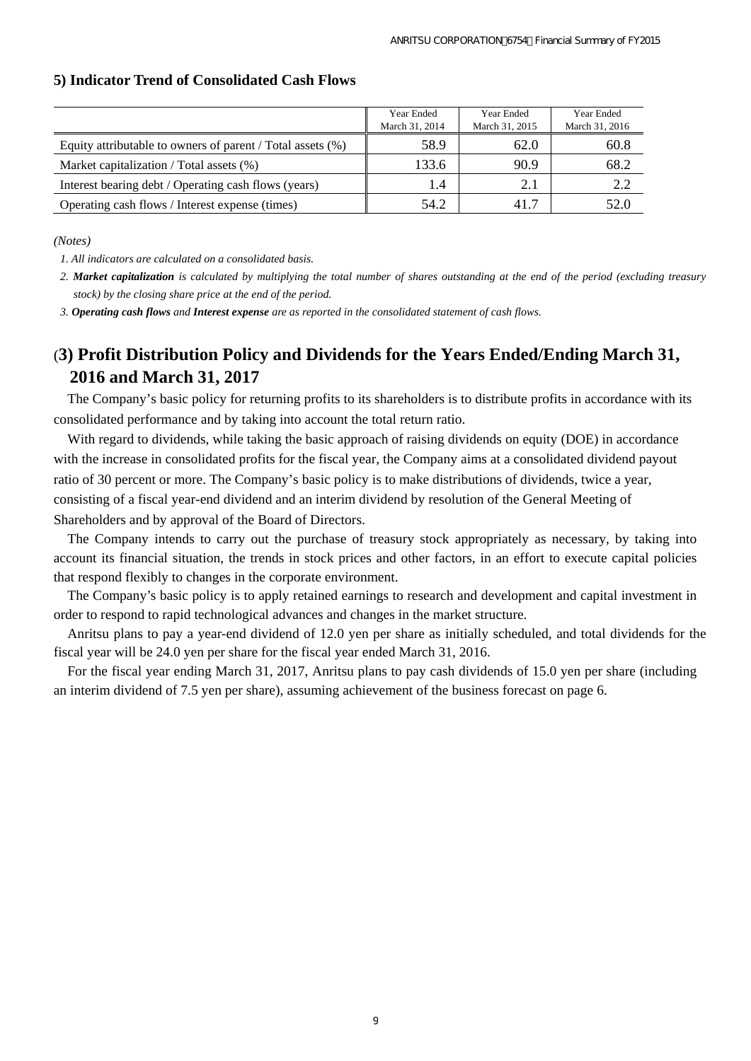### 5) Indicator Trend of Consolidated Cash Flows

| | Year Ended March 31, 2014 | Year Ended March 31, 2015 | Year Ended March 31, 2016 |
|---|---|---|---|
| Equity attributable to owners of parent / Total assets (%) | 58.9 | 62.0 | 60.8 |
| Market capitalization / Total assets (%) | 133.6 | 90.9 | 68.2 |
| Interest bearing debt / Operating cash flows (years) | 1.4 | 2.1 | 2.2 |
| Operating cash flows / Interest expense (times) | 54.2 | 41.7 | 52.0 |

*(Notes)*

*1. All indicators are calculated on a consolidated basis.*

*2. **Market capitalization** is calculated by multiplying the total number of shares outstanding at the end of the period (excluding treasury stock) by the closing share price at the end of the period.*

*3. **Operating cash flows** and **Interest expense** are as reported in the consolidated statement of cash flows.*

## (3) Profit Distribution Policy and Dividends for the Years Ended/Ending March 31, 2016 and March 31, 2017

The Company's basic policy for returning profits to its shareholders is to distribute profits in accordance with its consolidated performance and by taking into account the total return ratio.

With regard to dividends, while taking the basic approach of raising dividends on equity (DOE) in accordance with the increase in consolidated profits for the fiscal year, the Company aims at a consolidated dividend payout ratio of 30 percent or more. The Company's basic policy is to make distributions of dividends, twice a year, consisting of a fiscal year-end dividend and an interim dividend by resolution of the General Meeting of Shareholders and by approval of the Board of Directors.

The Company intends to carry out the purchase of treasury stock appropriately as necessary, by taking into account its financial situation, the trends in stock prices and other factors, in an effort to execute capital policies that respond flexibly to changes in the corporate environment.

The Company's basic policy is to apply retained earnings to research and development and capital investment in order to respond to rapid technological advances and changes in the market structure.

Anritsu plans to pay a year-end dividend of 12.0 yen per share as initially scheduled, and total dividends for the fiscal year will be 24.0 yen per share for the fiscal year ended March 31, 2016.

For the fiscal year ending March 31, 2017, Anritsu plans to pay cash dividends of 15.0 yen per share (including an interim dividend of 7.5 yen per share), assuming achievement of the business forecast on page 6.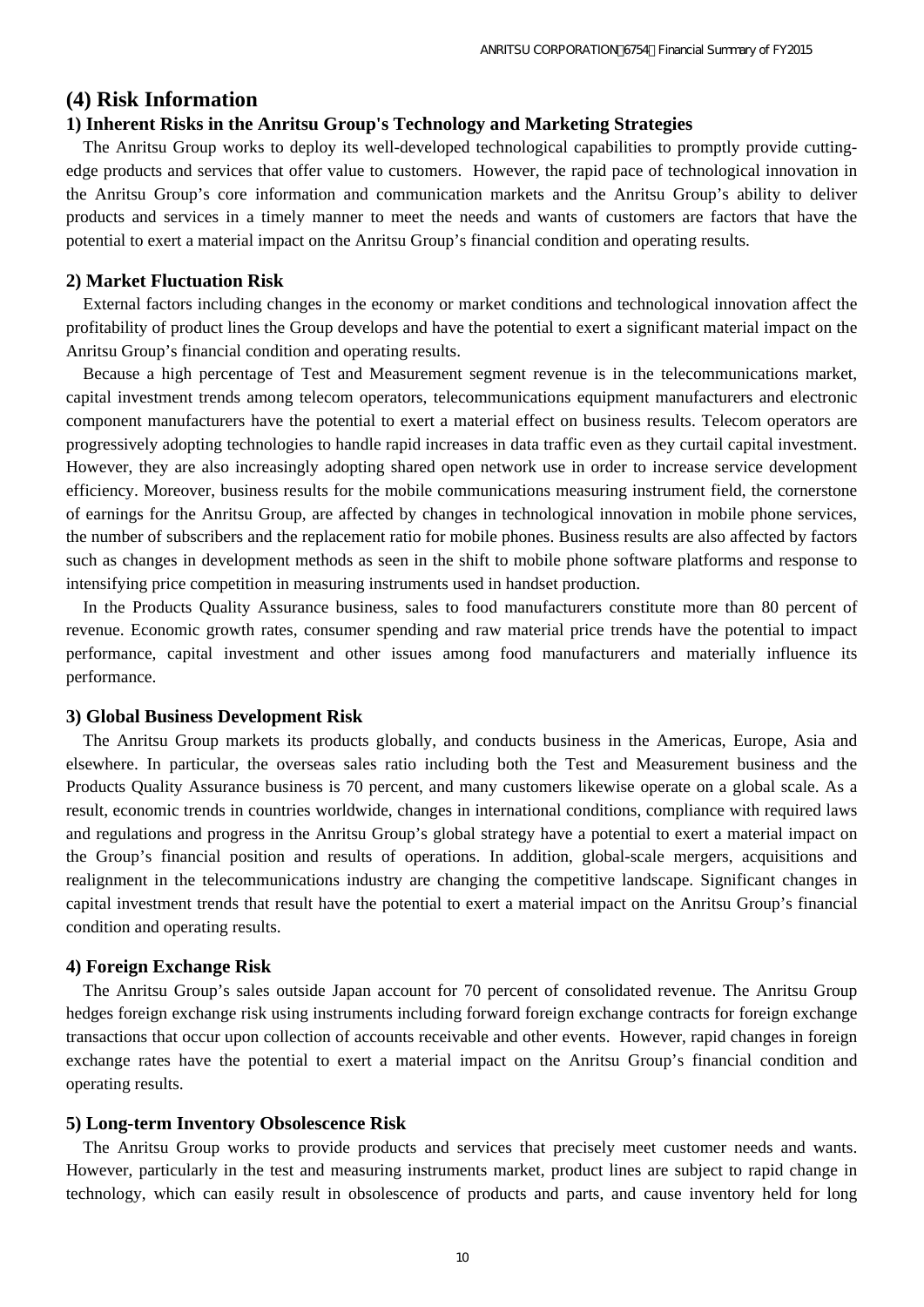## (4) Risk Information

### 1) Inherent Risks in the Anritsu Group's Technology and Marketing Strategies

The Anritsu Group works to deploy its well-developed technological capabilities to promptly provide cutting-edge products and services that offer value to customers. However, the rapid pace of technological innovation in the Anritsu Group's core information and communication markets and the Anritsu Group's ability to deliver products and services in a timely manner to meet the needs and wants of customers are factors that have the potential to exert a material impact on the Anritsu Group's financial condition and operating results.

### 2) Market Fluctuation Risk

External factors including changes in the economy or market conditions and technological innovation affect the profitability of product lines the Group develops and have the potential to exert a significant material impact on the Anritsu Group's financial condition and operating results.

Because a high percentage of Test and Measurement segment revenue is in the telecommunications market, capital investment trends among telecom operators, telecommunications equipment manufacturers and electronic component manufacturers have the potential to exert a material effect on business results. Telecom operators are progressively adopting technologies to handle rapid increases in data traffic even as they curtail capital investment. However, they are also increasingly adopting shared open network use in order to increase service development efficiency. Moreover, business results for the mobile communications measuring instrument field, the cornerstone of earnings for the Anritsu Group, are affected by changes in technological innovation in mobile phone services, the number of subscribers and the replacement ratio for mobile phones. Business results are also affected by factors such as changes in development methods as seen in the shift to mobile phone software platforms and response to intensifying price competition in measuring instruments used in handset production.

In the Products Quality Assurance business, sales to food manufacturers constitute more than 80 percent of revenue. Economic growth rates, consumer spending and raw material price trends have the potential to impact performance, capital investment and other issues among food manufacturers and materially influence its performance.

### 3) Global Business Development Risk

The Anritsu Group markets its products globally, and conducts business in the Americas, Europe, Asia and elsewhere. In particular, the overseas sales ratio including both the Test and Measurement business and the Products Quality Assurance business is 70 percent, and many customers likewise operate on a global scale. As a result, economic trends in countries worldwide, changes in international conditions, compliance with required laws and regulations and progress in the Anritsu Group's global strategy have a potential to exert a material impact on the Group's financial position and results of operations. In addition, global-scale mergers, acquisitions and realignment in the telecommunications industry are changing the competitive landscape. Significant changes in capital investment trends that result have the potential to exert a material impact on the Anritsu Group's financial condition and operating results.

### 4) Foreign Exchange Risk

The Anritsu Group's sales outside Japan account for 70 percent of consolidated revenue. The Anritsu Group hedges foreign exchange risk using instruments including forward foreign exchange contracts for foreign exchange transactions that occur upon collection of accounts receivable and other events. However, rapid changes in foreign exchange rates have the potential to exert a material impact on the Anritsu Group's financial condition and operating results.

### 5) Long-term Inventory Obsolescence Risk

The Anritsu Group works to provide products and services that precisely meet customer needs and wants. However, particularly in the test and measuring instruments market, product lines are subject to rapid change in technology, which can easily result in obsolescence of products and parts, and cause inventory held for long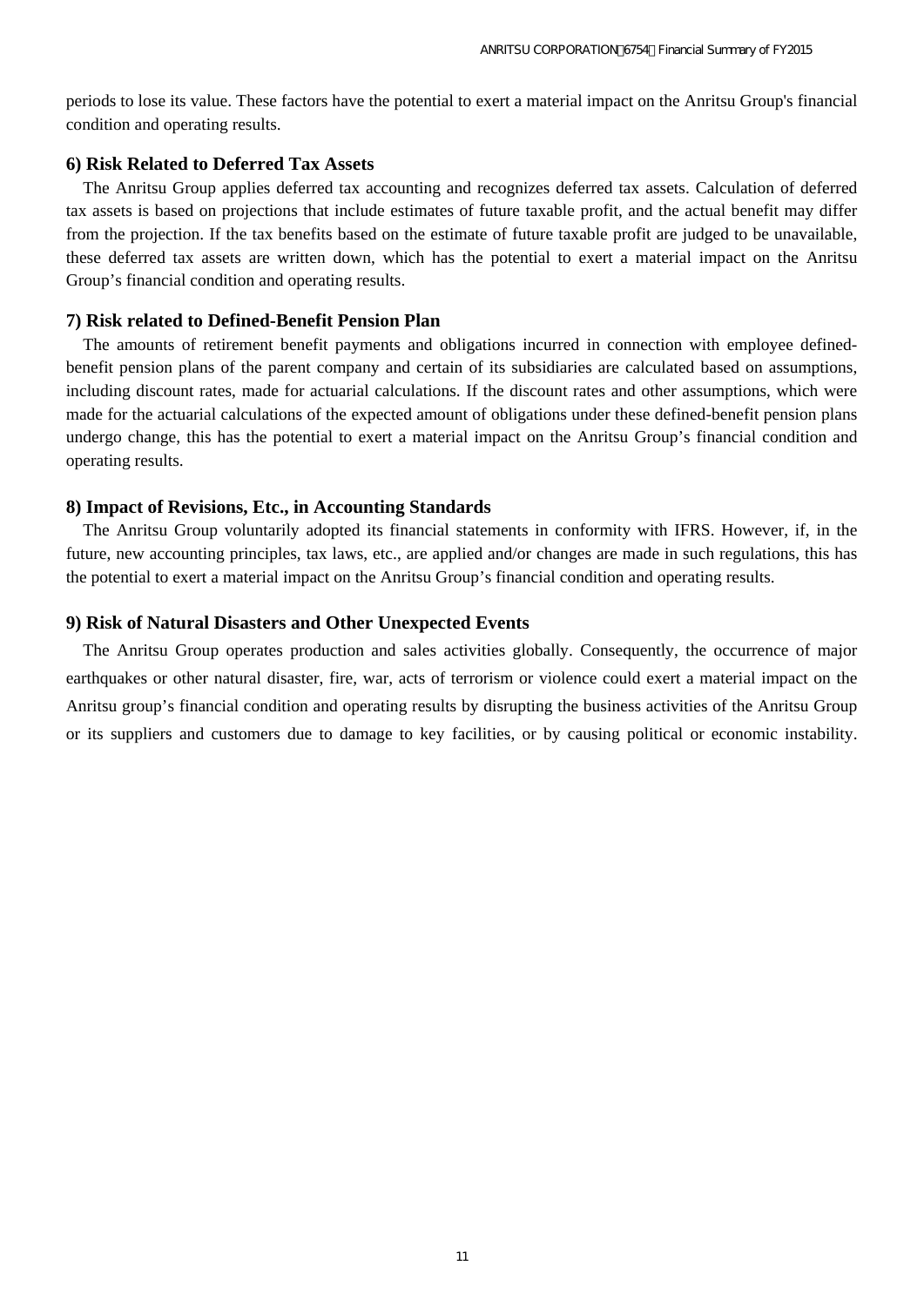periods to lose its value. These factors have the potential to exert a material impact on the Anritsu Group's financial condition and operating results.

### 6) Risk Related to Deferred Tax Assets

The Anritsu Group applies deferred tax accounting and recognizes deferred tax assets. Calculation of deferred tax assets is based on projections that include estimates of future taxable profit, and the actual benefit may differ from the projection. If the tax benefits based on the estimate of future taxable profit are judged to be unavailable, these deferred tax assets are written down, which has the potential to exert a material impact on the Anritsu Group's financial condition and operating results.

### 7) Risk related to Defined-Benefit Pension Plan

The amounts of retirement benefit payments and obligations incurred in connection with employee defined-benefit pension plans of the parent company and certain of its subsidiaries are calculated based on assumptions, including discount rates, made for actuarial calculations. If the discount rates and other assumptions, which were made for the actuarial calculations of the expected amount of obligations under these defined-benefit pension plans undergo change, this has the potential to exert a material impact on the Anritsu Group's financial condition and operating results.

### 8) Impact of Revisions, Etc., in Accounting Standards

The Anritsu Group voluntarily adopted its financial statements in conformity with IFRS. However, if, in the future, new accounting principles, tax laws, etc., are applied and/or changes are made in such regulations, this has the potential to exert a material impact on the Anritsu Group's financial condition and operating results.

### 9) Risk of Natural Disasters and Other Unexpected Events

The Anritsu Group operates production and sales activities globally. Consequently, the occurrence of major earthquakes or other natural disaster, fire, war, acts of terrorism or violence could exert a material impact on the Anritsu group's financial condition and operating results by disrupting the business activities of the Anritsu Group or its suppliers and customers due to damage to key facilities, or by causing political or economic instability.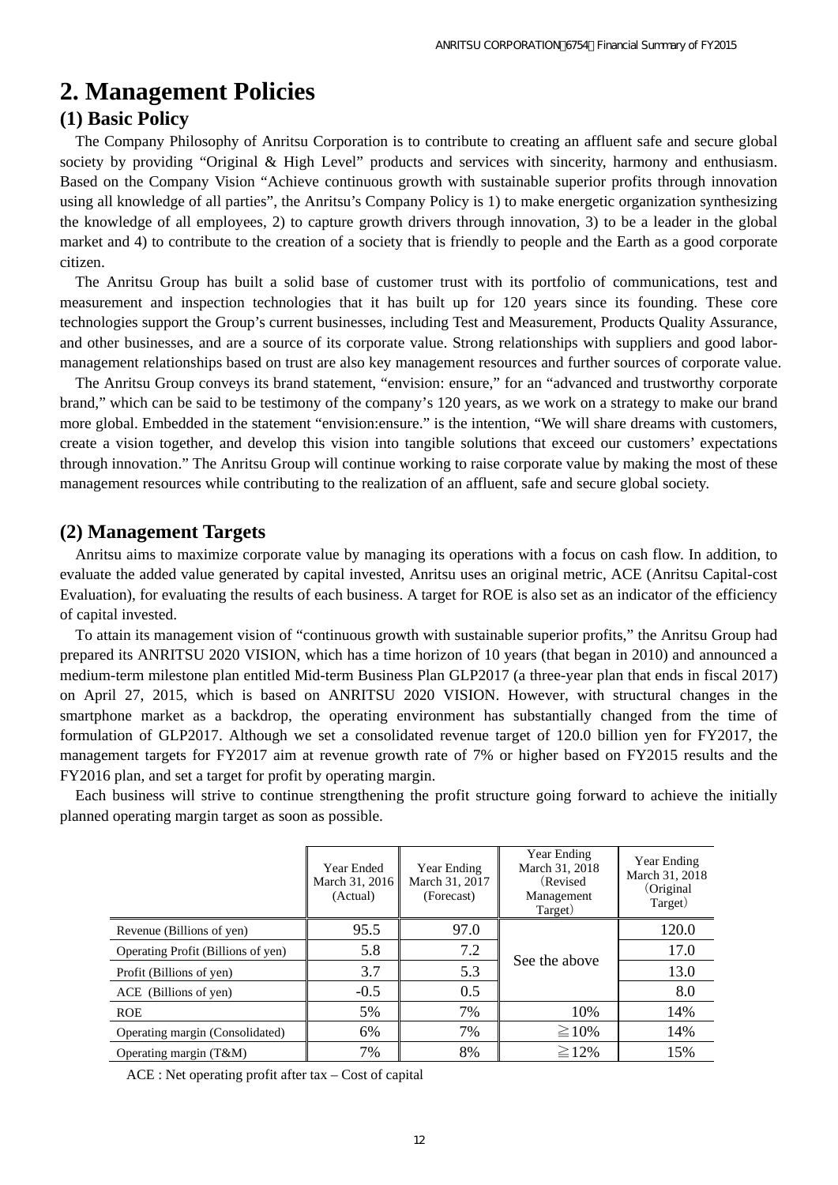# 2. Management Policies

## (1) Basic Policy

The Company Philosophy of Anritsu Corporation is to contribute to creating an affluent safe and secure global society by providing "Original & High Level" products and services with sincerity, harmony and enthusiasm. Based on the Company Vision "Achieve continuous growth with sustainable superior profits through innovation using all knowledge of all parties", the Anritsu's Company Policy is 1) to make energetic organization synthesizing the knowledge of all employees, 2) to capture growth drivers through innovation, 3) to be a leader in the global market and 4) to contribute to the creation of a society that is friendly to people and the Earth as a good corporate citizen.

The Anritsu Group has built a solid base of customer trust with its portfolio of communications, test and measurement and inspection technologies that it has built up for 120 years since its founding. These core technologies support the Group's current businesses, including Test and Measurement, Products Quality Assurance, and other businesses, and are a source of its corporate value. Strong relationships with suppliers and good labor-management relationships based on trust are also key management resources and further sources of corporate value.

The Anritsu Group conveys its brand statement, "envision: ensure," for an "advanced and trustworthy corporate brand," which can be said to be testimony of the company's 120 years, as we work on a strategy to make our brand more global. Embedded in the statement "envision:ensure." is the intention, "We will share dreams with customers, create a vision together, and develop this vision into tangible solutions that exceed our customers' expectations through innovation." The Anritsu Group will continue working to raise corporate value by making the most of these management resources while contributing to the realization of an affluent, safe and secure global society.

## (2) Management Targets

Anritsu aims to maximize corporate value by managing its operations with a focus on cash flow. In addition, to evaluate the added value generated by capital invested, Anritsu uses an original metric, ACE (Anritsu Capital-cost Evaluation), for evaluating the results of each business. A target for ROE is also set as an indicator of the efficiency of capital invested.

To attain its management vision of "continuous growth with sustainable superior profits," the Anritsu Group had prepared its ANRITSU 2020 VISION, which has a time horizon of 10 years (that began in 2010) and announced a medium-term milestone plan entitled Mid-term Business Plan GLP2017 (a three-year plan that ends in fiscal 2017) on April 27, 2015, which is based on ANRITSU 2020 VISION. However, with structural changes in the smartphone market as a backdrop, the operating environment has substantially changed from the time of formulation of GLP2017. Although we set a consolidated revenue target of 120.0 billion yen for FY2017, the management targets for FY2017 aim at revenue growth rate of 7% or higher based on FY2015 results and the FY2016 plan, and set a target for profit by operating margin.

Each business will strive to continue strengthening the profit structure going forward to achieve the initially planned operating margin target as soon as possible.

| | Year Ended March 31, 2016 (Actual) | Year Ending March 31, 2017 (Forecast) | Year Ending March 31, 2018 (Revised Management Target) | Year Ending March 31, 2018 (Original Target) |
|---|---|---|---|---|
| Revenue (Billions of yen) | 95.5 | 97.0 | See the above | 120.0 |
| Operating Profit (Billions of yen) | 5.8 | 7.2 | | 17.0 |
| Profit (Billions of yen) | 3.7 | 5.3 | | 13.0 |
| ACE (Billions of yen) | -0.5 | 0.5 | | 8.0 |
| ROE | 5% | 7% | 10% | 14% |
| Operating margin (Consolidated) | 6% | 7% | ≧10% | 14% |
| Operating margin (T&M) | 7% | 8% | ≧12% | 15% |

ACE : Net operating profit after tax – Cost of capital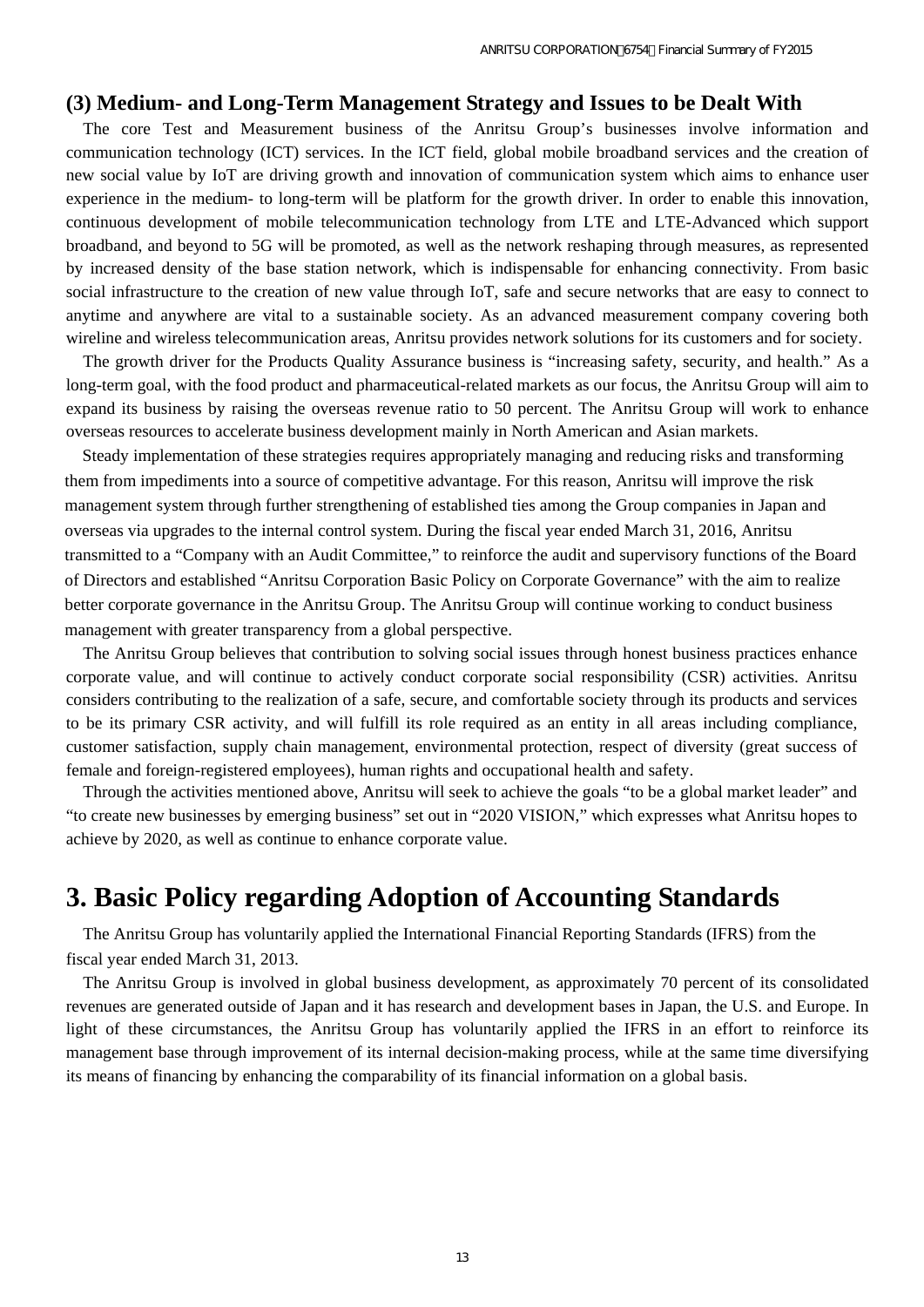### (3) Medium- and Long-Term Management Strategy and Issues to be Dealt With

The core Test and Measurement business of the Anritsu Group's businesses involve information and communication technology (ICT) services. In the ICT field, global mobile broadband services and the creation of new social value by IoT are driving growth and innovation of communication system which aims to enhance user experience in the medium- to long-term will be platform for the growth driver. In order to enable this innovation, continuous development of mobile telecommunication technology from LTE and LTE-Advanced which support broadband, and beyond to 5G will be promoted, as well as the network reshaping through measures, as represented by increased density of the base station network, which is indispensable for enhancing connectivity. From basic social infrastructure to the creation of new value through IoT, safe and secure networks that are easy to connect to anytime and anywhere are vital to a sustainable society. As an advanced measurement company covering both wireline and wireless telecommunication areas, Anritsu provides network solutions for its customers and for society.

The growth driver for the Products Quality Assurance business is "increasing safety, security, and health." As a long-term goal, with the food product and pharmaceutical-related markets as our focus, the Anritsu Group will aim to expand its business by raising the overseas revenue ratio to 50 percent. The Anritsu Group will work to enhance overseas resources to accelerate business development mainly in North American and Asian markets.

Steady implementation of these strategies requires appropriately managing and reducing risks and transforming them from impediments into a source of competitive advantage. For this reason, Anritsu will improve the risk management system through further strengthening of established ties among the Group companies in Japan and overseas via upgrades to the internal control system. During the fiscal year ended March 31, 2016, Anritsu transmitted to a "Company with an Audit Committee," to reinforce the audit and supervisory functions of the Board of Directors and established "Anritsu Corporation Basic Policy on Corporate Governance" with the aim to realize better corporate governance in the Anritsu Group. The Anritsu Group will continue working to conduct business management with greater transparency from a global perspective.

The Anritsu Group believes that contribution to solving social issues through honest business practices enhance corporate value, and will continue to actively conduct corporate social responsibility (CSR) activities. Anritsu considers contributing to the realization of a safe, secure, and comfortable society through its products and services to be its primary CSR activity, and will fulfill its role required as an entity in all areas including compliance, customer satisfaction, supply chain management, environmental protection, respect of diversity (great success of female and foreign-registered employees), human rights and occupational health and safety.

Through the activities mentioned above, Anritsu will seek to achieve the goals "to be a global market leader" and "to create new businesses by emerging business" set out in "2020 VISION," which expresses what Anritsu hopes to achieve by 2020, as well as continue to enhance corporate value.

# 3. Basic Policy regarding Adoption of Accounting Standards

The Anritsu Group has voluntarily applied the International Financial Reporting Standards (IFRS) from the fiscal year ended March 31, 2013.

The Anritsu Group is involved in global business development, as approximately 70 percent of its consolidated revenues are generated outside of Japan and it has research and development bases in Japan, the U.S. and Europe. In light of these circumstances, the Anritsu Group has voluntarily applied the IFRS in an effort to reinforce its management base through improvement of its internal decision-making process, while at the same time diversifying its means of financing by enhancing the comparability of its financial information on a global basis.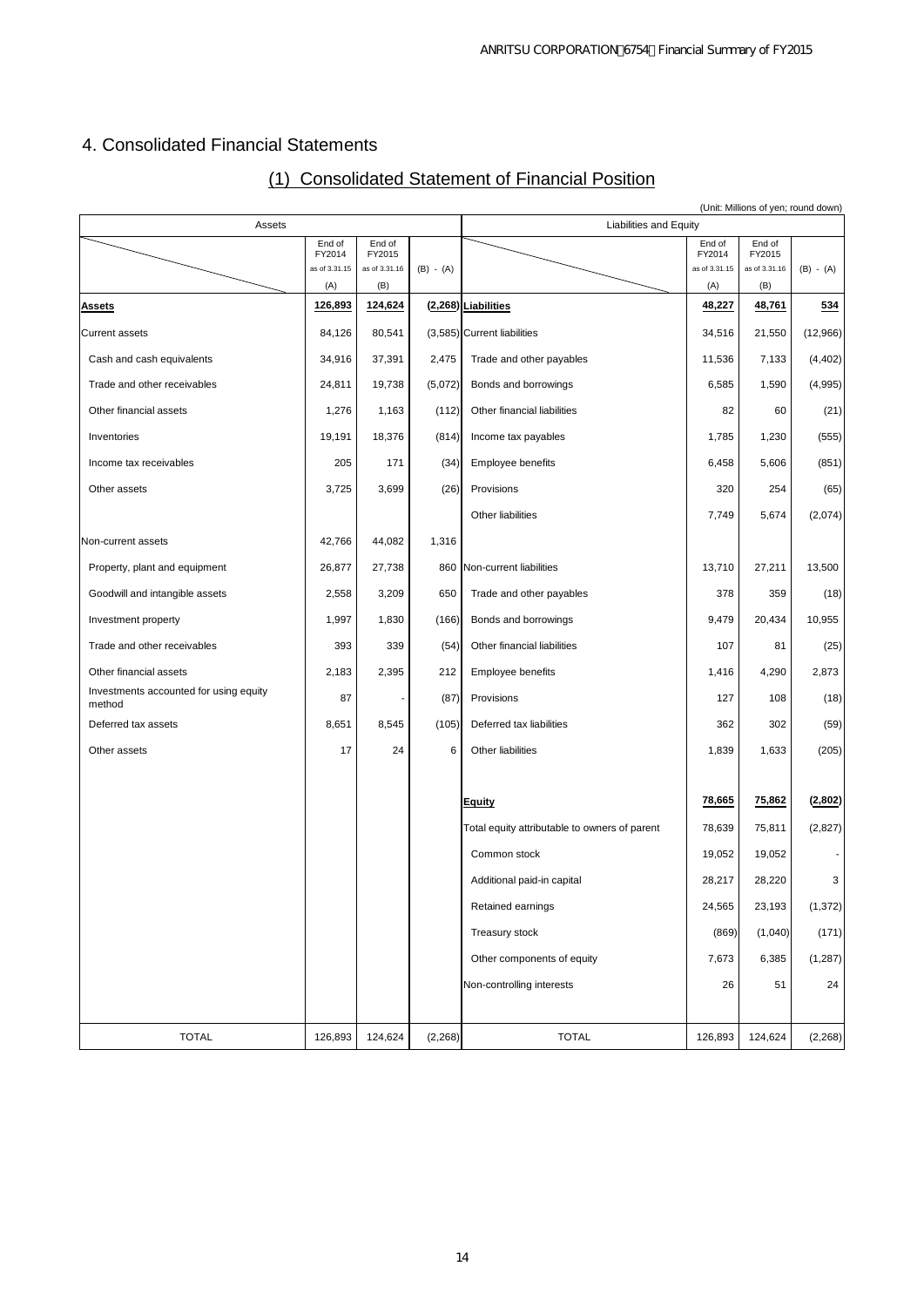# 4. Consolidated Financial Statements

## (1) Consolidated Statement of Financial Position

(Unit: Millions of yen; round down)

| Assets | End of FY2014 as of 3.31.15 (A) | End of FY2015 as of 3.31.16 (B) | (B) - (A) | Liabilities and Equity | End of FY2014 as of 3.31.15 (A) | End of FY2015 as of 3.31.16 (B) | (B) - (A) |
|---|---|---|---|---|---|---|---|
| **Assets** | **126,893** | **124,624** | **(2,268)** | **Liabilities** | **48,227** | **48,761** | **534** |
| Current assets | 84,126 | 80,541 | (3,585) | Current liabilities | 34,516 | 21,550 | (12,966) |
| Cash and cash equivalents | 34,916 | 37,391 | 2,475 | Trade and other payables | 11,536 | 7,133 | (4,402) |
| Trade and other receivables | 24,811 | 19,738 | (5,072) | Bonds and borrowings | 6,585 | 1,590 | (4,995) |
| Other financial assets | 1,276 | 1,163 | (112) | Other financial liabilities | 82 | 60 | (21) |
| Inventories | 19,191 | 18,376 | (814) | Income tax payables | 1,785 | 1,230 | (555) |
| Income tax receivables | 205 | 171 | (34) | Employee benefits | 6,458 | 5,606 | (851) |
| Other assets | 3,725 | 3,699 | (26) | Provisions | 320 | 254 | (65) |
| | | | | Other liabilities | 7,749 | 5,674 | (2,074) |
| Non-current assets | 42,766 | 44,082 | 1,316 | | | | |
| Property, plant and equipment | 26,877 | 27,738 | 860 | Non-current liabilities | 13,710 | 27,211 | 13,500 |
| Goodwill and intangible assets | 2,558 | 3,209 | 650 | Trade and other payables | 378 | 359 | (18) |
| Investment property | 1,997 | 1,830 | (166) | Bonds and borrowings | 9,479 | 20,434 | 10,955 |
| Trade and other receivables | 393 | 339 | (54) | Other financial liabilities | 107 | 81 | (25) |
| Other financial assets | 2,183 | 2,395 | 212 | Employee benefits | 1,416 | 4,290 | 2,873 |
| Investments accounted for using equity method | 87 | - | (87) | Provisions | 127 | 108 | (18) |
| Deferred tax assets | 8,651 | 8,545 | (105) | Deferred tax liabilities | 362 | 302 | (59) |
| Other assets | 17 | 24 | 6 | Other liabilities | 1,839 | 1,633 | (205) |
| | | | | **Equity** | **78,665** | **75,862** | **(2,802)** |
| | | | | Total equity attributable to owners of parent | 78,639 | 75,811 | (2,827) |
| | | | | Common stock | 19,052 | 19,052 | - |
| | | | | Additional paid-in capital | 28,217 | 28,220 | 3 |
| | | | | Retained earnings | 24,565 | 23,193 | (1,372) |
| | | | | Treasury stock | (869) | (1,040) | (171) |
| | | | | Other components of equity | 7,673 | 6,385 | (1,287) |
| | | | | Non-controlling interests | 26 | 51 | 24 |
| TOTAL | 126,893 | 124,624 | (2,268) | TOTAL | 126,893 | 124,624 | (2,268) |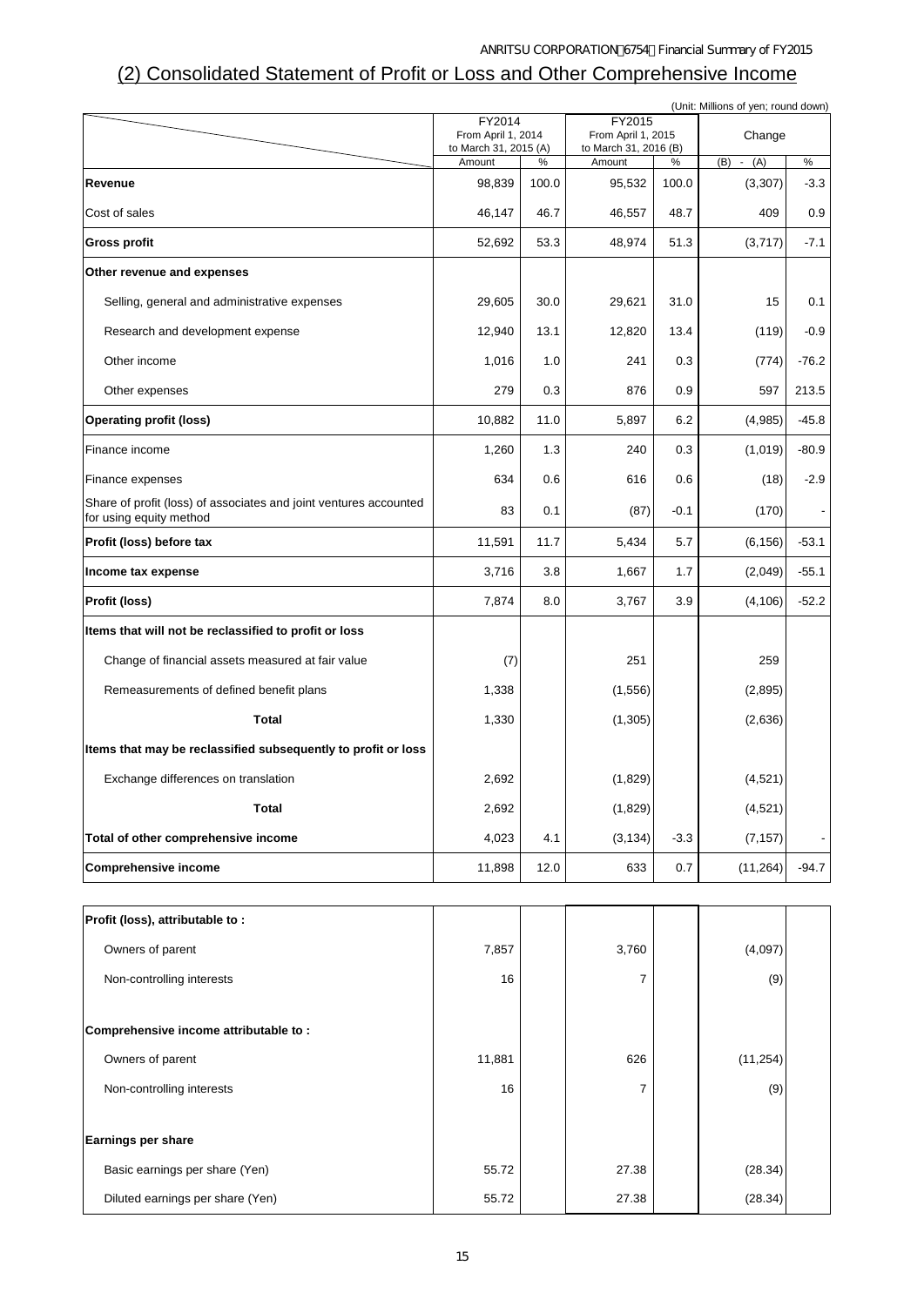## (2) Consolidated Statement of Profit or Loss and Other Comprehensive Income

(Unit: Millions of yen; round down)

| | FY2014 From April 1, 2014 to March 31, 2015 (A) | | FY2015 From April 1, 2015 to March 31, 2016 (B) | | Change | |
|---|---|---|---|---|---|---|
| | Amount | % | Amount | % | (B) - (A) | % |
| **Revenue** | 98,839 | 100.0 | 95,532 | 100.0 | (3,307) | -3.3 |
| Cost of sales | 46,147 | 46.7 | 46,557 | 48.7 | 409 | 0.9 |
| **Gross profit** | 52,692 | 53.3 | 48,974 | 51.3 | (3,717) | -7.1 |
| **Other revenue and expenses** | | | | | | |
| Selling, general and administrative expenses | 29,605 | 30.0 | 29,621 | 31.0 | 15 | 0.1 |
| Research and development expense | 12,940 | 13.1 | 12,820 | 13.4 | (119) | -0.9 |
| Other income | 1,016 | 1.0 | 241 | 0.3 | (774) | -76.2 |
| Other expenses | 279 | 0.3 | 876 | 0.9 | 597 | 213.5 |
| **Operating profit (loss)** | 10,882 | 11.0 | 5,897 | 6.2 | (4,985) | -45.8 |
| Finance income | 1,260 | 1.3 | 240 | 0.3 | (1,019) | -80.9 |
| Finance expenses | 634 | 0.6 | 616 | 0.6 | (18) | -2.9 |
| Share of profit (loss) of associates and joint ventures accounted for using equity method | 83 | 0.1 | (87) | -0.1 | (170) | - |
| **Profit (loss) before tax** | 11,591 | 11.7 | 5,434 | 5.7 | (6,156) | -53.1 |
| **Income tax expense** | 3,716 | 3.8 | 1,667 | 1.7 | (2,049) | -55.1 |
| **Profit (loss)** | 7,874 | 8.0 | 3,767 | 3.9 | (4,106) | -52.2 |
| **Items that will not be reclassified to profit or loss** | | | | | | |
| Change of financial assets measured at fair value | (7) | | 251 | | 259 | |
| Remeasurements of defined benefit plans | 1,338 | | (1,556) | | (2,895) | |
| **Total** | 1,330 | | (1,305) | | (2,636) | |
| **Items that may be reclassified subsequently to profit or loss** | | | | | | |
| Exchange differences on translation | 2,692 | | (1,829) | | (4,521) | |
| **Total** | 2,692 | | (1,829) | | (4,521) | |
| **Total of other comprehensive income** | 4,023 | 4.1 | (3,134) | -3.3 | (7,157) | - |
| **Comprehensive income** | 11,898 | 12.0 | 633 | 0.7 | (11,264) | -94.7 |

| | FY2014 | | FY2015 | | Change | |
|---|---|---|---|---|---|---|
| **Profit (loss), attributable to :** | | | | | | |
| Owners of parent | 7,857 | | 3,760 | | (4,097) | |
| Non-controlling interests | 16 | | 7 | | (9) | |
| **Comprehensive income attributable to :** | | | | | | |
| Owners of parent | 11,881 | | 626 | | (11,254) | |
| Non-controlling interests | 16 | | 7 | | (9) | |
| **Earnings per share** | | | | | | |
| Basic earnings per share (Yen) | 55.72 | | 27.38 | | (28.34) | |
| Diluted earnings per share (Yen) | 55.72 | | 27.38 | | (28.34) | |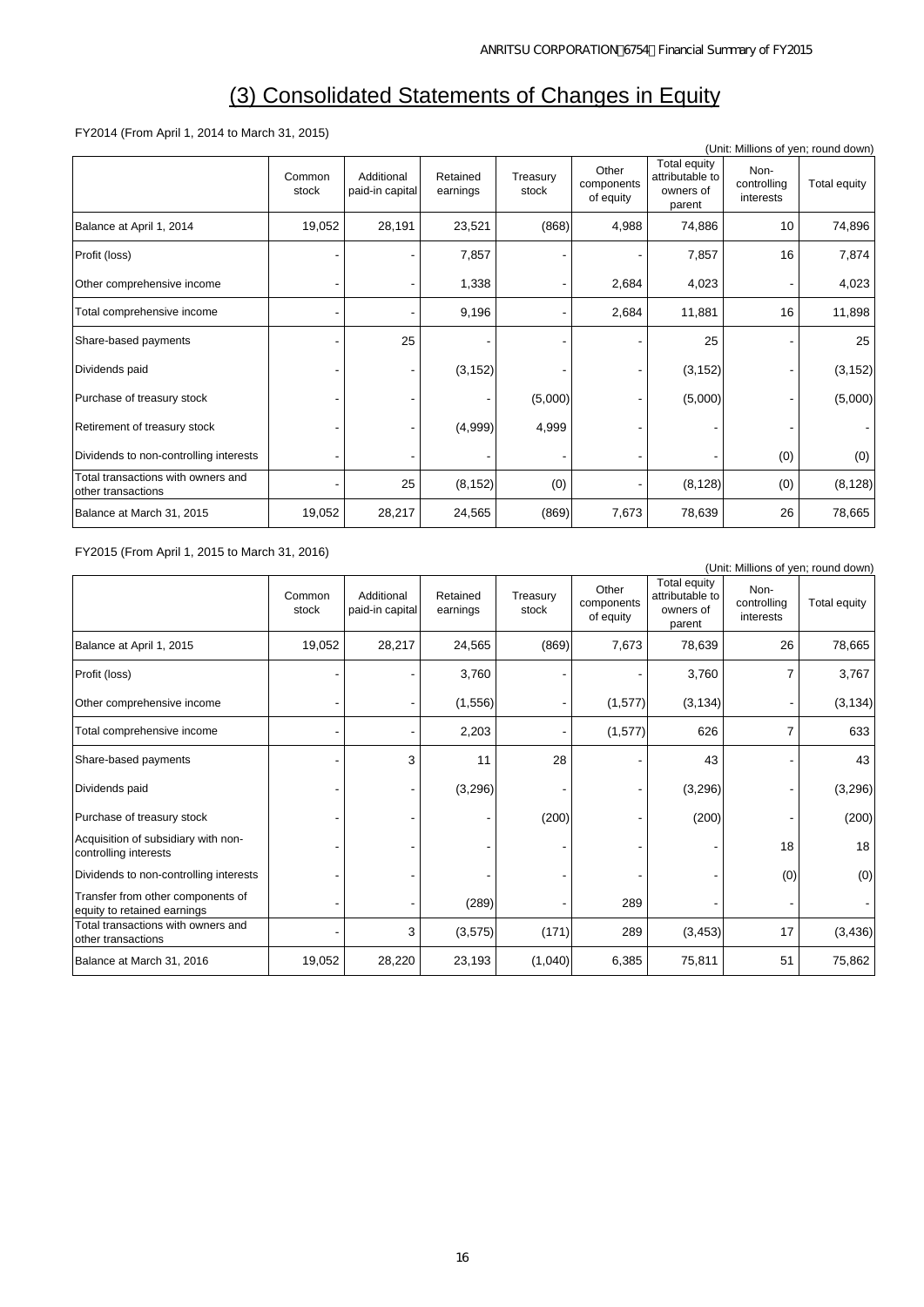# (3) Consolidated Statements of Changes in Equity

FY2014 (From April 1, 2014 to March 31, 2015)

(Unit: Millions of yen; round down)

| | Common stock | Additional paid-in capital | Retained earnings | Treasury stock | Other components of equity | Total equity attributable to owners of parent | Non-controlling interests | Total equity |
|---|---|---|---|---|---|---|---|---|
| Balance at April 1, 2014 | 19,052 | 28,191 | 23,521 | (868) | 4,988 | 74,886 | 10 | 74,896 |
| Profit (loss) | - | - | 7,857 | - | - | 7,857 | 16 | 7,874 |
| Other comprehensive income | - | - | 1,338 | - | 2,684 | 4,023 | - | 4,023 |
| Total comprehensive income | - | - | 9,196 | - | 2,684 | 11,881 | 16 | 11,898 |
| Share-based payments | - | 25 | - | - | - | 25 | - | 25 |
| Dividends paid | - | - | (3,152) | - | - | (3,152) | - | (3,152) |
| Purchase of treasury stock | - | - | - | (5,000) | - | (5,000) | - | (5,000) |
| Retirement of treasury stock | - | - | (4,999) | 4,999 | - | - | - | - |
| Dividends to non-controlling interests | - | - | - | - | - | - | (0) | (0) |
| Total transactions with owners and other transactions | - | 25 | (8,152) | (0) | - | (8,128) | (0) | (8,128) |
| Balance at March 31, 2015 | 19,052 | 28,217 | 24,565 | (869) | 7,673 | 78,639 | 26 | 78,665 |

FY2015 (From April 1, 2015 to March 31, 2016)

(Unit: Millions of yen; round down)

| | Common stock | Additional paid-in capital | Retained earnings | Treasury stock | Other components of equity | Total equity attributable to owners of parent | Non-controlling interests | Total equity |
|---|---|---|---|---|---|---|---|---|
| Balance at April 1, 2015 | 19,052 | 28,217 | 24,565 | (869) | 7,673 | 78,639 | 26 | 78,665 |
| Profit (loss) | - | - | 3,760 | - | - | 3,760 | 7 | 3,767 |
| Other comprehensive income | - | - | (1,556) | - | (1,577) | (3,134) | - | (3,134) |
| Total comprehensive income | - | - | 2,203 | - | (1,577) | 626 | 7 | 633 |
| Share-based payments | - | 3 | 11 | 28 | - | 43 | - | 43 |
| Dividends paid | - | - | (3,296) | - | - | (3,296) | - | (3,296) |
| Purchase of treasury stock | - | - | - | (200) | - | (200) | - | (200) |
| Acquisition of subsidiary with non-controlling interests | - | - | - | - | - | - | 18 | 18 |
| Dividends to non-controlling interests | - | - | - | - | - | - | (0) | (0) |
| Transfer from other components of equity to retained earnings | - | - | (289) | - | 289 | - | - | - |
| Total transactions with owners and other transactions | - | 3 | (3,575) | (171) | 289 | (3,453) | 17 | (3,436) |
| Balance at March 31, 2016 | 19,052 | 28,220 | 23,193 | (1,040) | 6,385 | 75,811 | 51 | 75,862 |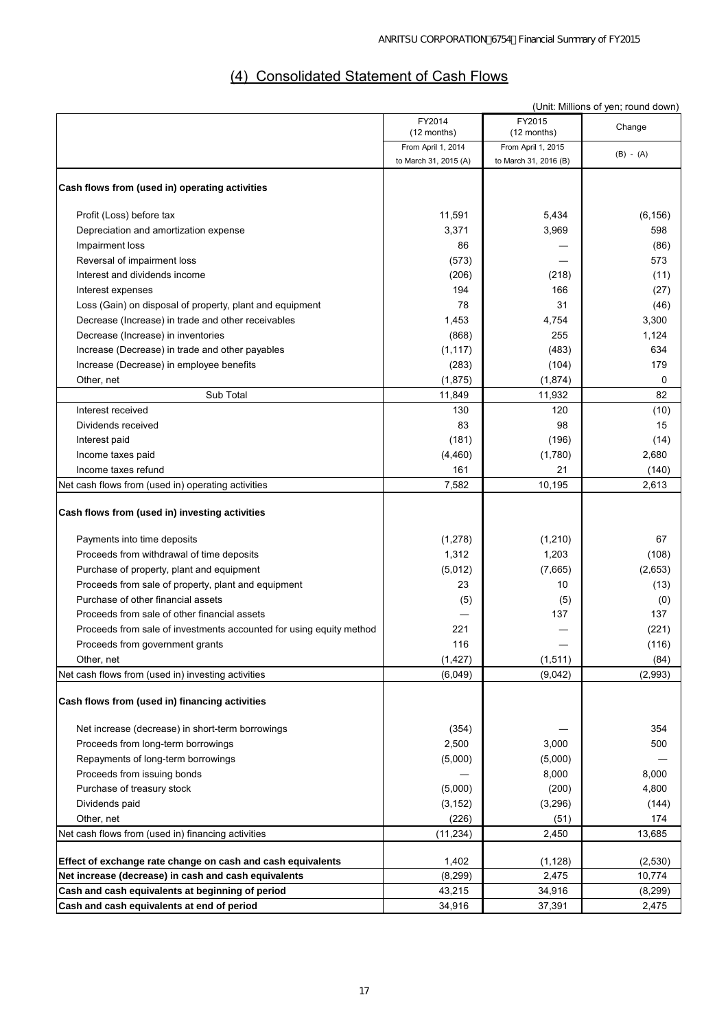## (4) Consolidated Statement of Cash Flows

(Unit: Millions of yen; round down)

| | FY2014 (12 months) From April 1, 2014 to March 31, 2015 (A) | FY2015 (12 months) From April 1, 2015 to March 31, 2016 (B) | Change (B) - (A) |
|---|---|---|---|
| **Cash flows from (used in) operating activities** | | | |
| Profit (Loss) before tax | 11,591 | 5,434 | (6,156) |
| Depreciation and amortization expense | 3,371 | 3,969 | 598 |
| Impairment loss | 86 | — | (86) |
| Reversal of impairment loss | (573) | — | 573 |
| Interest and dividends income | (206) | (218) | (11) |
| Interest expenses | 194 | 166 | (27) |
| Loss (Gain) on disposal of property, plant and equipment | 78 | 31 | (46) |
| Decrease (Increase) in trade and other receivables | 1,453 | 4,754 | 3,300 |
| Decrease (Increase) in inventories | (868) | 255 | 1,124 |
| Increase (Decrease) in trade and other payables | (1,117) | (483) | 634 |
| Increase (Decrease) in employee benefits | (283) | (104) | 179 |
| Other, net | (1,875) | (1,874) | 0 |
| Sub Total | 11,849 | 11,932 | 82 |
| Interest received | 130 | 120 | (10) |
| Dividends received | 83 | 98 | 15 |
| Interest paid | (181) | (196) | (14) |
| Income taxes paid | (4,460) | (1,780) | 2,680 |
| Income taxes refund | 161 | 21 | (140) |
| Net cash flows from (used in) operating activities | 7,582 | 10,195 | 2,613 |
| **Cash flows from (used in) investing activities** | | | |
| Payments into time deposits | (1,278) | (1,210) | 67 |
| Proceeds from withdrawal of time deposits | 1,312 | 1,203 | (108) |
| Purchase of property, plant and equipment | (5,012) | (7,665) | (2,653) |
| Proceeds from sale of property, plant and equipment | 23 | 10 | (13) |
| Purchase of other financial assets | (5) | (5) | (0) |
| Proceeds from sale of other financial assets | — | 137 | 137 |
| Proceeds from sale of investments accounted for using equity method | 221 | — | (221) |
| Proceeds from government grants | 116 | — | (116) |
| Other, net | (1,427) | (1,511) | (84) |
| Net cash flows from (used in) investing activities | (6,049) | (9,042) | (2,993) |
| **Cash flows from (used in) financing activities** | | | |
| Net increase (decrease) in short-term borrowings | (354) | — | 354 |
| Proceeds from long-term borrowings | 2,500 | 3,000 | 500 |
| Repayments of long-term borrowings | (5,000) | (5,000) | — |
| Proceeds from issuing bonds | — | 8,000 | 8,000 |
| Purchase of treasury stock | (5,000) | (200) | 4,800 |
| Dividends paid | (3,152) | (3,296) | (144) |
| Other, net | (226) | (51) | 174 |
| Net cash flows from (used in) financing activities | (11,234) | 2,450 | 13,685 |
| **Effect of exchange rate change on cash and cash equivalents** | 1,402 | (1,128) | (2,530) |
| **Net increase (decrease) in cash and cash equivalents** | (8,299) | 2,475 | 10,774 |
| **Cash and cash equivalents at beginning of period** | 43,215 | 34,916 | (8,299) |
| **Cash and cash equivalents at end of period** | 34,916 | 37,391 | 2,475 |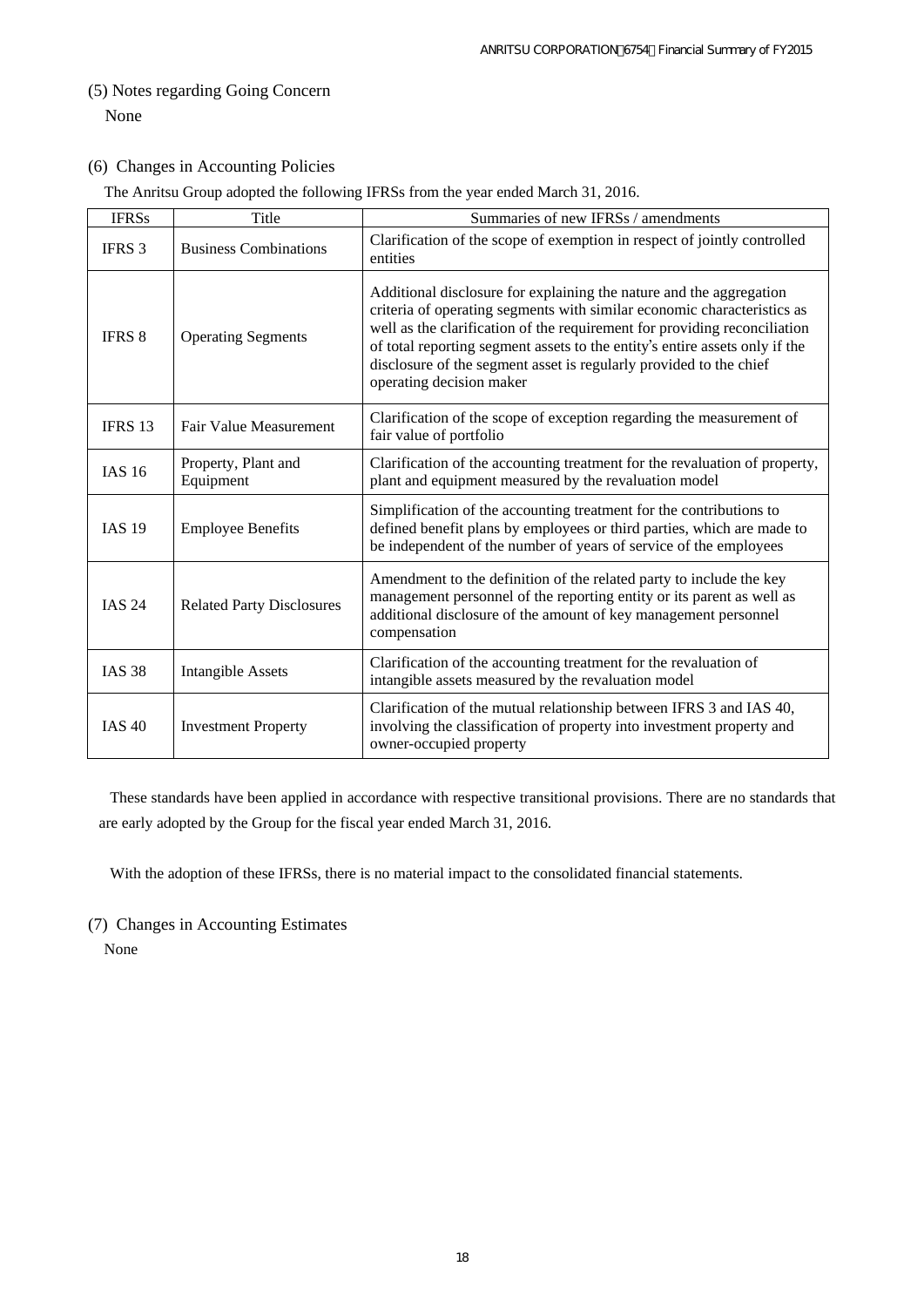### (5) Notes regarding Going Concern

None

### (6) Changes in Accounting Policies

The Anritsu Group adopted the following IFRSs from the year ended March 31, 2016.

| IFRSs | Title | Summaries of new IFRSs / amendments |
|---|---|---|
| IFRS 3 | Business Combinations | Clarification of the scope of exemption in respect of jointly controlled entities |
| IFRS 8 | Operating Segments | Additional disclosure for explaining the nature and the aggregation criteria of operating segments with similar economic characteristics as well as the clarification of the requirement for providing reconciliation of total reporting segment assets to the entity's entire assets only if the disclosure of the segment asset is regularly provided to the chief operating decision maker |
| IFRS 13 | Fair Value Measurement | Clarification of the scope of exception regarding the measurement of fair value of portfolio |
| IAS 16 | Property, Plant and Equipment | Clarification of the accounting treatment for the revaluation of property, plant and equipment measured by the revaluation model |
| IAS 19 | Employee Benefits | Simplification of the accounting treatment for the contributions to defined benefit plans by employees or third parties, which are made to be independent of the number of years of service of the employees |
| IAS 24 | Related Party Disclosures | Amendment to the definition of the related party to include the key management personnel of the reporting entity or its parent as well as additional disclosure of the amount of key management personnel compensation |
| IAS 38 | Intangible Assets | Clarification of the accounting treatment for the revaluation of intangible assets measured by the revaluation model |
| IAS 40 | Investment Property | Clarification of the mutual relationship between IFRS 3 and IAS 40, involving the classification of property into investment property and owner-occupied property |

These standards have been applied in accordance with respective transitional provisions. There are no standards that are early adopted by the Group for the fiscal year ended March 31, 2016.

With the adoption of these IFRSs, there is no material impact to the consolidated financial statements.

### (7) Changes in Accounting Estimates

None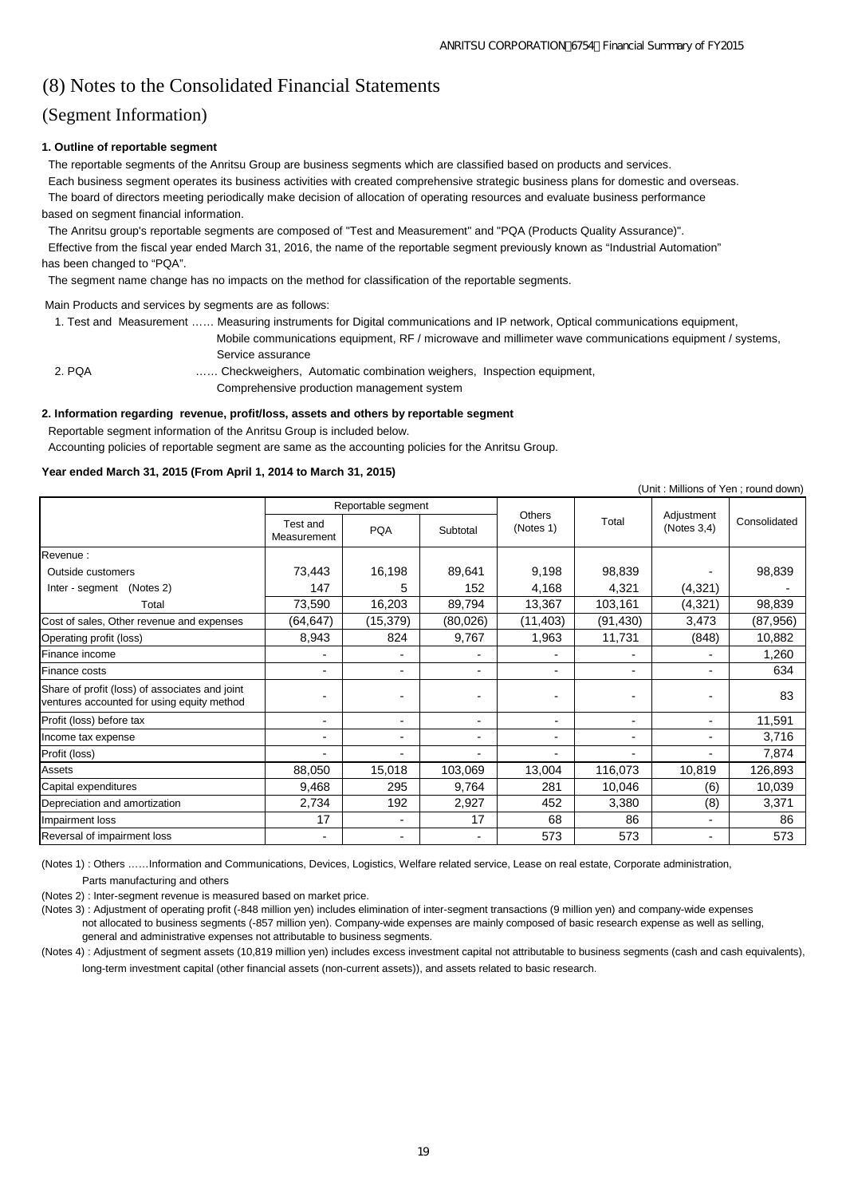# (8) Notes to the Consolidated Financial Statements

## (Segment Information)

**1. Outline of reportable segment**

The reportable segments of the Anritsu Group are business segments which are classified based on products and services.

Each business segment operates its business activities with created comprehensive strategic business plans for domestic and overseas.

The board of directors meeting periodically make decision of allocation of operating resources and evaluate business performance based on segment financial information.

The Anritsu group's reportable segments are composed of "Test and Measurement" and "PQA (Products Quality Assurance)".

Effective from the fiscal year ended March 31, 2016, the name of the reportable segment previously known as "Industrial Automation" has been changed to "PQA".

The segment name change has no impacts on the method for classification of the reportable segments.

Main Products and services by segments are as follows:

1. Test and Measurement …… Measuring instruments for Digital communications and IP network, Optical communications equipment, Mobile communications equipment, RF / microwave and millimeter wave communications equipment / systems, Service assurance
2. PQA …… Checkweighers, Automatic combination weighers, Inspection equipment, Comprehensive production management system

**2. Information regarding revenue, profit/loss, assets and others by reportable segment**

Reportable segment information of the Anritsu Group is included below.

Accounting policies of reportable segment are same as the accounting policies for the Anritsu Group.

**Year ended March 31, 2015 (From April 1, 2014 to March 31, 2015)**

(Unit : Millions of Yen ; round down)

| | Reportable segment | | | Others (Notes 1) | Total | Adjustment (Notes 3,4) | Consolidated |
|---|---|---|---|---|---|---|---|
| | Test and Measurement | PQA | Subtotal | | | | |
| Revenue : | | | | | | | |
| Outside customers | 73,443 | 16,198 | 89,641 | 9,198 | 98,839 | - | 98,839 |
| Inter - segment (Notes 2) | 147 | 5 | 152 | 4,168 | 4,321 | (4,321) | - |
| Total | 73,590 | 16,203 | 89,794 | 13,367 | 103,161 | (4,321) | 98,839 |
| Cost of sales, Other revenue and expenses | (64,647) | (15,379) | (80,026) | (11,403) | (91,430) | 3,473 | (87,956) |
| Operating profit (loss) | 8,943 | 824 | 9,767 | 1,963 | 11,731 | (848) | 10,882 |
| Finance income | - | - | - | - | - | - | 1,260 |
| Finance costs | - | - | - | - | - | - | 634 |
| Share of profit (loss) of associates and joint ventures accounted for using equity method | - | - | - | - | - | - | 83 |
| Profit (loss) before tax | - | - | - | - | - | - | 11,591 |
| Income tax expense | - | - | - | - | - | - | 3,716 |
| Profit (loss) | - | - | - | - | - | - | 7,874 |
| Assets | 88,050 | 15,018 | 103,069 | 13,004 | 116,073 | 10,819 | 126,893 |
| Capital expenditures | 9,468 | 295 | 9,764 | 281 | 10,046 | (6) | 10,039 |
| Depreciation and amortization | 2,734 | 192 | 2,927 | 452 | 3,380 | (8) | 3,371 |
| Impairment loss | 17 | - | 17 | 68 | 86 | - | 86 |
| Reversal of impairment loss | - | - | - | 573 | 573 | - | 573 |

(Notes 1) : Others ……Information and Communications, Devices, Logistics, Welfare related service, Lease on real estate, Corporate administration, Parts manufacturing and others

(Notes 2) : Inter-segment revenue is measured based on market price.

(Notes 3) : Adjustment of operating profit (-848 million yen) includes elimination of inter-segment transactions (9 million yen) and company-wide expenses not allocated to business segments (-857 million yen). Company-wide expenses are mainly composed of basic research expense as well as selling, general and administrative expenses not attributable to business segments.

(Notes 4) : Adjustment of segment assets (10,819 million yen) includes excess investment capital not attributable to business segments (cash and cash equivalents), long-term investment capital (other financial assets (non-current assets)), and assets related to basic research.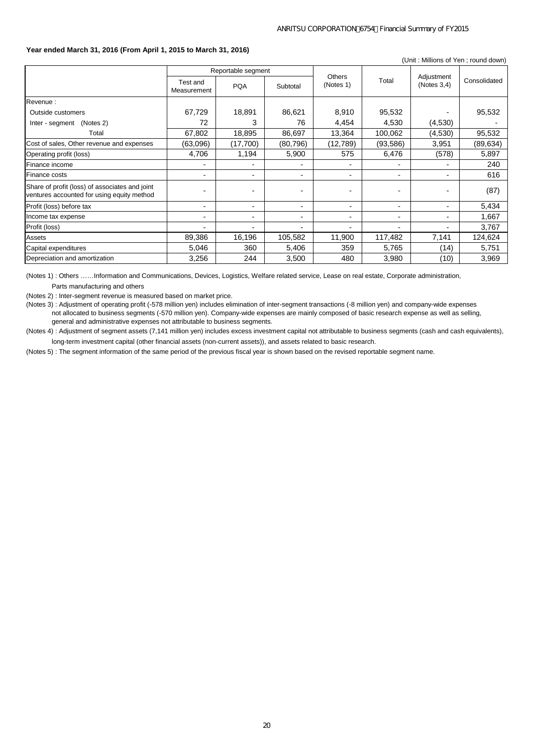**Year ended March 31, 2016 (From April 1, 2015 to March 31, 2016)**

(Unit : Millions of Yen ; round down)

| | Reportable segment | | | Others (Notes 1) | Total | Adjustment (Notes 3,4) | Consolidated |
|---|---|---|---|---|---|---|---|
| | Test and Measurement | PQA | Subtotal | | | | |
| Revenue : | | | | | | | |
| Outside customers | 67,729 | 18,891 | 86,621 | 8,910 | 95,532 | - | 95,532 |
| Inter - segment (Notes 2) | 72 | 3 | 76 | 4,454 | 4,530 | (4,530) | - |
| Total | 67,802 | 18,895 | 86,697 | 13,364 | 100,062 | (4,530) | 95,532 |
| Cost of sales, Other revenue and expenses | (63,096) | (17,700) | (80,796) | (12,789) | (93,586) | 3,951 | (89,634) |
| Operating profit (loss) | 4,706 | 1,194 | 5,900 | 575 | 6,476 | (578) | 5,897 |
| Finance income | - | - | - | - | - | - | 240 |
| Finance costs | - | - | - | - | - | - | 616 |
| Share of profit (loss) of associates and joint ventures accounted for using equity method | - | - | - | - | - | - | (87) |
| Profit (loss) before tax | - | - | - | - | - | - | 5,434 |
| Income tax expense | - | - | - | - | - | - | 1,667 |
| Profit (loss) | - | - | - | - | - | - | 3,767 |
| Assets | 89,386 | 16,196 | 105,582 | 11,900 | 117,482 | 7,141 | 124,624 |
| Capital expenditures | 5,046 | 360 | 5,406 | 359 | 5,765 | (14) | 5,751 |
| Depreciation and amortization | 3,256 | 244 | 3,500 | 480 | 3,980 | (10) | 3,969 |

(Notes 1) : Others ……Information and Communications, Devices, Logistics, Welfare related service, Lease on real estate, Corporate administration, Parts manufacturing and others

(Notes 2) : Inter-segment revenue is measured based on market price.

(Notes 3) : Adjustment of operating profit (-578 million yen) includes elimination of inter-segment transactions (-8 million yen) and company-wide expenses not allocated to business segments (-570 million yen). Company-wide expenses are mainly composed of basic research expense as well as selling, general and administrative expenses not attributable to business segments.

(Notes 4) : Adjustment of segment assets (7,141 million yen) includes excess investment capital not attributable to business segments (cash and cash equivalents), long-term investment capital (other financial assets (non-current assets)), and assets related to basic research.

(Notes 5) : The segment information of the same period of the previous fiscal year is shown based on the revised reportable segment name.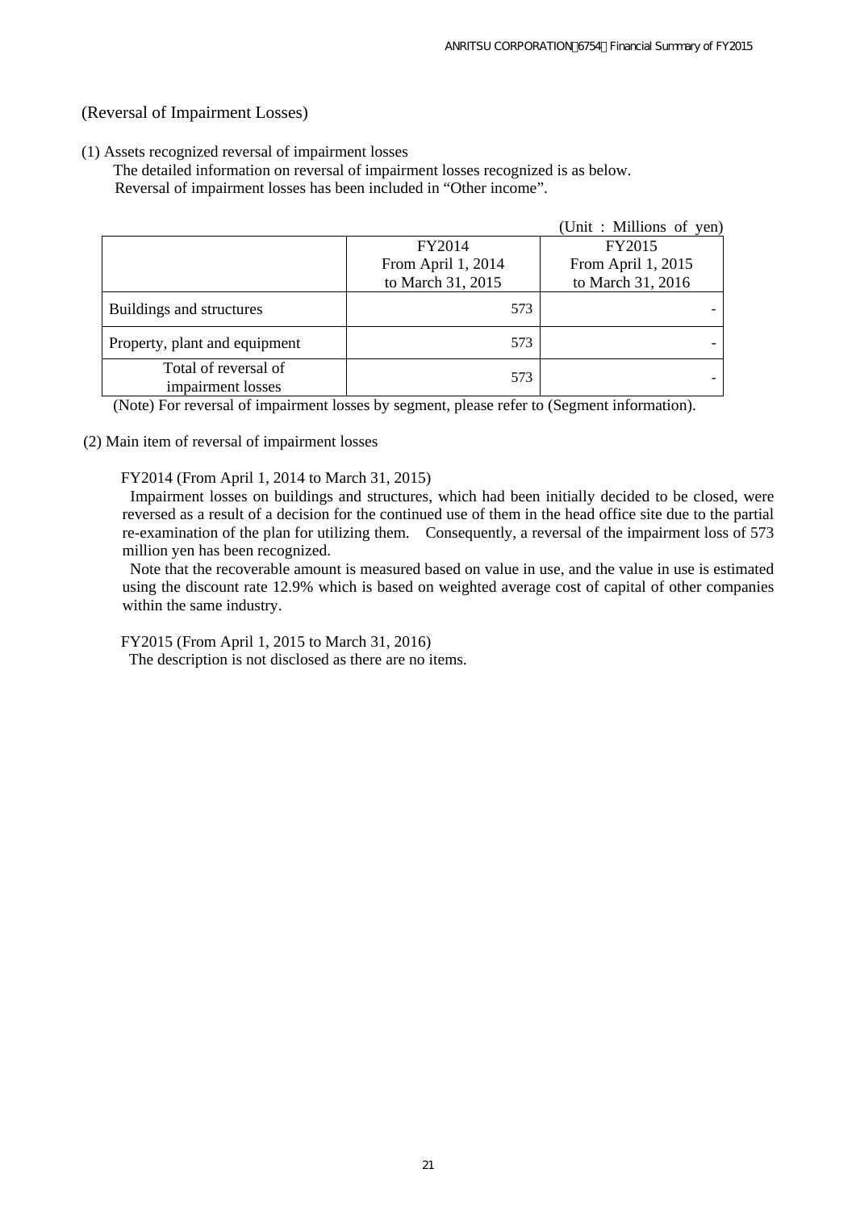## (Reversal of Impairment Losses)

(1) Assets recognized reversal of impairment losses

The detailed information on reversal of impairment losses recognized is as below.
Reversal of impairment losses has been included in “Other income”.

(Unit : Millions of yen)

| | FY2014 From April 1, 2014 to March 31, 2015 | FY2015 From April 1, 2015 to March 31, 2016 |
|---|---|---|
| Buildings and structures | 573 | - |
| Property, plant and equipment | 573 | - |
| Total of reversal of impairment losses | 573 | - |

(Note) For reversal of impairment losses by segment, please refer to (Segment information).

(2) Main item of reversal of impairment losses

FY2014 (From April 1, 2014 to March 31, 2015)

Impairment losses on buildings and structures, which had been initially decided to be closed, were reversed as a result of a decision for the continued use of them in the head office site due to the partial re-examination of the plan for utilizing them. Consequently, a reversal of the impairment loss of 573 million yen has been recognized.

Note that the recoverable amount is measured based on value in use, and the value in use is estimated using the discount rate 12.9% which is based on weighted average cost of capital of other companies within the same industry.

FY2015 (From April 1, 2015 to March 31, 2016)

The description is not disclosed as there are no items.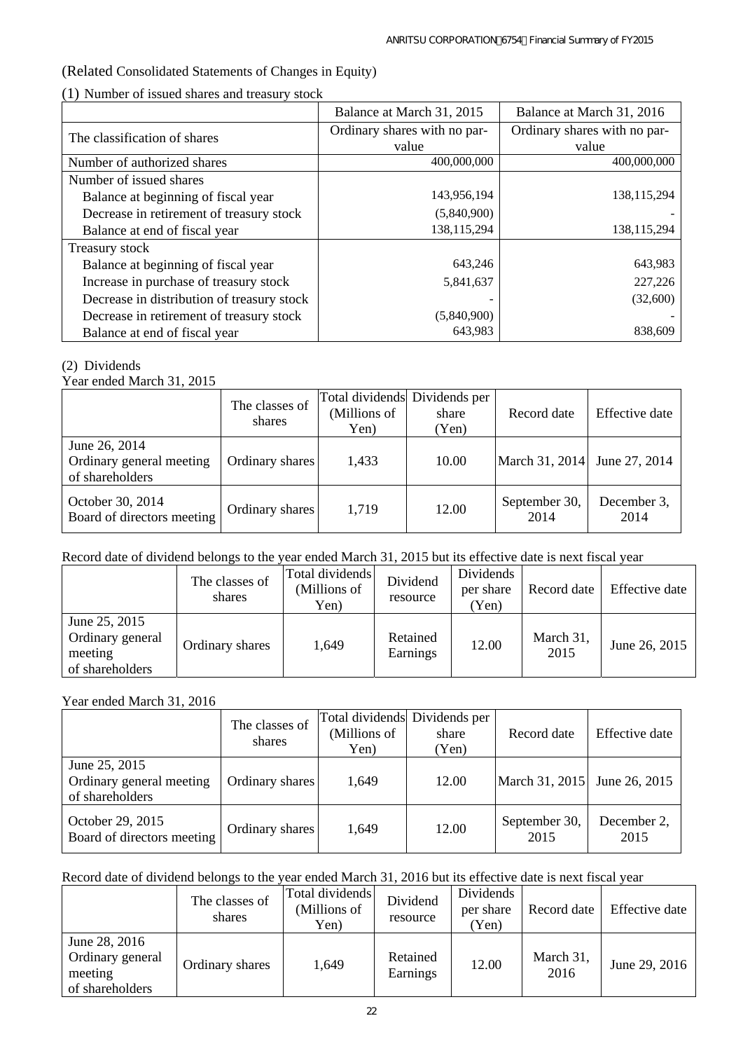(Related Consolidated Statements of Changes in Equity)

(1) Number of issued shares and treasury stock

| | Balance at March 31, 2015 | Balance at March 31, 2016 |
|---|---|---|
| The classification of shares | Ordinary shares with no par-value | Ordinary shares with no par-value |
| Number of authorized shares | 400,000,000 | 400,000,000 |
| Number of issued shares | | |
| Balance at beginning of fiscal year | 143,956,194 | 138,115,294 |
| Decrease in retirement of treasury stock | (5,840,900) | - |
| Balance at end of fiscal year | 138,115,294 | 138,115,294 |
| Treasury stock | | |
| Balance at beginning of fiscal year | 643,246 | 643,983 |
| Increase in purchase of treasury stock | 5,841,637 | 227,226 |
| Decrease in distribution of treasury stock | - | (32,600) |
| Decrease in retirement of treasury stock | (5,840,900) | - |
| Balance at end of fiscal year | 643,983 | 838,609 |

(2) Dividends

Year ended March 31, 2015

| | The classes of shares | Total dividends (Millions of Yen) | Dividends per share (Yen) | Record date | Effective date |
|---|---|---|---|---|---|
| June 26, 2014 Ordinary general meeting of shareholders | Ordinary shares | 1,433 | 10.00 | March 31, 2014 | June 27, 2014 |
| October 30, 2014 Board of directors meeting | Ordinary shares | 1,719 | 12.00 | September 30, 2014 | December 3, 2014 |

Record date of dividend belongs to the year ended March 31, 2015 but its effective date is next fiscal year

| | The classes of shares | Total dividends (Millions of Yen) | Dividend resource | Dividends per share (Yen) | Record date | Effective date |
|---|---|---|---|---|---|---|
| June 25, 2015 Ordinary general meeting of shareholders | Ordinary shares | 1,649 | Retained Earnings | 12.00 | March 31, 2015 | June 26, 2015 |

Year ended March 31, 2016

| | The classes of shares | Total dividends (Millions of Yen) | Dividends per share (Yen) | Record date | Effective date |
|---|---|---|---|---|---|
| June 25, 2015 Ordinary general meeting of shareholders | Ordinary shares | 1,649 | 12.00 | March 31, 2015 | June 26, 2015 |
| October 29, 2015 Board of directors meeting | Ordinary shares | 1,649 | 12.00 | September 30, 2015 | December 2, 2015 |

Record date of dividend belongs to the year ended March 31, 2016 but its effective date is next fiscal year

| | The classes of shares | Total dividends (Millions of Yen) | Dividend resource | Dividends per share (Yen) | Record date | Effective date |
|---|---|---|---|---|---|---|
| June 28, 2016 Ordinary general meeting of shareholders | Ordinary shares | 1,649 | Retained Earnings | 12.00 | March 31, 2016 | June 29, 2016 |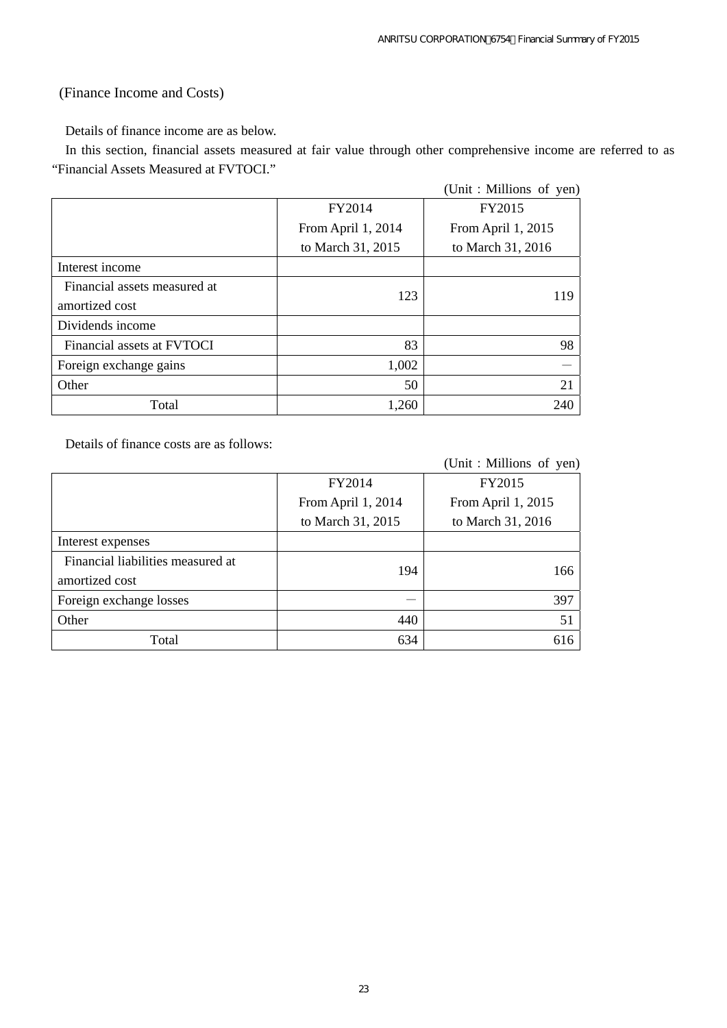(Finance Income and Costs)

Details of finance income are as below.

In this section, financial assets measured at fair value through other comprehensive income are referred to as "Financial Assets Measured at FVTOCI."

(Unit : Millions of yen)

| | FY2014<br>From April 1, 2014<br>to March 31, 2015 | FY2015<br>From April 1, 2015<br>to March 31, 2016 |
|---|---|---|
| Interest income | | |
| Financial assets measured at amortized cost | 123 | 119 |
| Dividends income | | |
| Financial assets at FVTOCI | 83 | 98 |
| Foreign exchange gains | 1,002 | ― |
| Other | 50 | 21 |
| Total | 1,260 | 240 |

Details of finance costs are as follows:

(Unit : Millions of yen)

| | FY2014<br>From April 1, 2014<br>to March 31, 2015 | FY2015<br>From April 1, 2015<br>to March 31, 2016 |
|---|---|---|
| Interest expenses | | |
| Financial liabilities measured at amortized cost | 194 | 166 |
| Foreign exchange losses | ― | 397 |
| Other | 440 | 51 |
| Total | 634 | 616 |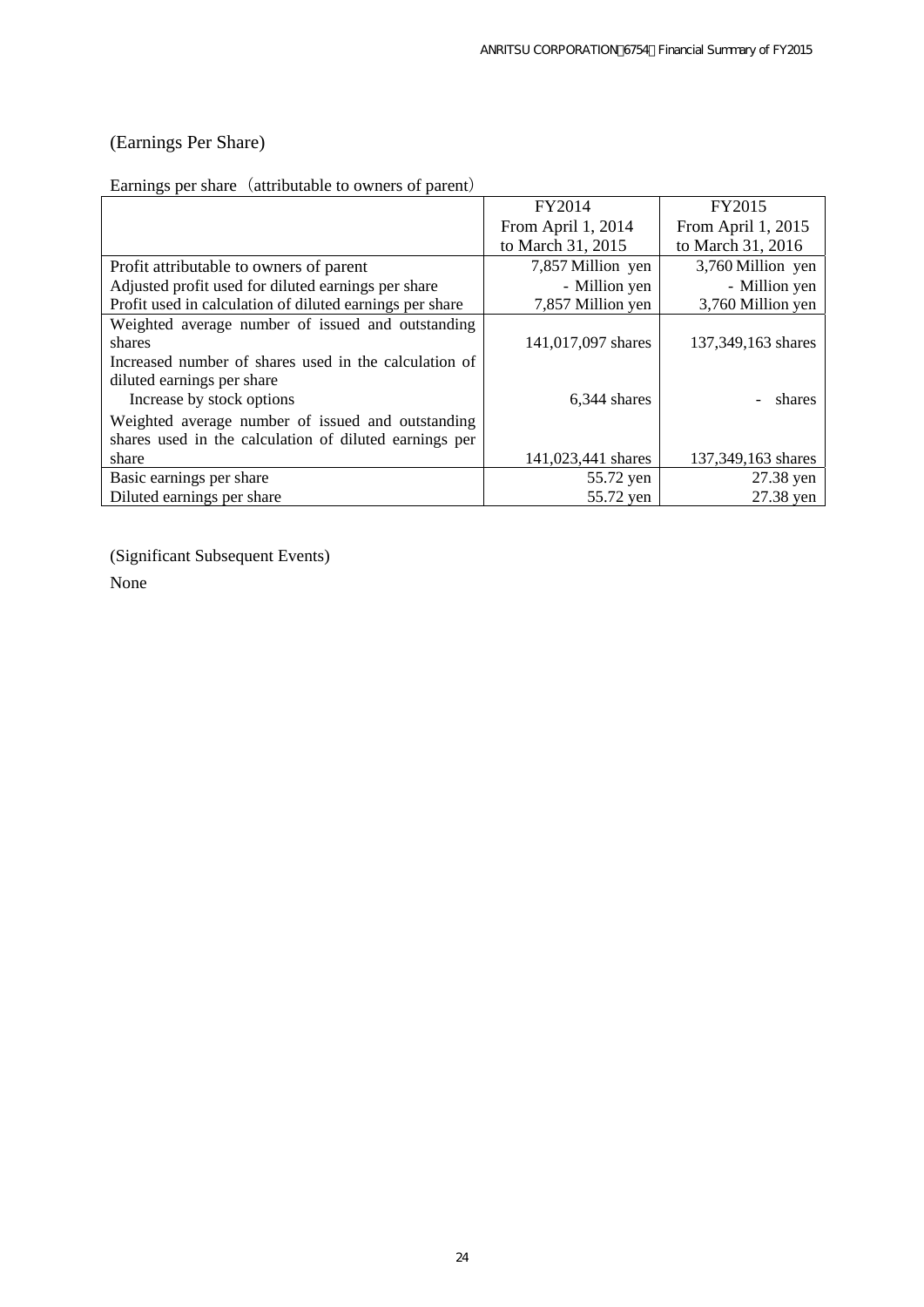## (Earnings Per Share)

Earnings per share（attributable to owners of parent）

| | FY2014<br>From April 1, 2014<br>to March 31, 2015 | FY2015<br>From April 1, 2015<br>to March 31, 2016 |
|---|---|---|
| Profit attributable to owners of parent | 7,857 Million yen | 3,760 Million yen |
| Adjusted profit used for diluted earnings per share | - Million yen | - Million yen |
| Profit used in calculation of diluted earnings per share | 7,857 Million yen | 3,760 Million yen |
| Weighted average number of issued and outstanding shares | 141,017,097 shares | 137,349,163 shares |
| Increased number of shares used in the calculation of diluted earnings per share | | |
| Increase by stock options | 6,344 shares | - shares |
| Weighted average number of issued and outstanding shares used in the calculation of diluted earnings per share | 141,023,441 shares | 137,349,163 shares |
| Basic earnings per share | 55.72 yen | 27.38 yen |
| Diluted earnings per share | 55.72 yen | 27.38 yen |

## (Significant Subsequent Events)

None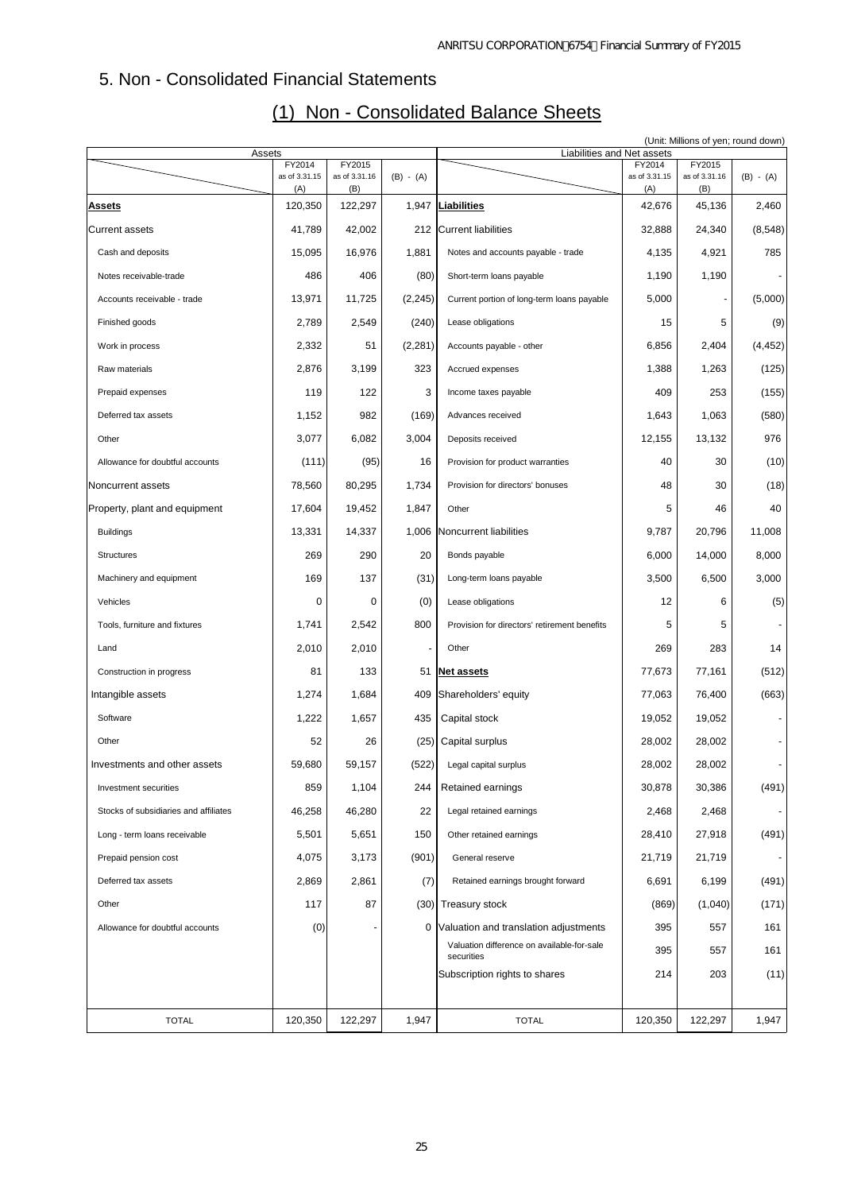## 5. Non - Consolidated Financial Statements

### (1) Non - Consolidated Balance Sheets

(Unit: Millions of yen; round down)

| Assets | FY2014 as of 3.31.15 (A) | FY2015 as of 3.31.16 (B) | (B) - (A) | Liabilities and Net assets | FY2014 as of 3.31.15 (A) | FY2015 as of 3.31.16 (B) | (B) - (A) |
|---|---|---|---|---|---|---|---|
| **Assets** | 120,350 | 122,297 | 1,947 | **Liabilities** | 42,676 | 45,136 | 2,460 |
| Current assets | 41,789 | 42,002 | 212 | Current liabilities | 32,888 | 24,340 | (8,548) |
| Cash and deposits | 15,095 | 16,976 | 1,881 | Notes and accounts payable - trade | 4,135 | 4,921 | 785 |
| Notes receivable-trade | 486 | 406 | (80) | Short-term loans payable | 1,190 | 1,190 | - |
| Accounts receivable - trade | 13,971 | 11,725 | (2,245) | Current portion of long-term loans payable | 5,000 | - | (5,000) |
| Finished goods | 2,789 | 2,549 | (240) | Lease obligations | 15 | 5 | (9) |
| Work in process | 2,332 | 51 | (2,281) | Accounts payable - other | 6,856 | 2,404 | (4,452) |
| Raw materials | 2,876 | 3,199 | 323 | Accrued expenses | 1,388 | 1,263 | (125) |
| Prepaid expenses | 119 | 122 | 3 | Income taxes payable | 409 | 253 | (155) |
| Deferred tax assets | 1,152 | 982 | (169) | Advances received | 1,643 | 1,063 | (580) |
| Other | 3,077 | 6,082 | 3,004 | Deposits received | 12,155 | 13,132 | 976 |
| Allowance for doubtful accounts | (111) | (95) | 16 | Provision for product warranties | 40 | 30 | (10) |
| Noncurrent assets | 78,560 | 80,295 | 1,734 | Provision for directors' bonuses | 48 | 30 | (18) |
| Property, plant and equipment | 17,604 | 19,452 | 1,847 | Other | 5 | 46 | 40 |
| Buildings | 13,331 | 14,337 | 1,006 | Noncurrent liabilities | 9,787 | 20,796 | 11,008 |
| Structures | 269 | 290 | 20 | Bonds payable | 6,000 | 14,000 | 8,000 |
| Machinery and equipment | 169 | 137 | (31) | Long-term loans payable | 3,500 | 6,500 | 3,000 |
| Vehicles | 0 | 0 | (0) | Lease obligations | 12 | 6 | (5) |
| Tools, furniture and fixtures | 1,741 | 2,542 | 800 | Provision for directors' retirement benefits | 5 | 5 | - |
| Land | 2,010 | 2,010 | - | Other | 269 | 283 | 14 |
| Construction in progress | 81 | 133 | 51 | **Net assets** | 77,673 | 77,161 | (512) |
| Intangible assets | 1,274 | 1,684 | 409 | Shareholders' equity | 77,063 | 76,400 | (663) |
| Software | 1,222 | 1,657 | 435 | Capital stock | 19,052 | 19,052 | - |
| Other | 52 | 26 | (25) | Capital surplus | 28,002 | 28,002 | - |
| Investments and other assets | 59,680 | 59,157 | (522) | Legal capital surplus | 28,002 | 28,002 | - |
| Investment securities | 859 | 1,104 | 244 | Retained earnings | 30,878 | 30,386 | (491) |
| Stocks of subsidiaries and affiliates | 46,258 | 46,280 | 22 | Legal retained earnings | 2,468 | 2,468 | - |
| Long - term loans receivable | 5,501 | 5,651 | 150 | Other retained earnings | 28,410 | 27,918 | (491) |
| Prepaid pension cost | 4,075 | 3,173 | (901) | General reserve | 21,719 | 21,719 | - |
| Deferred tax assets | 2,869 | 2,861 | (7) | Retained earnings brought forward | 6,691 | 6,199 | (491) |
| Other | 117 | 87 | (30) | Treasury stock | (869) | (1,040) | (171) |
| Allowance for doubtful accounts | (0) | - | 0 | Valuation and translation adjustments | 395 | 557 | 161 |
| | | | | Valuation difference on available-for-sale securities | 395 | 557 | 161 |
| | | | | Subscription rights to shares | 214 | 203 | (11) |
| TOTAL | 120,350 | 122,297 | 1,947 | TOTAL | 120,350 | 122,297 | 1,947 |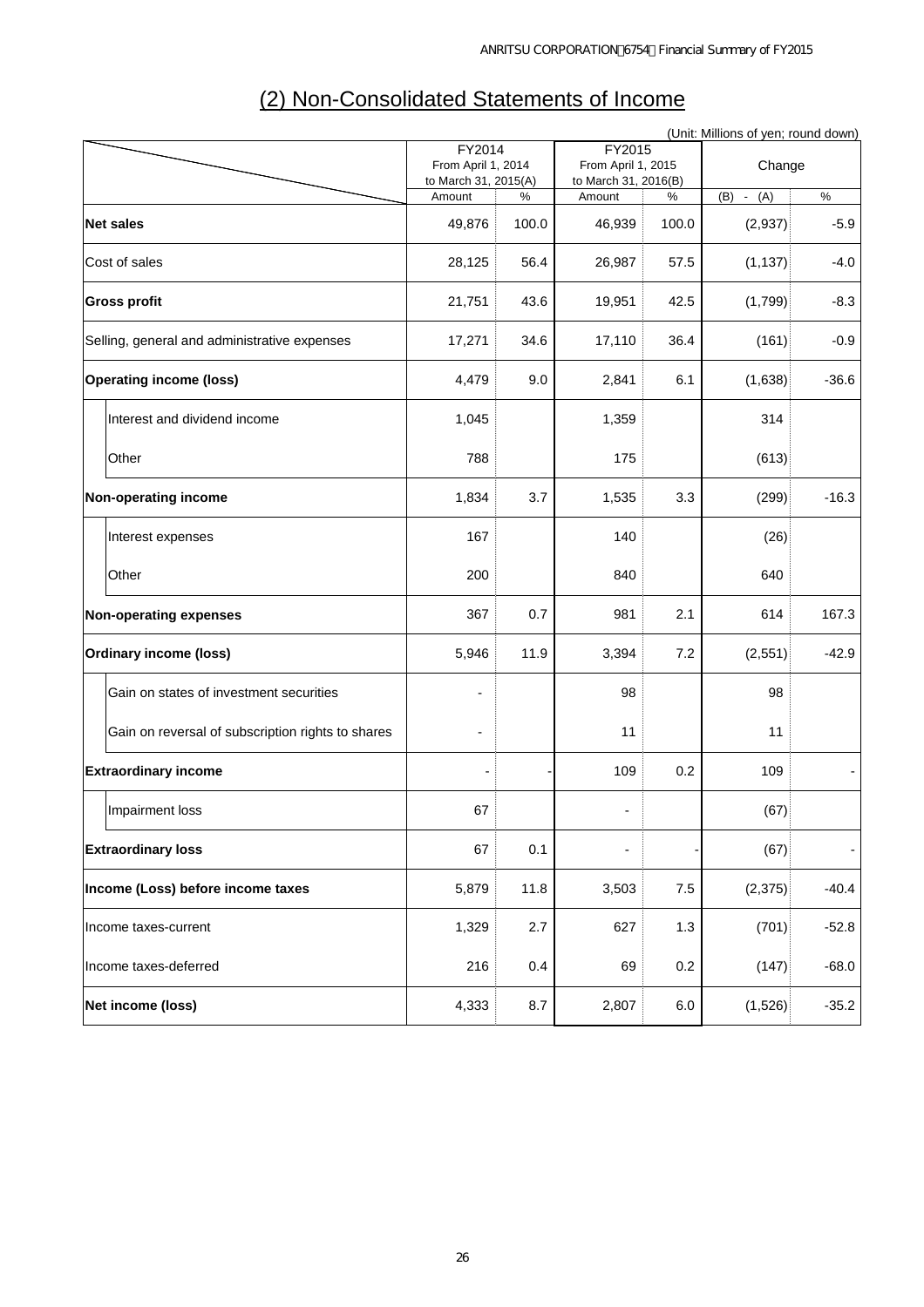## (2) Non-Consolidated Statements of Income

(Unit: Millions of yen; round down)

| | FY2014 From April 1, 2014 to March 31, 2015(A) | | FY2015 From April 1, 2015 to March 31, 2016(B) | | Change | |
|---|---|---|---|---|---|---|
| | Amount | % | Amount | % | (B) - (A) | % |
| **Net sales** | 49,876 | 100.0 | 46,939 | 100.0 | (2,937) | -5.9 |
| Cost of sales | 28,125 | 56.4 | 26,987 | 57.5 | (1,137) | -4.0 |
| **Gross profit** | 21,751 | 43.6 | 19,951 | 42.5 | (1,799) | -8.3 |
| Selling, general and administrative expenses | 17,271 | 34.6 | 17,110 | 36.4 | (161) | -0.9 |
| **Operating income (loss)** | 4,479 | 9.0 | 2,841 | 6.1 | (1,638) | -36.6 |
| Interest and dividend income | 1,045 | | 1,359 | | 314 | |
| Other | 788 | | 175 | | (613) | |
| **Non-operating income** | 1,834 | 3.7 | 1,535 | 3.3 | (299) | -16.3 |
| Interest expenses | 167 | | 140 | | (26) | |
| Other | 200 | | 840 | | 640 | |
| **Non-operating expenses** | 367 | 0.7 | 981 | 2.1 | 614 | 167.3 |
| **Ordinary income (loss)** | 5,946 | 11.9 | 3,394 | 7.2 | (2,551) | -42.9 |
| Gain on states of investment securities | - | | 98 | | 98 | |
| Gain on reversal of subscription rights to shares | - | | 11 | | 11 | |
| **Extraordinary income** | - | - | 109 | 0.2 | 109 | - |
| Impairment loss | 67 | | - | | (67) | |
| **Extraordinary loss** | 67 | 0.1 | - | - | (67) | - |
| **Income (Loss) before income taxes** | 5,879 | 11.8 | 3,503 | 7.5 | (2,375) | -40.4 |
| Income taxes-current | 1,329 | 2.7 | 627 | 1.3 | (701) | -52.8 |
| Income taxes-deferred | 216 | 0.4 | 69 | 0.2 | (147) | -68.0 |
| **Net income (loss)** | 4,333 | 8.7 | 2,807 | 6.0 | (1,526) | -35.2 |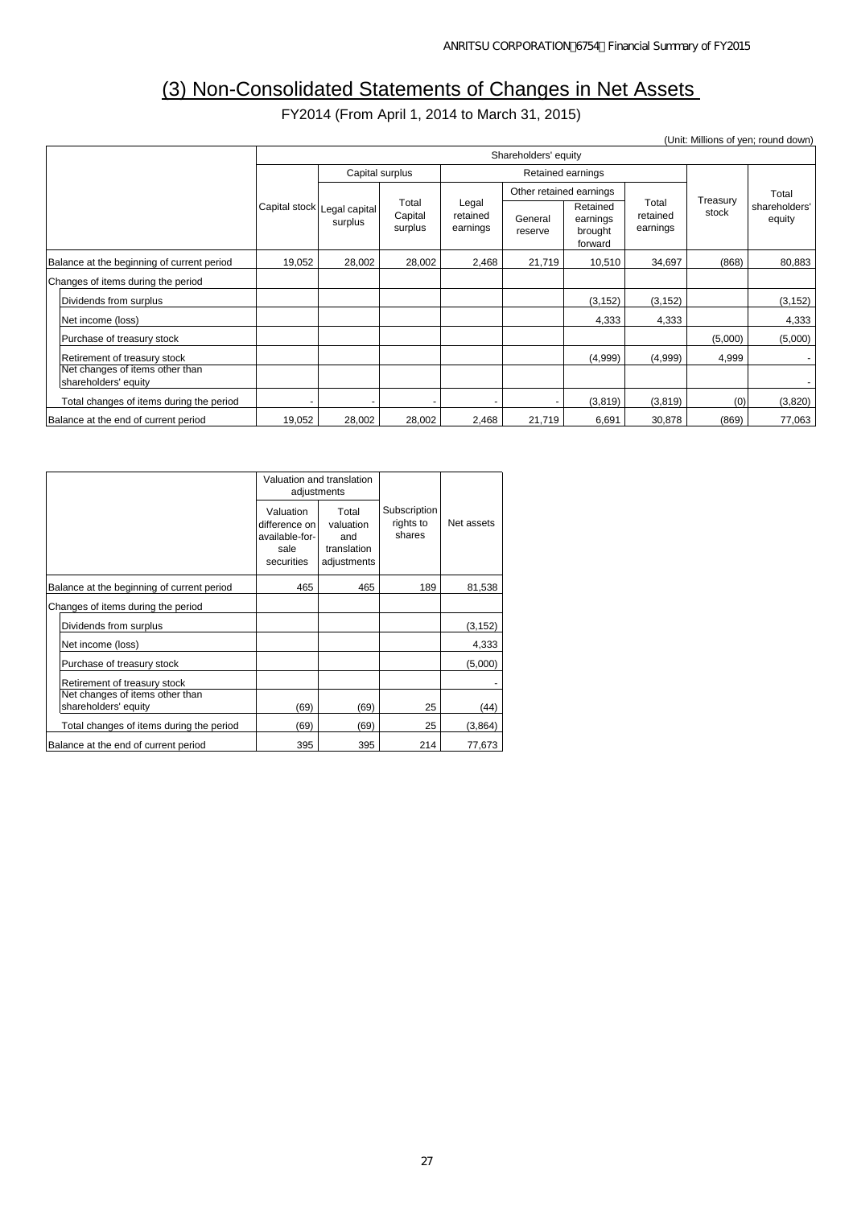# (3) Non-Consolidated Statements of Changes in Net Assets

FY2014 (From April 1, 2014 to March 31, 2015)

(Unit: Millions of yen; round down)

| | Shareholders' equity | | | | | | | | |
|---|---|---|---|---|---|---|---|---|---|
| | Capital stock | Capital surplus | | Retained earnings | | | | Treasury stock | Total shareholders' equity |
| | | Legal capital surplus | Total Capital surplus | Legal retained earnings | Other retained earnings | | Total retained earnings | | |
| | | | | | General reserve | Retained earnings brought forward | | | |
| Balance at the beginning of current period | 19,052 | 28,002 | 28,002 | 2,468 | 21,719 | 10,510 | 34,697 | (868) | 80,883 |
| Changes of items during the period | | | | | | | | | |
| Dividends from surplus | | | | | | (3,152) | (3,152) | | (3,152) |
| Net income (loss) | | | | | | 4,333 | 4,333 | | 4,333 |
| Purchase of treasury stock | | | | | | | | (5,000) | (5,000) |
| Retirement of treasury stock | | | | | | (4,999) | (4,999) | 4,999 | - |
| Net changes of items other than shareholders' equity | | | | | | | | | - |
| Total changes of items during the period | - | - | - | - | - | (3,819) | (3,819) | (0) | (3,820) |
| Balance at the end of current period | 19,052 | 28,002 | 28,002 | 2,468 | 21,719 | 6,691 | 30,878 | (869) | 77,063 |

| | Valuation and translation adjustments | | Subscription rights to shares | Net assets |
|---|---|---|---|---|
| | Valuation difference on available-for-sale securities | Total valuation and translation adjustments | | |
| Balance at the beginning of current period | 465 | 465 | 189 | 81,538 |
| Changes of items during the period | | | | |
| Dividends from surplus | | | | (3,152) |
| Net income (loss) | | | | 4,333 |
| Purchase of treasury stock | | | | (5,000) |
| Retirement of treasury stock | | | | - |
| Net changes of items other than shareholders' equity | (69) | (69) | 25 | (44) |
| Total changes of items during the period | (69) | (69) | 25 | (3,864) |
| Balance at the end of current period | 395 | 395 | 214 | 77,673 |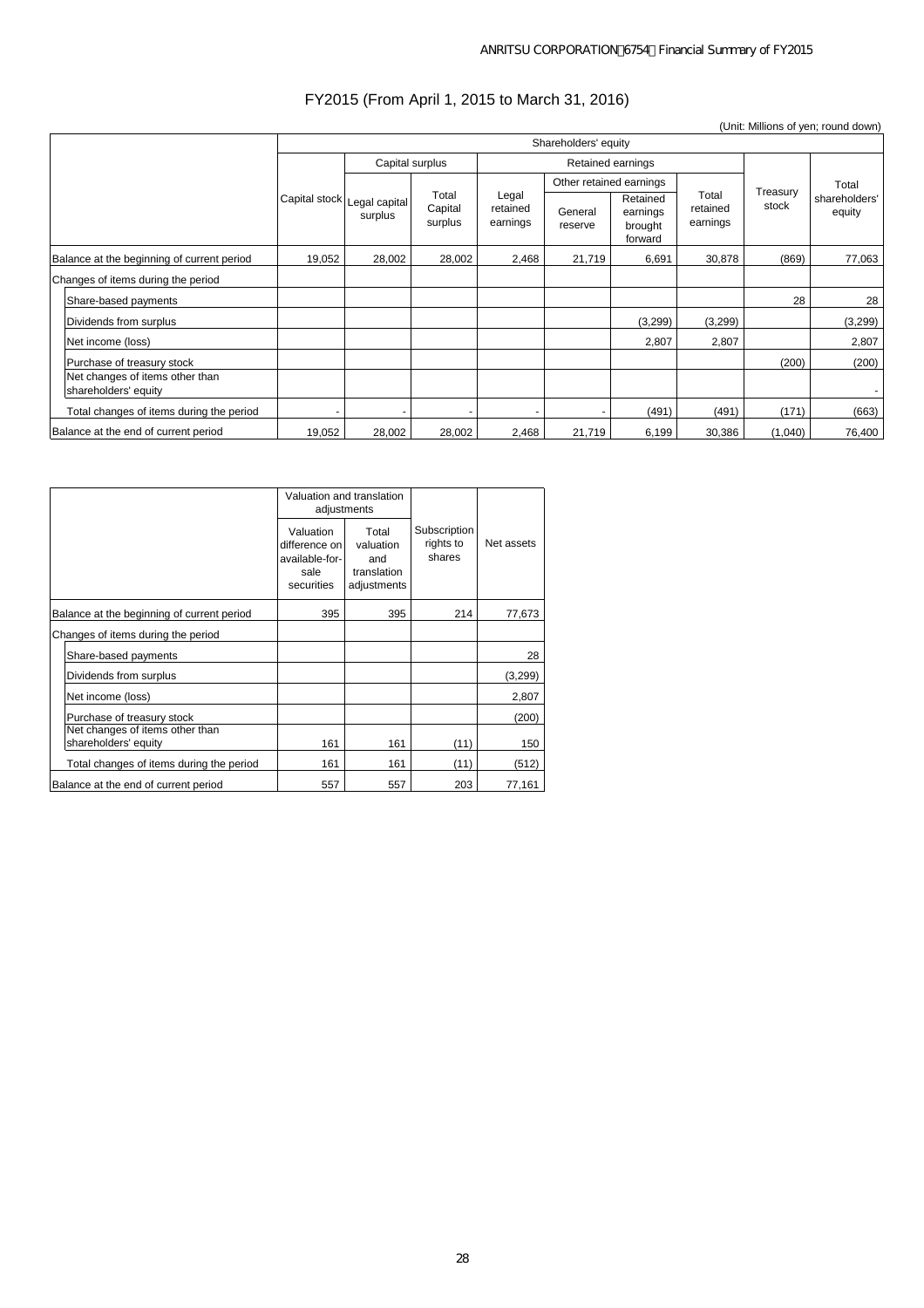# FY2015 (From April 1, 2015 to March 31, 2016)

(Unit: Millions of yen; round down)

| | Shareholders' equity | | | | | | | | |
|---|---|---|---|---|---|---|---|---|---|
| | Capital stock | Capital surplus | | Retained earnings | | | | Treasury stock | Total shareholders' equity |
| | | Legal capital surplus | Total Capital surplus | Legal retained earnings | Other retained earnings | | Total retained earnings | | |
| | | | | | General reserve | Retained earnings brought forward | | | |
| Balance at the beginning of current period | 19,052 | 28,002 | 28,002 | 2,468 | 21,719 | 6,691 | 30,878 | (869) | 77,063 |
| Changes of items during the period | | | | | | | | | |
| Share-based payments | | | | | | | | 28 | 28 |
| Dividends from surplus | | | | | | (3,299) | (3,299) | | (3,299) |
| Net income (loss) | | | | | | 2,807 | 2,807 | | 2,807 |
| Purchase of treasury stock | | | | | | | | (200) | (200) |
| Net changes of items other than shareholders' equity | | | | | | | | | - |
| Total changes of items during the period | - | - | - | - | - | (491) | (491) | (171) | (663) |
| Balance at the end of current period | 19,052 | 28,002 | 28,002 | 2,468 | 21,719 | 6,199 | 30,386 | (1,040) | 76,400 |

| | Valuation and translation adjustments | | Subscription rights to shares | Net assets |
|---|---|---|---|---|
| | Valuation difference on available-for-sale securities | Total valuation and translation adjustments | | |
| Balance at the beginning of current period | 395 | 395 | 214 | 77,673 |
| Changes of items during the period | | | | |
| Share-based payments | | | | 28 |
| Dividends from surplus | | | | (3,299) |
| Net income (loss) | | | | 2,807 |
| Purchase of treasury stock | | | | (200) |
| Net changes of items other than shareholders' equity | 161 | 161 | (11) | 150 |
| Total changes of items during the period | 161 | 161 | (11) | (512) |
| Balance at the end of current period | 557 | 557 | 203 | 77,161 |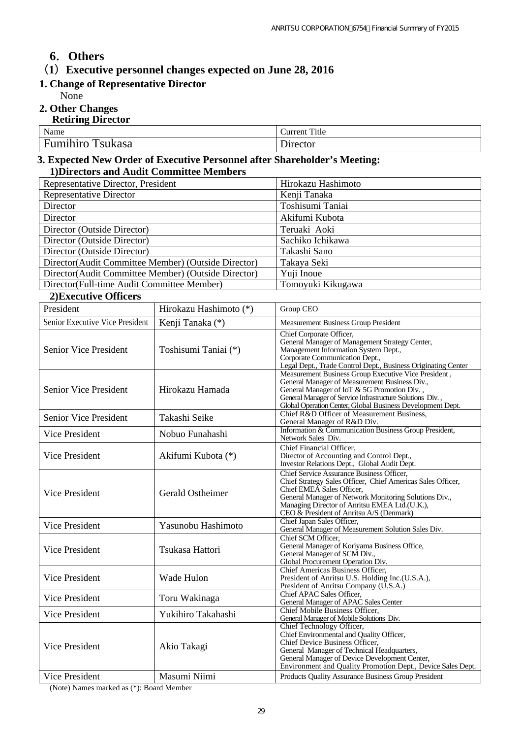# 6. Others

## (1) Executive personnel changes expected on June 28, 2016

### 1. Change of Representative Director

None

### 2. Other Changes

**Retiring Director**

| Name | Current Title |
| --- | --- |
| Fumihiro Tsukasa | Director |

### 3. Expected New Order of Executive Personnel after Shareholder's Meeting:

**1)Directors and Audit Committee Members**

| | |
| --- | --- |
| Representative Director, President | Hirokazu Hashimoto |
| Representative Director | Kenji Tanaka |
| Director | Toshisumi Taniai |
| Director | Akifumi Kubota |
| Director (Outside Director) | Teruaki Aoki |
| Director (Outside Director) | Sachiko Ichikawa |
| Director (Outside Director) | Takashi Sano |
| Director(Audit Committee Member) (Outside Director) | Takaya Seki |
| Director(Audit Committee Member) (Outside Director) | Yuji Inoue |
| Director(Full-time Audit Committee Member) | Tomoyuki Kikugawa |

**2)Executive Officers**

| | | |
| --- | --- | --- |
| President | Hirokazu Hashimoto (*) | Group CEO |
| Senior Executive Vice President | Kenji Tanaka (*) | Measurement Business Group President |
| Senior Vice President | Toshisumi Taniai (*) | Chief Corporate Officer, General Manager of Management Strategy Center, Management Information System Dept., Corporate Communication Dept., Legal Dept., Trade Control Dept., Business Originating Center |
| Senior Vice President | Hirokazu Hamada | Measurement Business Group Executive Vice President , General Manager of Measurement Business Div., General Manager of IoT & 5G Promotion Div. , General Manager of Service Infrastructure Solutions Div. , Global Operation Center, Global Business Development Dept. |
| Senior Vice President | Takashi Seike | Chief R&D Officer of Measurement Business, General Manager of R&D Div. |
| Vice President | Nobuo Funahashi | Information & Communication Business Group President, Network Sales Div. |
| Vice President | Akifumi Kubota (*) | Chief Financial Officer, Director of Accounting and Control Dept., Investor Relations Dept., Global Audit Dept. |
| Vice President | Gerald Ostheimer | Chief Service Assurance Business Officer, Chief Strategy Sales Officer, Chief Americas Sales Officer, Chief EMEA Sales Officer, General Manager of Network Monitoring Solutions Div., Managing Director of Anritsu EMEA Ltd.(U.K.), CEO & President of Anritsu A/S (Denmark) |
| Vice President | Yasunobu Hashimoto | Chief Japan Sales Officer, General Manager of Measurement Solution Sales Div. |
| Vice President | Tsukasa Hattori | Chief SCM Officer, General Manager of Koriyama Business Office, General Manager of SCM Div., Global Procurement Operation Div. |
| Vice President | Wade Hulon | Chief Americas Business Officer, President of Anritsu U.S. Holding Inc.(U.S.A.), President of Anritsu Company (U.S.A.) |
| Vice President | Toru Wakinaga | Chief APAC Sales Officer, General Manager of APAC Sales Center |
| Vice President | Yukihiro Takahashi | Chief Mobile Business Officer, General Manager of Mobile Solutions Div. |
| Vice President | Akio Takagi | Chief Technology Officer, Chief Environmental and Quality Officer, Chief Device Business Officer, General Manager of Technical Headquarters, General Manager of Device Development Center, Environment and Quality Promotion Dept., Device Sales Dept. |
| Vice President | Masumi Niimi | Products Quality Assurance Business Group President |

(Note) Names marked as (*): Board Member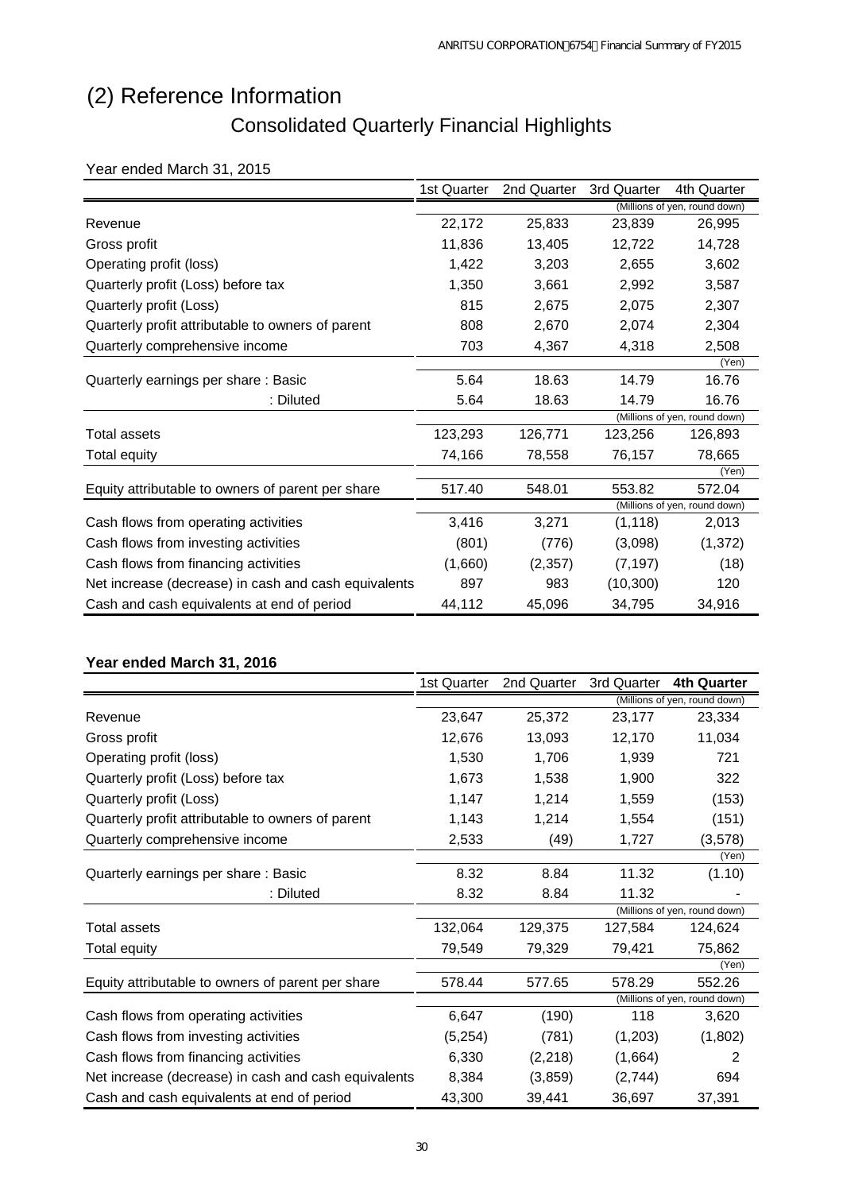# (2) Reference Information

## Consolidated Quarterly Financial Highlights

Year ended March 31, 2015

| | 1st Quarter | 2nd Quarter | 3rd Quarter | 4th Quarter |
|---|---|---|---|---|
| | | | | (Millions of yen, round down) |
| Revenue | 22,172 | 25,833 | 23,839 | 26,995 |
| Gross profit | 11,836 | 13,405 | 12,722 | 14,728 |
| Operating profit (loss) | 1,422 | 3,203 | 2,655 | 3,602 |
| Quarterly profit (Loss) before tax | 1,350 | 3,661 | 2,992 | 3,587 |
| Quarterly profit (Loss) | 815 | 2,675 | 2,075 | 2,307 |
| Quarterly profit attributable to owners of parent | 808 | 2,670 | 2,074 | 2,304 |
| Quarterly comprehensive income | 703 | 4,367 | 4,318 | 2,508 |
| | | | | (Yen) |
| Quarterly earnings per share : Basic | 5.64 | 18.63 | 14.79 | 16.76 |
| : Diluted | 5.64 | 18.63 | 14.79 | 16.76 |
| | | | | (Millions of yen, round down) |
| Total assets | 123,293 | 126,771 | 123,256 | 126,893 |
| Total equity | 74,166 | 78,558 | 76,157 | 78,665 |
| | | | | (Yen) |
| Equity attributable to owners of parent per share | 517.40 | 548.01 | 553.82 | 572.04 |
| | | | | (Millions of yen, round down) |
| Cash flows from operating activities | 3,416 | 3,271 | (1,118) | 2,013 |
| Cash flows from investing activities | (801) | (776) | (3,098) | (1,372) |
| Cash flows from financing activities | (1,660) | (2,357) | (7,197) | (18) |
| Net increase (decrease) in cash and cash equivalents | 897 | 983 | (10,300) | 120 |
| Cash and cash equivalents at end of period | 44,112 | 45,096 | 34,795 | 34,916 |

**Year ended March 31, 2016**

| | 1st Quarter | 2nd Quarter | 3rd Quarter | **4th Quarter** |
|---|---|---|---|---|
| | | | | (Millions of yen, round down) |
| Revenue | 23,647 | 25,372 | 23,177 | 23,334 |
| Gross profit | 12,676 | 13,093 | 12,170 | 11,034 |
| Operating profit (loss) | 1,530 | 1,706 | 1,939 | 721 |
| Quarterly profit (Loss) before tax | 1,673 | 1,538 | 1,900 | 322 |
| Quarterly profit (Loss) | 1,147 | 1,214 | 1,559 | (153) |
| Quarterly profit attributable to owners of parent | 1,143 | 1,214 | 1,554 | (151) |
| Quarterly comprehensive income | 2,533 | (49) | 1,727 | (3,578) |
| | | | | (Yen) |
| Quarterly earnings per share : Basic | 8.32 | 8.84 | 11.32 | (1.10) |
| : Diluted | 8.32 | 8.84 | 11.32 | - |
| | | | | (Millions of yen, round down) |
| Total assets | 132,064 | 129,375 | 127,584 | 124,624 |
| Total equity | 79,549 | 79,329 | 79,421 | 75,862 |
| | | | | (Yen) |
| Equity attributable to owners of parent per share | 578.44 | 577.65 | 578.29 | 552.26 |
| | | | | (Millions of yen, round down) |
| Cash flows from operating activities | 6,647 | (190) | 118 | 3,620 |
| Cash flows from investing activities | (5,254) | (781) | (1,203) | (1,802) |
| Cash flows from financing activities | 6,330 | (2,218) | (1,664) | 2 |
| Net increase (decrease) in cash and cash equivalents | 8,384 | (3,859) | (2,744) | 694 |
| Cash and cash equivalents at end of period | 43,300 | 39,441 | 36,697 | 37,391 |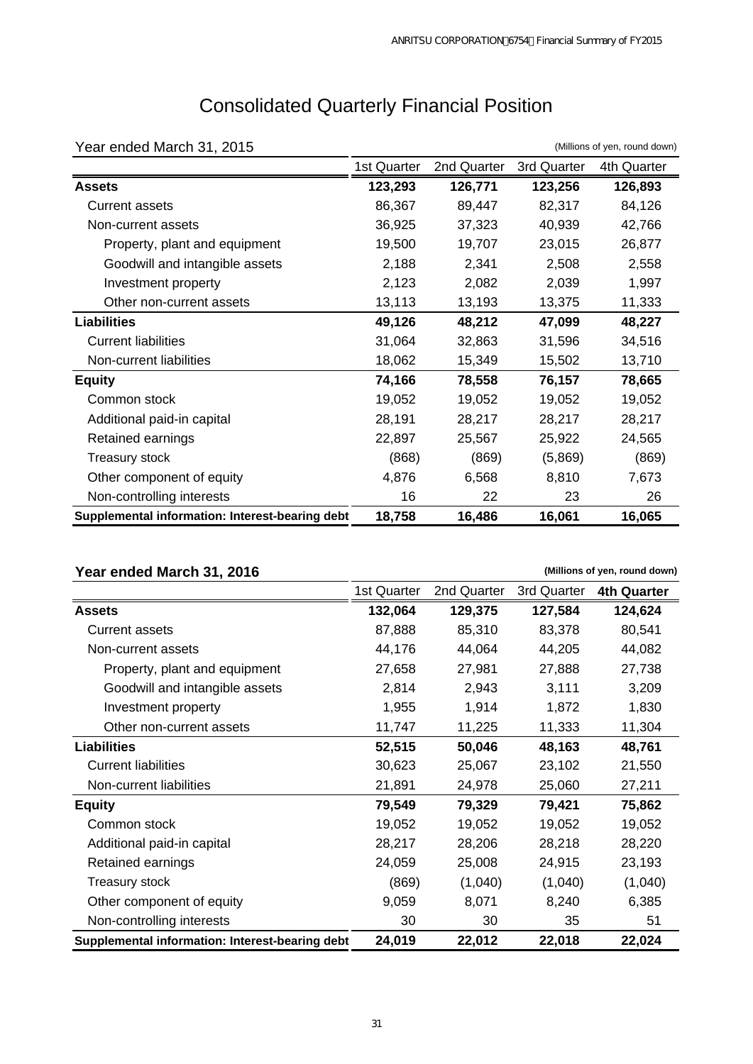# Consolidated Quarterly Financial Position

Year ended March 31, 2015

(Millions of yen, round down)

| | 1st Quarter | 2nd Quarter | 3rd Quarter | 4th Quarter |
|---|---|---|---|---|
| **Assets** | **123,293** | **126,771** | **123,256** | **126,893** |
| Current assets | 86,367 | 89,447 | 82,317 | 84,126 |
| Non-current assets | 36,925 | 37,323 | 40,939 | 42,766 |
| Property, plant and equipment | 19,500 | 19,707 | 23,015 | 26,877 |
| Goodwill and intangible assets | 2,188 | 2,341 | 2,508 | 2,558 |
| Investment property | 2,123 | 2,082 | 2,039 | 1,997 |
| Other non-current assets | 13,113 | 13,193 | 13,375 | 11,333 |
| **Liabilities** | **49,126** | **48,212** | **47,099** | **48,227** |
| Current liabilities | 31,064 | 32,863 | 31,596 | 34,516 |
| Non-current liabilities | 18,062 | 15,349 | 15,502 | 13,710 |
| **Equity** | **74,166** | **78,558** | **76,157** | **78,665** |
| Common stock | 19,052 | 19,052 | 19,052 | 19,052 |
| Additional paid-in capital | 28,191 | 28,217 | 28,217 | 28,217 |
| Retained earnings | 22,897 | 25,567 | 25,922 | 24,565 |
| Treasury stock | (868) | (869) | (5,869) | (869) |
| Other component of equity | 4,876 | 6,568 | 8,810 | 7,673 |
| Non-controlling interests | 16 | 22 | 23 | 26 |
| **Supplemental information: Interest-bearing debt** | **18,758** | **16,486** | **16,061** | **16,065** |

**Year ended March 31, 2016**

**(Millions of yen, round down)**

| | 1st Quarter | 2nd Quarter | 3rd Quarter | **4th Quarter** |
|---|---|---|---|---|
| **Assets** | **132,064** | **129,375** | **127,584** | **124,624** |
| Current assets | 87,888 | 85,310 | 83,378 | 80,541 |
| Non-current assets | 44,176 | 44,064 | 44,205 | 44,082 |
| Property, plant and equipment | 27,658 | 27,981 | 27,888 | 27,738 |
| Goodwill and intangible assets | 2,814 | 2,943 | 3,111 | 3,209 |
| Investment property | 1,955 | 1,914 | 1,872 | 1,830 |
| Other non-current assets | 11,747 | 11,225 | 11,333 | 11,304 |
| **Liabilities** | **52,515** | **50,046** | **48,163** | **48,761** |
| Current liabilities | 30,623 | 25,067 | 23,102 | 21,550 |
| Non-current liabilities | 21,891 | 24,978 | 25,060 | 27,211 |
| **Equity** | **79,549** | **79,329** | **79,421** | **75,862** |
| Common stock | 19,052 | 19,052 | 19,052 | 19,052 |
| Additional paid-in capital | 28,217 | 28,206 | 28,218 | 28,220 |
| Retained earnings | 24,059 | 25,008 | 24,915 | 23,193 |
| Treasury stock | (869) | (1,040) | (1,040) | (1,040) |
| Other component of equity | 9,059 | 8,071 | 8,240 | 6,385 |
| Non-controlling interests | 30 | 30 | 35 | 51 |
| **Supplemental information: Interest-bearing debt** | **24,019** | **22,012** | **22,018** | **22,024** |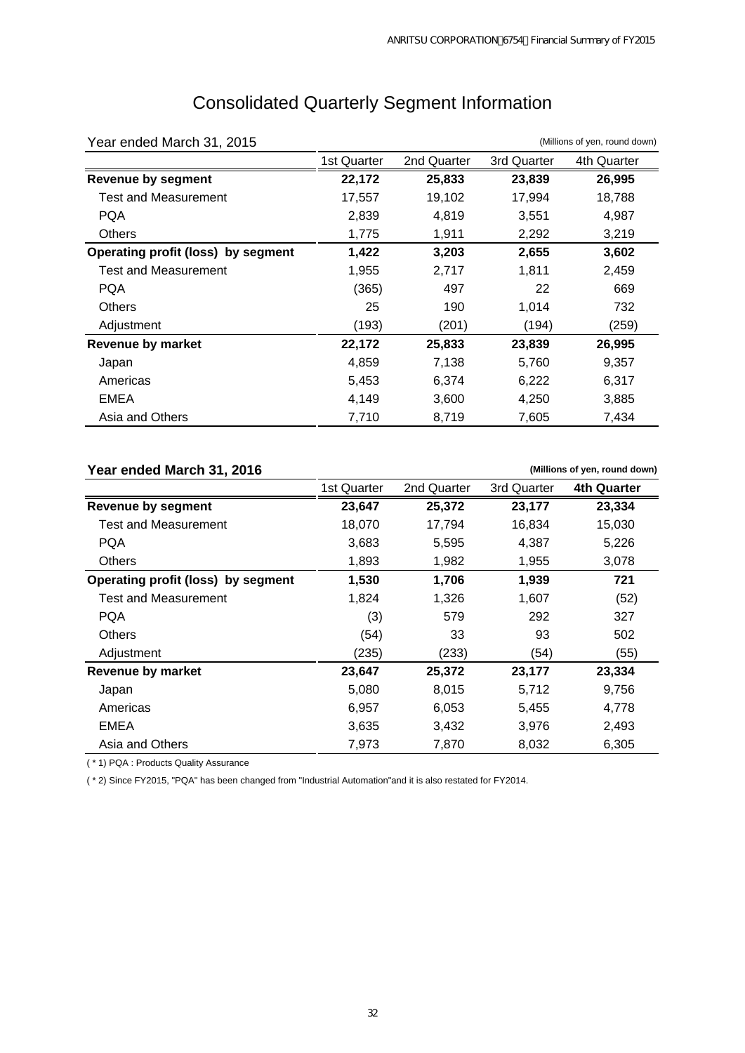# Consolidated Quarterly Segment Information

Year ended March 31, 2015 (Millions of yen, round down)

| | 1st Quarter | 2nd Quarter | 3rd Quarter | 4th Quarter |
|---|---|---|---|---|
| **Revenue by segment** | **22,172** | **25,833** | **23,839** | **26,995** |
| Test and Measurement | 17,557 | 19,102 | 17,994 | 18,788 |
| PQA | 2,839 | 4,819 | 3,551 | 4,987 |
| Others | 1,775 | 1,911 | 2,292 | 3,219 |
| **Operating profit (loss) by segment** | **1,422** | **3,203** | **2,655** | **3,602** |
| Test and Measurement | 1,955 | 2,717 | 1,811 | 2,459 |
| PQA | (365) | 497 | 22 | 669 |
| Others | 25 | 190 | 1,014 | 732 |
| Adjustment | (193) | (201) | (194) | (259) |
| **Revenue by market** | **22,172** | **25,833** | **23,839** | **26,995** |
| Japan | 4,859 | 7,138 | 5,760 | 9,357 |
| Americas | 5,453 | 6,374 | 6,222 | 6,317 |
| EMEA | 4,149 | 3,600 | 4,250 | 3,885 |
| Asia and Others | 7,710 | 8,719 | 7,605 | 7,434 |

**Year ended March 31, 2016** **(Millions of yen, round down)**

| | 1st Quarter | 2nd Quarter | 3rd Quarter | **4th Quarter** |
|---|---|---|---|---|
| **Revenue by segment** | **23,647** | **25,372** | **23,177** | **23,334** |
| Test and Measurement | 18,070 | 17,794 | 16,834 | 15,030 |
| PQA | 3,683 | 5,595 | 4,387 | 5,226 |
| Others | 1,893 | 1,982 | 1,955 | 3,078 |
| **Operating profit (loss) by segment** | **1,530** | **1,706** | **1,939** | **721** |
| Test and Measurement | 1,824 | 1,326 | 1,607 | (52) |
| PQA | (3) | 579 | 292 | 327 |
| Others | (54) | 33 | 93 | 502 |
| Adjustment | (235) | (233) | (54) | (55) |
| **Revenue by market** | **23,647** | **25,372** | **23,177** | **23,334** |
| Japan | 5,080 | 8,015 | 5,712 | 9,756 |
| Americas | 6,957 | 6,053 | 5,455 | 4,778 |
| EMEA | 3,635 | 3,432 | 3,976 | 2,493 |
| Asia and Others | 7,973 | 7,870 | 8,032 | 6,305 |

( * 1) PQA : Products Quality Assurance

( * 2) Since FY2015, "PQA" has been changed from "Industrial Automation"and it is also restated for FY2014.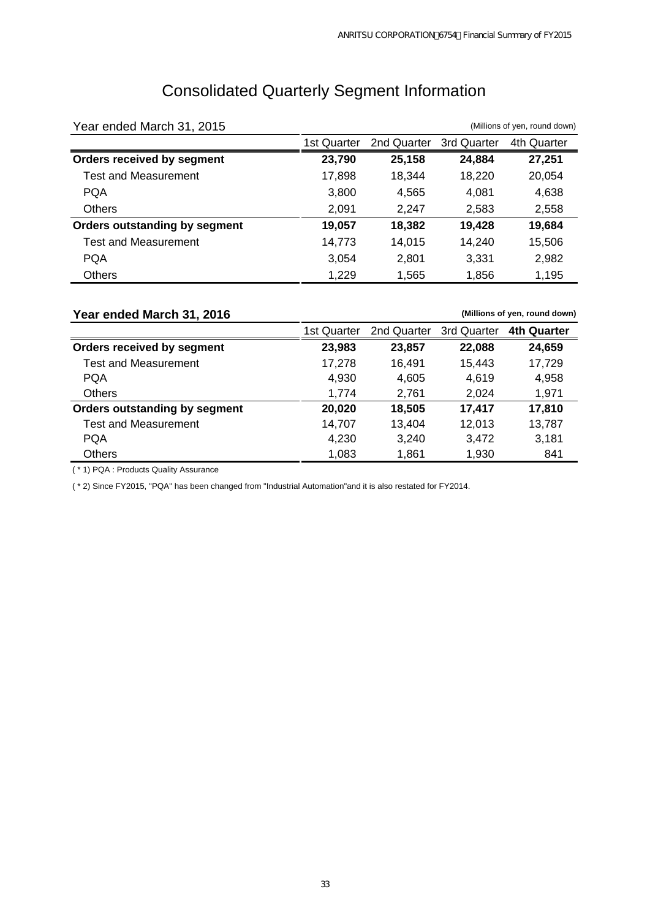# Consolidated Quarterly Segment Information

Year ended March 31, 2015 (Millions of yen, round down)

| | 1st Quarter | 2nd Quarter | 3rd Quarter | 4th Quarter |
|---|---|---|---|---|
| **Orders received by segment** | **23,790** | **25,158** | **24,884** | **27,251** |
| Test and Measurement | 17,898 | 18,344 | 18,220 | 20,054 |
| PQA | 3,800 | 4,565 | 4,081 | 4,638 |
| Others | 2,091 | 2,247 | 2,583 | 2,558 |
| **Orders outstanding by segment** | **19,057** | **18,382** | **19,428** | **19,684** |
| Test and Measurement | 14,773 | 14,015 | 14,240 | 15,506 |
| PQA | 3,054 | 2,801 | 3,331 | 2,982 |
| Others | 1,229 | 1,565 | 1,856 | 1,195 |

**Year ended March 31, 2016** **(Millions of yen, round down)**

| | 1st Quarter | 2nd Quarter | 3rd Quarter | **4th Quarter** |
|---|---|---|---|---|
| **Orders received by segment** | **23,983** | **23,857** | **22,088** | **24,659** |
| Test and Measurement | 17,278 | 16,491 | 15,443 | 17,729 |
| PQA | 4,930 | 4,605 | 4,619 | 4,958 |
| Others | 1,774 | 2,761 | 2,024 | 1,971 |
| **Orders outstanding by segment** | **20,020** | **18,505** | **17,417** | **17,810** |
| Test and Measurement | 14,707 | 13,404 | 12,013 | 13,787 |
| PQA | 4,230 | 3,240 | 3,472 | 3,181 |
| Others | 1,083 | 1,861 | 1,930 | 841 |

( * 1) PQA : Products Quality Assurance

( * 2) Since FY2015, "PQA" has been changed from "Industrial Automation"and it is also restated for FY2014.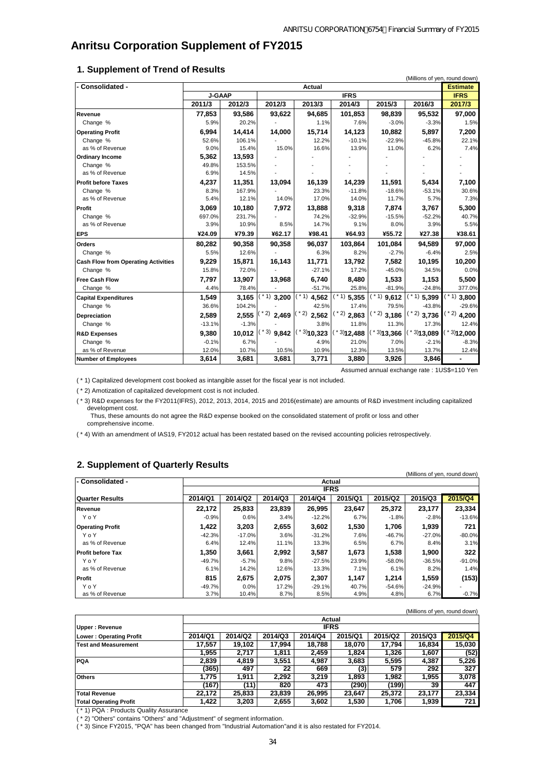# Anritsu Corporation Supplement of FY2015

## 1. Supplement of Trend of Results

(Millions of yen, round down)

| - Consolidated - | Actual | | | | | | | Estimate |
|---|---|---|---|---|---|---|---|---|
| | J-GAAP | | IFRS | | | | | IFRS |
| | 2011/3 | 2012/3 | 2012/3 | 2013/3 | 2014/3 | 2015/3 | 2016/3 | 2017/3 |
| **Revenue** | 77,853 | 93,586 | 93,622 | 94,685 | 101,853 | 98,839 | 95,532 | 97,000 |
| Change % | 5.9% | 20.2% | - | 1.1% | 7.6% | -3.0% | -3.3% | 1.5% |
| **Operating Profit** | 6,994 | 14,414 | 14,000 | 15,714 | 14,123 | 10,882 | 5,897 | 7,200 |
| Change % | 52.6% | 106.1% | - | 12.2% | -10.1% | -22.9% | -45.8% | 22.1% |
| as % of Revenue | 9.0% | 15.4% | 15.0% | 16.6% | 13.9% | 11.0% | 6.2% | 7.4% |
| **Ordinary Income** | 5,362 | 13,593 | - | - | - | - | - | - |
| Change % | 49.8% | 153.5% | - | - | - | - | - | - |
| as % of Revenue | 6.9% | 14.5% | - | - | - | - | - | - |
| **Profit before Taxes** | 4,237 | 11,351 | 13,094 | 16,139 | 14,239 | 11,591 | 5,434 | 7,100 |
| Change % | 8.3% | 167.9% | - | 23.3% | -11.8% | -18.6% | -53.1% | 30.6% |
| as % of Revenue | 5.4% | 12.1% | 14.0% | 17.0% | 14.0% | 11.7% | 5.7% | 7.3% |
| **Profit** | 3,069 | 10,180 | 7,972 | 13,888 | 9,318 | 7,874 | 3,767 | 5,300 |
| Change % | 697.0% | 231.7% | - | 74.2% | -32.9% | -15.5% | -52.2% | 40.7% |
| as % of Revenue | 3.9% | 10.9% | 8.5% | 14.7% | 9.1% | 8.0% | 3.9% | 5.5% |
| **EPS** | ¥24.09 | ¥79.39 | ¥62.17 | ¥98.41 | ¥64.93 | ¥55.72 | ¥27.38 | ¥38.61 |
| **Orders** | 80,282 | 90,358 | 90,358 | 96,037 | 103,864 | 101,084 | 94,589 | 97,000 |
| Change % | 5.5% | 12.6% | - | 6.3% | 8.2% | -2.7% | -6.4% | 2.5% |
| **Cash Flow from Operating Activities** | 9,229 | 15,871 | 16,143 | 11,771 | 13,792 | 7,582 | 10,195 | 10,200 |
| Change % | 15.8% | 72.0% | - | -27.1% | 17.2% | -45.0% | 34.5% | 0.0% |
| **Free Cash Flow** | 7,797 | 13,907 | 13,968 | 6,740 | 8,480 | 1,533 | 1,153 | 5,500 |
| Change % | 4.4% | 78.4% | - | -51.7% | 25.8% | -81.9% | -24.8% | 377.0% |
| **Capital Expenditures** | 1,549 | 3,165 | (*1) 3,200 | (*1) 4,562 | (*1) 5,355 | (*1) 9,612 | (*1) 5,399 | (*1) 3,800 |
| Change % | 36.6% | 104.2% | - | 42.5% | 17.4% | 79.5% | -43.8% | -29.6% |
| **Depreciation** | 2,589 | 2,555 | (*2) 2,469 | (*2) 2,562 | (*2) 2,863 | (*2) 3,186 | (*2) 3,736 | (*2) 4,200 |
| Change % | -13.1% | -1.3% | - | 3.8% | 11.8% | 11.3% | 17.3% | 12.4% |
| **R&D Expenses** | 9,380 | 10,012 | (*3) 9,842 | (*3) 10,323 | (*3) 12,488 | (*3) 13,366 | (*3) 13,089 | (*3) 12,000 |
| Change % | -0.1% | 6.7% | - | 4.9% | 21.0% | 7.0% | -2.1% | -8.3% |
| as % of Revenue | 12.0% | 10.7% | 10.5% | 10.9% | 12.3% | 13.5% | 13.7% | 12.4% |
| **Number of Employees** | 3,614 | 3,681 | 3,681 | 3,771 | 3,880 | 3,926 | 3,846 | - |

Assumed annual exchange rate : 1US$=110 Yen

( * 1) Capitalized development cost booked as intangible asset for the fiscal year is not included.

( * 2) Amotization of capitalized development cost is not included.

( * 3) R&D expenses for the FY2011(IFRS), 2012, 2013, 2014, 2015 and 2016(estimate) are amounts of R&D investment including capitalized development cost.
Thus, these amounts do not agree the R&D expense booked on the consolidated statement of profit or loss and other comprehensive income.

( * 4) With an amendment of IAS19, FY2012 actual has been restated based on the revised accounting policies retrospectively.

## 2. Supplement of Quarterly Results

(Millions of yen, round down)

| - Consolidated - | Actual | | | | | | | |
|---|---|---|---|---|---|---|---|---|
| | IFRS | | | | | | | |
| **Quarter Results** | 2014/Q1 | 2014/Q2 | 2014/Q3 | 2014/Q4 | 2015/Q1 | 2015/Q2 | 2015/Q3 | 2015/Q4 |
| **Revenue** | 22,172 | 25,833 | 23,839 | 26,995 | 23,647 | 25,372 | 23,177 | 23,334 |
| YoY | -0.9% | 0.6% | 3.4% | -12.2% | 6.7% | -1.8% | -2.8% | -13.6% |
| **Operating Profit** | 1,422 | 3,203 | 2,655 | 3,602 | 1,530 | 1,706 | 1,939 | 721 |
| YoY | -42.3% | -17.0% | 3.6% | -31.2% | 7.6% | -46.7% | -27.0% | -80.0% |
| as % of Revenue | 6.4% | 12.4% | 11.1% | 13.3% | 6.5% | 6.7% | 8.4% | 3.1% |
| **Profit before Tax** | 1,350 | 3,661 | 2,992 | 3,587 | 1,673 | 1,538 | 1,900 | 322 |
| YoY | -49.7% | -5.7% | 9.8% | -27.5% | 23.9% | -58.0% | -36.5% | -91.0% |
| as % of Revenue | 6.1% | 14.2% | 12.6% | 13.3% | 7.1% | 6.1% | 8.2% | 1.4% |
| **Profit** | 815 | 2,675 | 2,075 | 2,307 | 1,147 | 1,214 | 1,559 | (153) |
| YoY | -49.7% | 0.0% | 17.2% | -29.1% | 40.7% | -54.6% | -24.9% | - |
| as % of Revenue | 3.7% | 10.4% | 8.7% | 8.5% | 4.9% | 4.8% | 6.7% | -0.7% |

(Millions of yen, round down)

| | Actual | | | | | | | |
|---|---|---|---|---|---|---|---|---|
| **Upper : Revenue** | IFRS | | | | | | | |
| **Lower : Operating Profit** | 2014/Q1 | 2014/Q2 | 2014/Q3 | 2014/Q4 | 2015/Q1 | 2015/Q2 | 2015/Q3 | 2015/Q4 |
| **Test and Measurement** | 17,557 | 19,102 | 17,994 | 18,788 | 18,070 | 17,794 | 16,834 | 15,030 |
| | 1,955 | 2,717 | 1,811 | 2,459 | 1,824 | 1,326 | 1,607 | (52) |
| **PQA** | 2,839 | 4,819 | 3,551 | 4,987 | 3,683 | 5,595 | 4,387 | 5,226 |
| | (365) | 497 | 22 | 669 | (3) | 579 | 292 | 327 |
| **Others** | 1,775 | 1,911 | 2,292 | 3,219 | 1,893 | 1,982 | 1,955 | 3,078 |
| | (167) | (11) | 820 | 473 | (290) | (199) | 39 | 447 |
| **Total Revenue** | 22,172 | 25,833 | 23,839 | 26,995 | 23,647 | 25,372 | 23,177 | 23,334 |
| **Total Operating Profit** | 1,422 | 3,203 | 2,655 | 3,602 | 1,530 | 1,706 | 1,939 | 721 |

( * 1) PQA : Products Quality Assurance

( * 2) "Others" contains "Others" and "Adjustment" of segment information.

( * 3) Since FY2015, "PQA" has been changed from "Industrial Automation"and it is also restated for FY2014.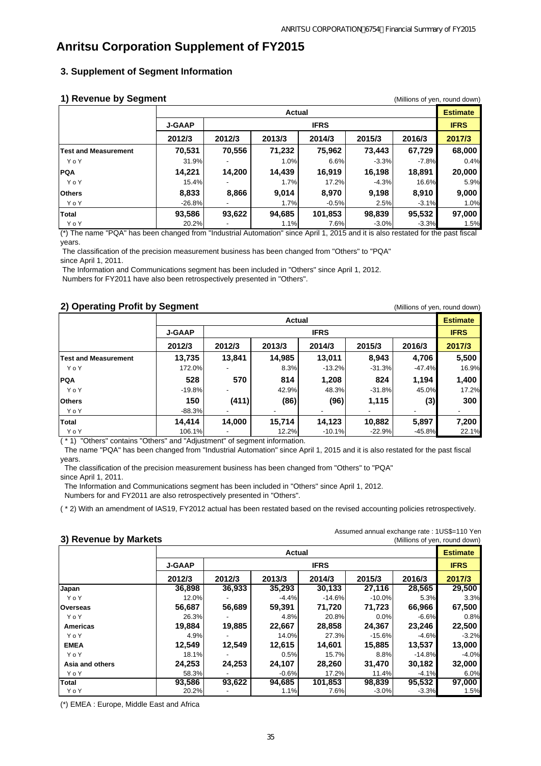# Anritsu Corporation Supplement of FY2015

## 3. Supplement of Segment Information

### 1) Revenue by Segment

(Millions of yen, round down)

| | Actual | | | | | | Estimate |
|---|---|---|---|---|---|---|---|
| | J-GAAP | IFRS | | | | | IFRS |
| | 2012/3 | 2012/3 | 2013/3 | 2014/3 | 2015/3 | 2016/3 | 2017/3 |
| **Test and Measurement** | 70,531 | 70,556 | 71,232 | 75,962 | 73,443 | 67,729 | 68,000 |
| YoY | 31.9% | - | 1.0% | 6.6% | -3.3% | -7.8% | 0.4% |
| **PQA** | 14,221 | 14,200 | 14,439 | 16,919 | 16,198 | 18,891 | 20,000 |
| YoY | 15.4% | - | 1.7% | 17.2% | -4.3% | 16.6% | 5.9% |
| **Others** | 8,833 | 8,866 | 9,014 | 8,970 | 9,198 | 8,910 | 9,000 |
| YoY | -26.8% | - | 1.7% | -0.5% | 2.5% | -3.1% | 1.0% |
| **Total** | 93,586 | 93,622 | 94,685 | 101,853 | 98,839 | 95,532 | 97,000 |
| YoY | 20.2% | - | 1.1% | 7.6% | -3.0% | -3.3% | 1.5% |

(*) The name "PQA" has been changed from "Industrial Automation" since April 1, 2015 and it is also restated for the past fiscal years.
The classification of the precision measurement business has been changed from "Others" to "PQA" since April 1, 2011.
The Information and Communications segment has been included in "Others" since April 1, 2012.
Numbers for FY2011 have also been retrospectively presented in "Others".

### 2) Operating Profit by Segment

(Millions of yen, round down)

| | Actual | | | | | | Estimate |
|---|---|---|---|---|---|---|---|
| | J-GAAP | IFRS | | | | | IFRS |
| | 2012/3 | 2012/3 | 2013/3 | 2014/3 | 2015/3 | 2016/3 | 2017/3 |
| **Test and Measurement** | 13,735 | 13,841 | 14,985 | 13,011 | 8,943 | 4,706 | 5,500 |
| YoY | 172.0% | - | 8.3% | -13.2% | -31.3% | -47.4% | 16.9% |
| **PQA** | 528 | 570 | 814 | 1,208 | 824 | 1,194 | 1,400 |
| YoY | -19.8% | - | 42.9% | 48.3% | -31.8% | 45.0% | 17.2% |
| **Others** | 150 | (411) | (86) | (96) | 1,115 | (3) | 300 |
| YoY | -88.3% | - | - | - | - | - | - |
| **Total** | 14,414 | 14,000 | 15,714 | 14,123 | 10,882 | 5,897 | 7,200 |
| YoY | 106.1% | - | 12.2% | -10.1% | -22.9% | -45.8% | 22.1% |

( * 1) "Others" contains "Others" and "Adjustment" of segment information.
The name "PQA" has been changed from "Industrial Automation" since April 1, 2015 and it is also restated for the past fiscal years.
The classification of the precision measurement business has been changed from "Others" to "PQA" since April 1, 2011.
The Information and Communications segment has been included in "Others" since April 1, 2012.
Numbers for and FY2011 are also retrospectively presented in "Others".

( * 2) With an amendment of IAS19, FY2012 actual has been restated based on the revised accounting policies retrospectively.

### 3) Revenue by Markets

Assumed annual exchange rate : 1US$=110 Yen
(Millions of yen, round down)

| | Actual | | | | | | Estimate |
|---|---|---|---|---|---|---|---|
| | J-GAAP | IFRS | | | | | IFRS |
| | 2012/3 | 2012/3 | 2013/3 | 2014/3 | 2015/3 | 2016/3 | 2017/3 |
| **Japan** | 36,898 | 36,933 | 35,293 | 30,133 | 27,116 | 28,565 | 29,500 |
| YoY | 12.0% | - | -4.4% | -14.6% | -10.0% | 5.3% | 3.3% |
| **Overseas** | 56,687 | 56,689 | 59,391 | 71,720 | 71,723 | 66,966 | 67,500 |
| YoY | 26.3% | - | 4.8% | 20.8% | 0.0% | -6.6% | 0.8% |
| **Americas** | 19,884 | 19,885 | 22,667 | 28,858 | 24,367 | 23,246 | 22,500 |
| YoY | 4.9% | - | 14.0% | 27.3% | -15.6% | -4.6% | -3.2% |
| **EMEA** | 12,549 | 12,549 | 12,615 | 14,601 | 15,885 | 13,537 | 13,000 |
| YoY | 18.1% | - | 0.5% | 15.7% | 8.8% | -14.8% | -4.0% |
| **Asia and others** | 24,253 | 24,253 | 24,107 | 28,260 | 31,470 | 30,182 | 32,000 |
| YoY | 58.3% | - | -0.6% | 17.2% | 11.4% | -4.1% | 6.0% |
| **Total** | 93,586 | 93,622 | 94,685 | 101,853 | 98,839 | 95,532 | 97,000 |
| YoY | 20.2% | - | 1.1% | 7.6% | -3.0% | -3.3% | 1.5% |

(*) EMEA : Europe, Middle East and Africa